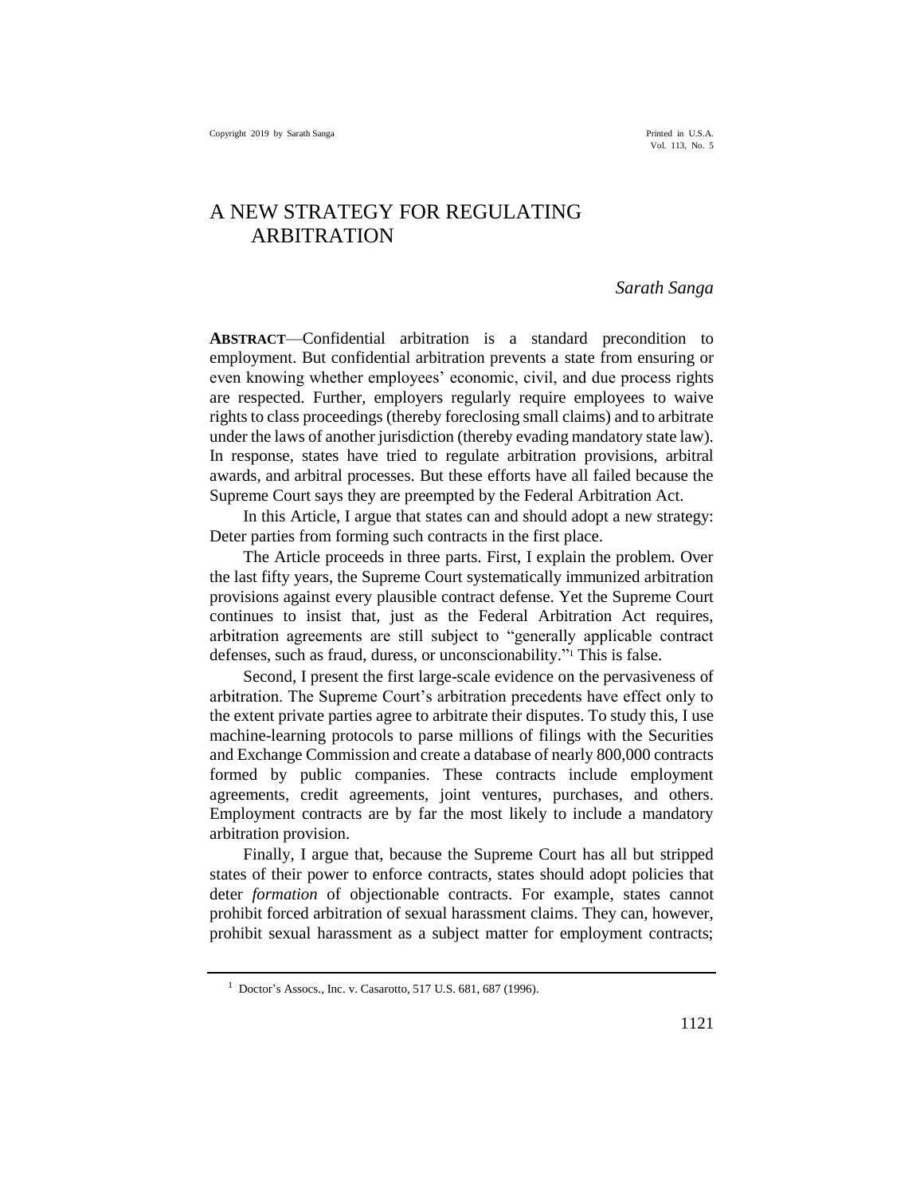# A NEW STRATEGY FOR REGULATING ARBITRATION

*Sarath Sanga*

**ABSTRACT**—Confidential arbitration is a standard precondition to employment. But confidential arbitration prevents a state from ensuring or even knowing whether employees' economic, civil, and due process rights are respected. Further, employers regularly require employees to waive rights to class proceedings (thereby foreclosing small claims) and to arbitrate under the laws of another jurisdiction (thereby evading mandatory state law). In response, states have tried to regulate arbitration provisions, arbitral awards, and arbitral processes. But these efforts have all failed because the Supreme Court says they are preempted by the Federal Arbitration Act.

In this Article, I argue that states can and should adopt a new strategy: Deter parties from forming such contracts in the first place.

The Article proceeds in three parts. First, I explain the problem. Over the last fifty years, the Supreme Court systematically immunized arbitration provisions against every plausible contract defense. Yet the Supreme Court continues to insist that, just as the Federal Arbitration Act requires, arbitration agreements are still subject to "generally applicable contract defenses, such as fraud, duress, or unconscionability."[1] This is false.

Second, I present the first large-scale evidence on the pervasiveness of arbitration. The Supreme Court's arbitration precedents have effect only to the extent private parties agree to arbitrate their disputes. To study this, I use machine-learning protocols to parse millions of filings with the Securities and Exchange Commission and create a database of nearly 800,000 contracts formed by public companies. These contracts include employment agreements, credit agreements, joint ventures, purchases, and others. Employment contracts are by far the most likely to include a mandatory arbitration provision.

Finally, I argue that, because the Supreme Court has all but stripped states of their power to enforce contracts, states should adopt policies that deter *formation* of objectionable contracts. For example, states cannot prohibit forced arbitration of sexual harassment claims. They can, however, prohibit sexual harassment as a subject matter for employment contracts;

---

[1] Doctor's Assocs., Inc. v. Casarotto, 517 U.S. 681, 687 (1996).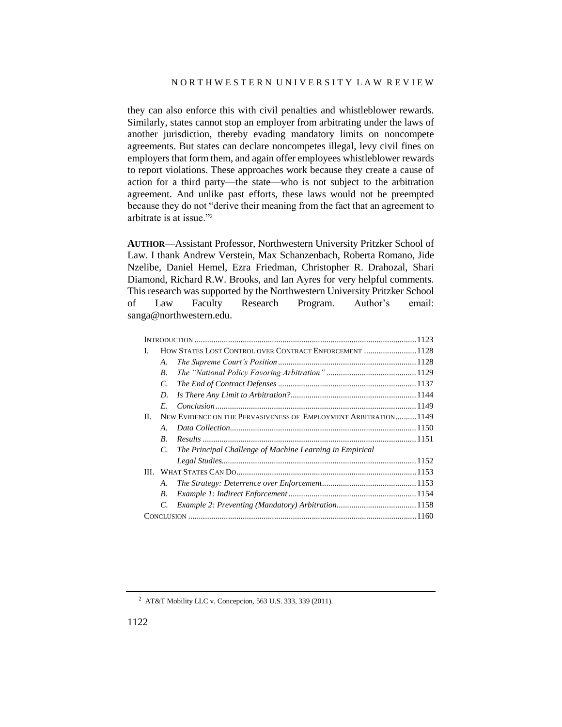they can also enforce this with civil penalties and whistleblower rewards. Similarly, states cannot stop an employer from arbitrating under the laws of another jurisdiction, thereby evading mandatory limits on noncompete agreements. But states can declare noncompetes illegal, levy civil fines on employers that form them, and again offer employees whistleblower rewards to report violations. These approaches work because they create a cause of action for a third party—the state—who is not subject to the arbitration agreement. And unlike past efforts, these laws would not be preempted because they do not "derive their meaning from the fact that an agreement to arbitrate is at issue."[2]

**AUTHOR**—Assistant Professor, Northwestern University Pritzker School of Law. I thank Andrew Verstein, Max Schanzenbach, Roberta Romano, Jide Nzelibe, Daniel Hemel, Ezra Friedman, Christopher R. Drahozal, Shari Diamond, Richard R.W. Brooks, and Ian Ayres for very helpful comments. This research was supported by the Northwestern University Pritzker School of Law Faculty Research Program. Author's email: sanga@northwestern.edu.

INTRODUCTION ........................................................................................ 1123
I. HOW STATES LOST CONTROL OVER CONTRACT ENFORCEMENT ......................... 1128
  A. *The Supreme Court's Position* ................................................................. 1128
  B. *The "National Policy Favoring Arbitration"* ........................................... 1129
  C. *The End of Contract Defenses* ................................................................. 1137
  D. *Is There Any Limit to Arbitration?* .......................................................... 1144
  E. *Conclusion* ............................................................................................... 1149
II. NEW EVIDENCE ON THE PERVASIVENESS OF EMPLOYMENT ARBITRATION .......... 1149
  A. *Data Collection* ........................................................................................ 1150
  B. *Results* ...................................................................................................... 1151
  C. *The Principal Challenge of Machine Learning in Empirical Legal Studies* ............................................................................................ 1152
III. WHAT STATES CAN DO .................................................................................... 1153
  A. *The Strategy: Deterrence over Enforcement* ............................................ 1153
  B. *Example 1: Indirect Enforcement* ............................................................ 1154
  C. *Example 2: Preventing (Mandatory) Arbitration* ..................................... 1158
CONCLUSION ............................................................................................ 1160

[2] AT&T Mobility LLC v. Concepcion, 563 U.S. 333, 339 (2011).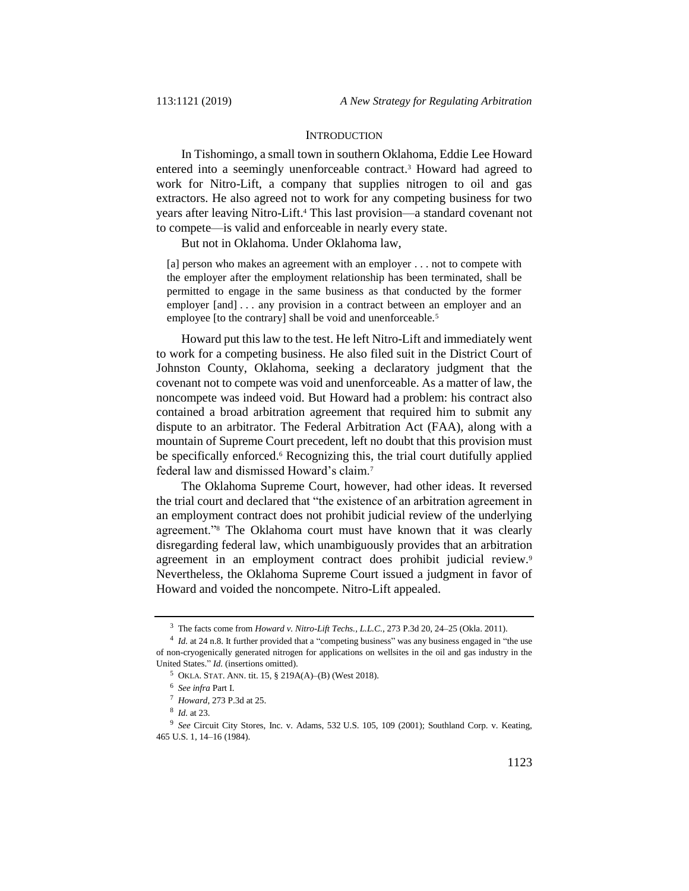## INTRODUCTION

In Tishomingo, a small town in southern Oklahoma, Eddie Lee Howard entered into a seemingly unenforceable contract.[3] Howard had agreed to work for Nitro-Lift, a company that supplies nitrogen to oil and gas extractors. He also agreed not to work for any competing business for two years after leaving Nitro-Lift.[4] This last provision—a standard covenant not to compete—is valid and enforceable in nearly every state.

But not in Oklahoma. Under Oklahoma law,

> [a] person who makes an agreement with an employer . . . not to compete with the employer after the employment relationship has been terminated, shall be permitted to engage in the same business as that conducted by the former employer [and] . . . any provision in a contract between an employer and an employee [to the contrary] shall be void and unenforceable.[5]

Howard put this law to the test. He left Nitro-Lift and immediately went to work for a competing business. He also filed suit in the District Court of Johnston County, Oklahoma, seeking a declaratory judgment that the covenant not to compete was void and unenforceable. As a matter of law, the noncompete was indeed void. But Howard had a problem: his contract also contained a broad arbitration agreement that required him to submit any dispute to an arbitrator. The Federal Arbitration Act (FAA), along with a mountain of Supreme Court precedent, left no doubt that this provision must be specifically enforced.[6] Recognizing this, the trial court dutifully applied federal law and dismissed Howard's claim.[7]

The Oklahoma Supreme Court, however, had other ideas. It reversed the trial court and declared that "the existence of an arbitration agreement in an employment contract does not prohibit judicial review of the underlying agreement."[8] The Oklahoma court must have known that it was clearly disregarding federal law, which unambiguously provides that an arbitration agreement in an employment contract does prohibit judicial review.[9] Nevertheless, the Oklahoma Supreme Court issued a judgment in favor of Howard and voided the noncompete. Nitro-Lift appealed.

---

[3] The facts come from *Howard v. Nitro-Lift Techs., L.L.C.*, 273 P.3d 20, 24–25 (Okla. 2011).

[4] *Id.* at 24 n.8. It further provided that a "competing business" was any business engaged in "the use of non-cryogenically generated nitrogen for applications on wellsites in the oil and gas industry in the United States." *Id.* (insertions omitted).

[5] OKLA. STAT. ANN. tit. 15, § 219A(A)–(B) (West 2018).

[6] *See infra* Part I.

[7] *Howard*, 273 P.3d at 25.

[8] *Id.* at 23.

[9] *See* Circuit City Stores, Inc. v. Adams, 532 U.S. 105, 109 (2001); Southland Corp. v. Keating, 465 U.S. 1, 14–16 (1984).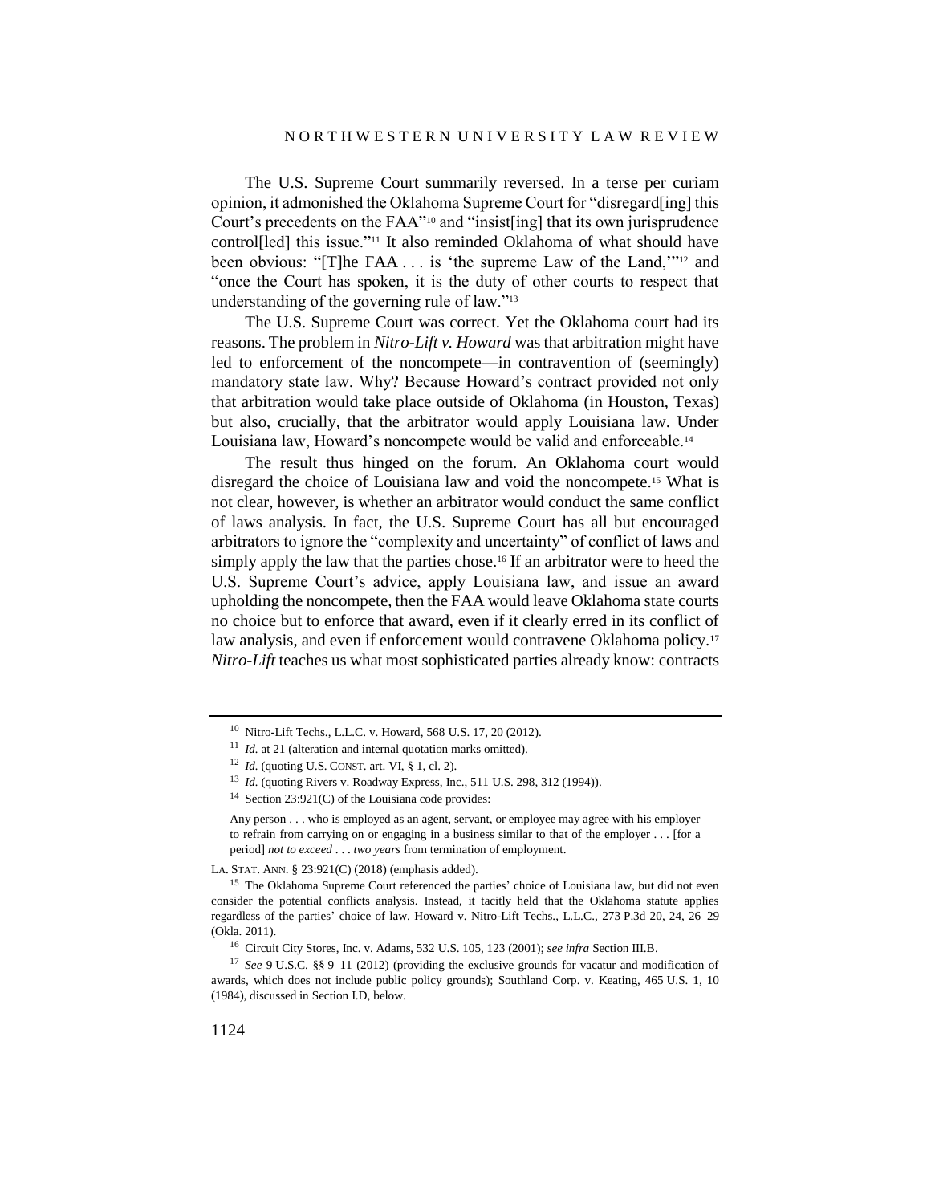The U.S. Supreme Court summarily reversed. In a terse per curiam opinion, it admonished the Oklahoma Supreme Court for "disregard[ing] this Court's precedents on the FAA"[10] and "insist[ing] that its own jurisprudence control[led] this issue."[11] It also reminded Oklahoma of what should have been obvious: "[T]he FAA . . . is 'the supreme Law of the Land,'"[12] and "once the Court has spoken, it is the duty of other courts to respect that understanding of the governing rule of law."[13]

The U.S. Supreme Court was correct. Yet the Oklahoma court had its reasons. The problem in *Nitro-Lift v. Howard* was that arbitration might have led to enforcement of the noncompete—in contravention of (seemingly) mandatory state law. Why? Because Howard's contract provided not only that arbitration would take place outside of Oklahoma (in Houston, Texas) but also, crucially, that the arbitrator would apply Louisiana law. Under Louisiana law, Howard's noncompete would be valid and enforceable.[14]

The result thus hinged on the forum. An Oklahoma court would disregard the choice of Louisiana law and void the noncompete.[15] What is not clear, however, is whether an arbitrator would conduct the same conflict of laws analysis. In fact, the U.S. Supreme Court has all but encouraged arbitrators to ignore the "complexity and uncertainty" of conflict of laws and simply apply the law that the parties chose.[16] If an arbitrator were to heed the U.S. Supreme Court's advice, apply Louisiana law, and issue an award upholding the noncompete, then the FAA would leave Oklahoma state courts no choice but to enforce that award, even if it clearly erred in its conflict of law analysis, and even if enforcement would contravene Oklahoma policy.[17] *Nitro-Lift* teaches us what most sophisticated parties already know: contracts

---

[10] Nitro-Lift Techs., L.L.C. v. Howard, 568 U.S. 17, 20 (2012).

[11] *Id.* at 21 (alteration and internal quotation marks omitted).

[12] *Id.* (quoting U.S. CONST. art. VI, § 1, cl. 2).

[13] *Id.* (quoting Rivers v. Roadway Express, Inc., 511 U.S. 298, 312 (1994)).

[14] Section 23:921(C) of the Louisiana code provides:

> Any person . . . who is employed as an agent, servant, or employee may agree with his employer to refrain from carrying on or engaging in a business similar to that of the employer . . . [for a period] *not to exceed . . . two years* from termination of employment.

LA. STAT. ANN. § 23:921(C) (2018) (emphasis added).

[15] The Oklahoma Supreme Court referenced the parties' choice of Louisiana law, but did not even consider the potential conflicts analysis. Instead, it tacitly held that the Oklahoma statute applies regardless of the parties' choice of law. Howard v. Nitro-Lift Techs., L.L.C., 273 P.3d 20, 24, 26–29 (Okla. 2011).

[16] Circuit City Stores, Inc. v. Adams, 532 U.S. 105, 123 (2001); *see infra* Section III.B.

[17] *See* 9 U.S.C. §§ 9–11 (2012) (providing the exclusive grounds for vacatur and modification of awards, which does not include public policy grounds); Southland Corp. v. Keating, 465 U.S. 1, 10 (1984), discussed in Section I.D, below.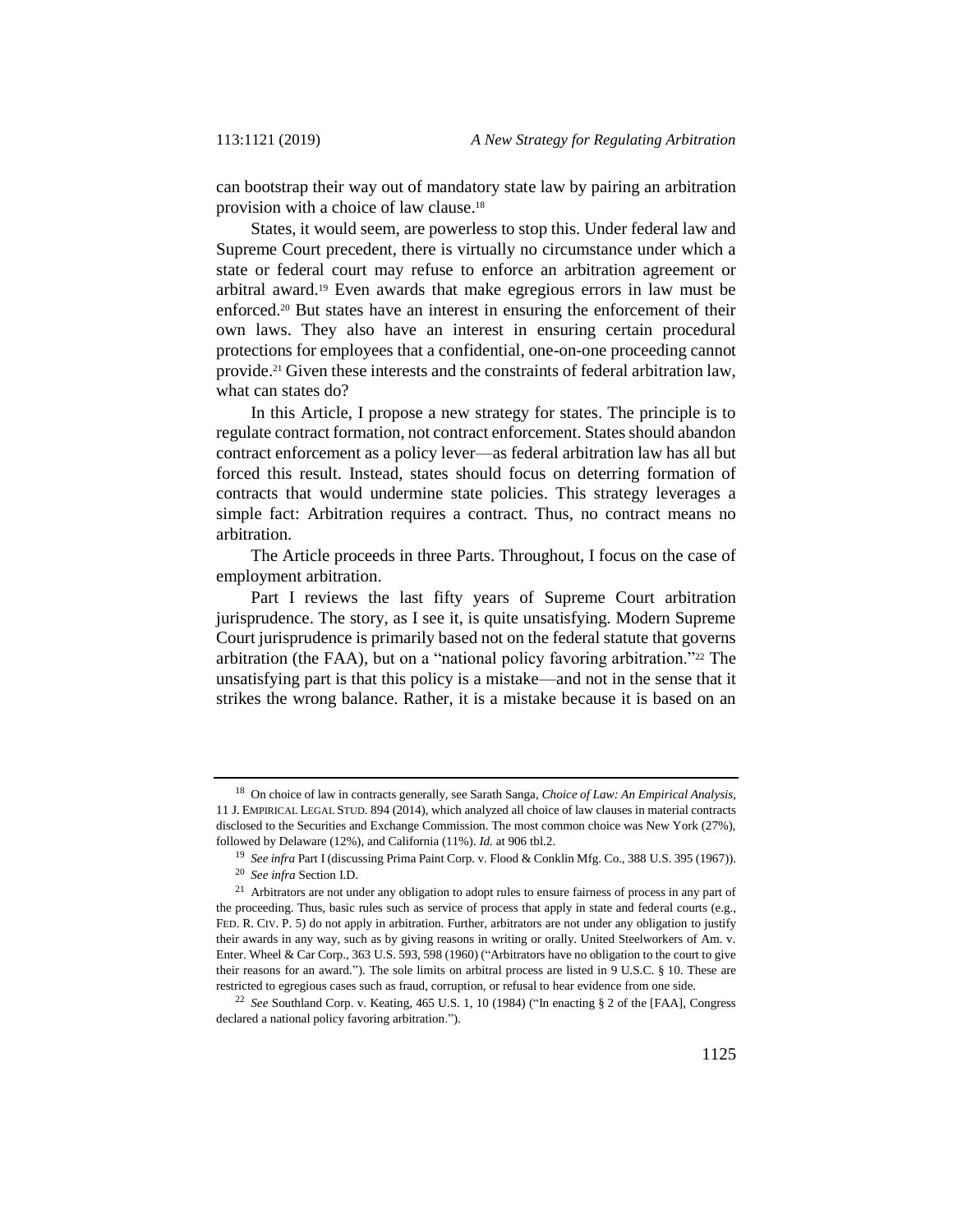can bootstrap their way out of mandatory state law by pairing an arbitration provision with a choice of law clause.[18]

States, it would seem, are powerless to stop this. Under federal law and Supreme Court precedent, there is virtually no circumstance under which a state or federal court may refuse to enforce an arbitration agreement or arbitral award.[19] Even awards that make egregious errors in law must be enforced.[20] But states have an interest in ensuring the enforcement of their own laws. They also have an interest in ensuring certain procedural protections for employees that a confidential, one-on-one proceeding cannot provide.[21] Given these interests and the constraints of federal arbitration law, what can states do?

In this Article, I propose a new strategy for states. The principle is to regulate contract formation, not contract enforcement. States should abandon contract enforcement as a policy lever—as federal arbitration law has all but forced this result. Instead, states should focus on deterring formation of contracts that would undermine state policies. This strategy leverages a simple fact: Arbitration requires a contract. Thus, no contract means no arbitration.

The Article proceeds in three Parts. Throughout, I focus on the case of employment arbitration.

Part I reviews the last fifty years of Supreme Court arbitration jurisprudence. The story, as I see it, is quite unsatisfying. Modern Supreme Court jurisprudence is primarily based not on the federal statute that governs arbitration (the FAA), but on a "national policy favoring arbitration."[22] The unsatisfying part is that this policy is a mistake—and not in the sense that it strikes the wrong balance. Rather, it is a mistake because it is based on an

---

[18] On choice of law in contracts generally, see Sarath Sanga, *Choice of Law: An Empirical Analysis*, 11 J. EMPIRICAL LEGAL STUD. 894 (2014), which analyzed all choice of law clauses in material contracts disclosed to the Securities and Exchange Commission. The most common choice was New York (27%), followed by Delaware (12%), and California (11%). *Id.* at 906 tbl.2.

[19] *See infra* Part I (discussing Prima Paint Corp. v. Flood & Conklin Mfg. Co., 388 U.S. 395 (1967)).

[20] *See infra* Section I.D.

[21] Arbitrators are not under any obligation to adopt rules to ensure fairness of process in any part of the proceeding. Thus, basic rules such as service of process that apply in state and federal courts (e.g., FED. R. CIV. P. 5) do not apply in arbitration. Further, arbitrators are not under any obligation to justify their awards in any way, such as by giving reasons in writing or orally. United Steelworkers of Am. v. Enter. Wheel & Car Corp., 363 U.S. 593, 598 (1960) ("Arbitrators have no obligation to the court to give their reasons for an award."). The sole limits on arbitral process are listed in 9 U.S.C. § 10. These are restricted to egregious cases such as fraud, corruption, or refusal to hear evidence from one side.

[22] *See* Southland Corp. v. Keating, 465 U.S. 1, 10 (1984) ("In enacting § 2 of the [FAA], Congress declared a national policy favoring arbitration.").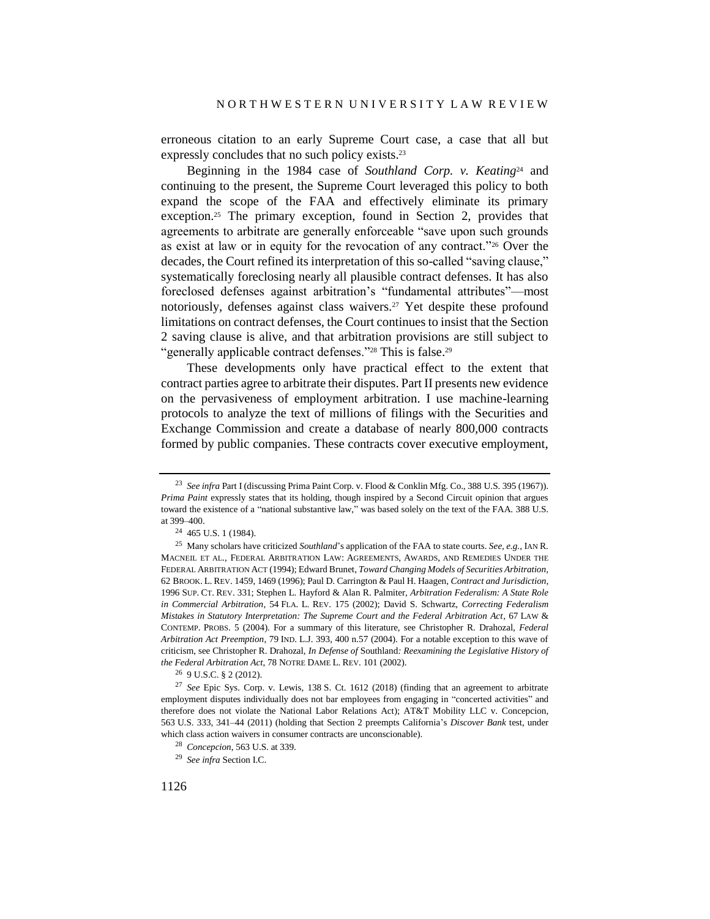erroneous citation to an early Supreme Court case, a case that all but expressly concludes that no such policy exists.[23]

Beginning in the 1984 case of *Southland Corp. v. Keating*[24] and continuing to the present, the Supreme Court leveraged this policy to both expand the scope of the FAA and effectively eliminate its primary exception.[25] The primary exception, found in Section 2, provides that agreements to arbitrate are generally enforceable "save upon such grounds as exist at law or in equity for the revocation of any contract."[26] Over the decades, the Court refined its interpretation of this so-called "saving clause," systematically foreclosing nearly all plausible contract defenses. It has also foreclosed defenses against arbitration's "fundamental attributes"—most notoriously, defenses against class waivers.[27] Yet despite these profound limitations on contract defenses, the Court continues to insist that the Section 2 saving clause is alive, and that arbitration provisions are still subject to "generally applicable contract defenses."[28] This is false.[29]

These developments only have practical effect to the extent that contract parties agree to arbitrate their disputes. Part II presents new evidence on the pervasiveness of employment arbitration. I use machine-learning protocols to analyze the text of millions of filings with the Securities and Exchange Commission and create a database of nearly 800,000 contracts formed by public companies. These contracts cover executive employment,

---

[23] *See infra* Part I (discussing Prima Paint Corp. v. Flood & Conklin Mfg. Co., 388 U.S. 395 (1967)). *Prima Paint* expressly states that its holding, though inspired by a Second Circuit opinion that argues toward the existence of a "national substantive law," was based solely on the text of the FAA. 388 U.S. at 399–400.

[24] 465 U.S. 1 (1984).

[25] Many scholars have criticized *Southland*'s application of the FAA to state courts. *See, e.g.*, IAN R. MACNEIL ET AL., FEDERAL ARBITRATION LAW: AGREEMENTS, AWARDS, AND REMEDIES UNDER THE FEDERAL ARBITRATION ACT (1994); Edward Brunet, *Toward Changing Models of Securities Arbitration*, 62 BROOK. L. REV. 1459, 1469 (1996); Paul D. Carrington & Paul H. Haagen, *Contract and Jurisdiction*, 1996 SUP. CT. REV. 331; Stephen L. Hayford & Alan R. Palmiter, *Arbitration Federalism: A State Role in Commercial Arbitration*, 54 FLA. L. REV. 175 (2002); David S. Schwartz, *Correcting Federalism Mistakes in Statutory Interpretation: The Supreme Court and the Federal Arbitration Act*, 67 LAW & CONTEMP. PROBS. 5 (2004). For a summary of this literature, see Christopher R. Drahozal, *Federal Arbitration Act Preemption*, 79 IND. L.J. 393, 400 n.57 (2004). For a notable exception to this wave of criticism, see Christopher R. Drahozal, *In Defense of* Southland*: Reexamining the Legislative History of the Federal Arbitration Act*, 78 NOTRE DAME L. REV. 101 (2002).

[26] 9 U.S.C. § 2 (2012).

[27] *See* Epic Sys. Corp. v. Lewis, 138 S. Ct. 1612 (2018) (finding that an agreement to arbitrate employment disputes individually does not bar employees from engaging in "concerted activities" and therefore does not violate the National Labor Relations Act); AT&T Mobility LLC v. Concepcion, 563 U.S. 333, 341–44 (2011) (holding that Section 2 preempts California's *Discover Bank* test, under which class action waivers in consumer contracts are unconscionable).

[28] *Concepcion*, 563 U.S. at 339.

[29] *See infra* Section I.C.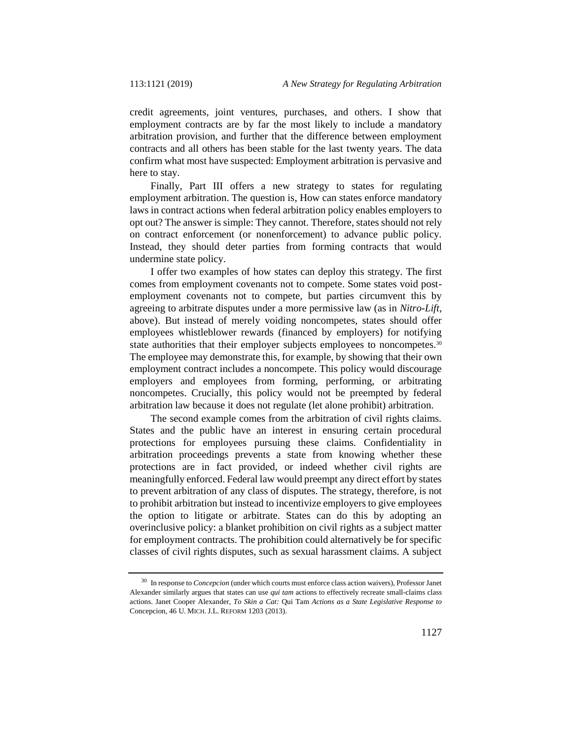credit agreements, joint ventures, purchases, and others. I show that employment contracts are by far the most likely to include a mandatory arbitration provision, and further that the difference between employment contracts and all others has been stable for the last twenty years. The data confirm what most have suspected: Employment arbitration is pervasive and here to stay.

Finally, Part III offers a new strategy to states for regulating employment arbitration. The question is, How can states enforce mandatory laws in contract actions when federal arbitration policy enables employers to opt out? The answer is simple: They cannot. Therefore, states should not rely on contract enforcement (or nonenforcement) to advance public policy. Instead, they should deter parties from forming contracts that would undermine state policy.

I offer two examples of how states can deploy this strategy. The first comes from employment covenants not to compete. Some states void post-employment covenants not to compete, but parties circumvent this by agreeing to arbitrate disputes under a more permissive law (as in *Nitro-Lift*, above). But instead of merely voiding noncompetes, states should offer employees whistleblower rewards (financed by employers) for notifying state authorities that their employer subjects employees to noncompetes.[30] The employee may demonstrate this, for example, by showing that their own employment contract includes a noncompete. This policy would discourage employers and employees from forming, performing, or arbitrating noncompetes. Crucially, this policy would not be preempted by federal arbitration law because it does not regulate (let alone prohibit) arbitration.

The second example comes from the arbitration of civil rights claims. States and the public have an interest in ensuring certain procedural protections for employees pursuing these claims. Confidentiality in arbitration proceedings prevents a state from knowing whether these protections are in fact provided, or indeed whether civil rights are meaningfully enforced. Federal law would preempt any direct effort by states to prevent arbitration of any class of disputes. The strategy, therefore, is not to prohibit arbitration but instead to incentivize employers to give employees the option to litigate or arbitrate. States can do this by adopting an overinclusive policy: a blanket prohibition on civil rights as a subject matter for employment contracts. The prohibition could alternatively be for specific classes of civil rights disputes, such as sexual harassment claims. A subject

---

[30] In response to *Concepcion* (under which courts must enforce class action waivers), Professor Janet Alexander similarly argues that states can use *qui tam* actions to effectively recreate small-claims class actions. Janet Cooper Alexander, *To Skin a Cat:* Qui Tam *Actions as a State Legislative Response to* Concepcion, 46 U. MICH. J.L. REFORM 1203 (2013).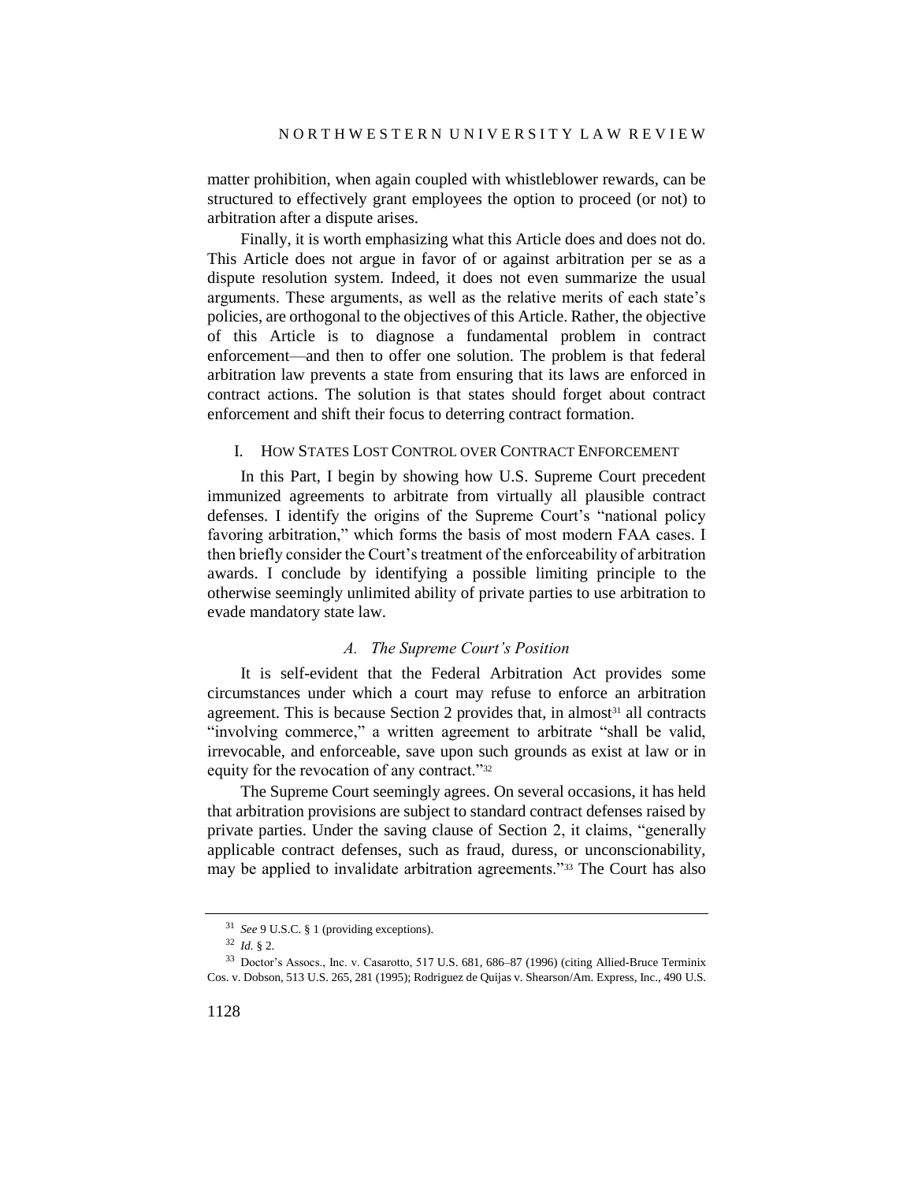matter prohibition, when again coupled with whistleblower rewards, can be structured to effectively grant employees the option to proceed (or not) to arbitration after a dispute arises.

Finally, it is worth emphasizing what this Article does and does not do. This Article does not argue in favor of or against arbitration per se as a dispute resolution system. Indeed, it does not even summarize the usual arguments. These arguments, as well as the relative merits of each state's policies, are orthogonal to the objectives of this Article. Rather, the objective of this Article is to diagnose a fundamental problem in contract enforcement—and then to offer one solution. The problem is that federal arbitration law prevents a state from ensuring that its laws are enforced in contract actions. The solution is that states should forget about contract enforcement and shift their focus to deterring contract formation.

## I. HOW STATES LOST CONTROL OVER CONTRACT ENFORCEMENT

In this Part, I begin by showing how U.S. Supreme Court precedent immunized agreements to arbitrate from virtually all plausible contract defenses. I identify the origins of the Supreme Court's "national policy favoring arbitration," which forms the basis of most modern FAA cases. I then briefly consider the Court's treatment of the enforceability of arbitration awards. I conclude by identifying a possible limiting principle to the otherwise seemingly unlimited ability of private parties to use arbitration to evade mandatory state law.

### *A. The Supreme Court's Position*

It is self-evident that the Federal Arbitration Act provides some circumstances under which a court may refuse to enforce an arbitration agreement. This is because Section 2 provides that, in almost[31] all contracts "involving commerce," a written agreement to arbitrate "shall be valid, irrevocable, and enforceable, save upon such grounds as exist at law or in equity for the revocation of any contract."[32]

The Supreme Court seemingly agrees. On several occasions, it has held that arbitration provisions are subject to standard contract defenses raised by private parties. Under the saving clause of Section 2, it claims, "generally applicable contract defenses, such as fraud, duress, or unconscionability, may be applied to invalidate arbitration agreements."[33] The Court has also

---

[31] *See* 9 U.S.C. § 1 (providing exceptions).

[32] *Id.* § 2.

[33] Doctor's Assocs., Inc. v. Casarotto, 517 U.S. 681, 686–87 (1996) (citing Allied-Bruce Terminix Cos. v. Dobson, 513 U.S. 265, 281 (1995); Rodriguez de Quijas v. Shearson/Am. Express, Inc., 490 U.S.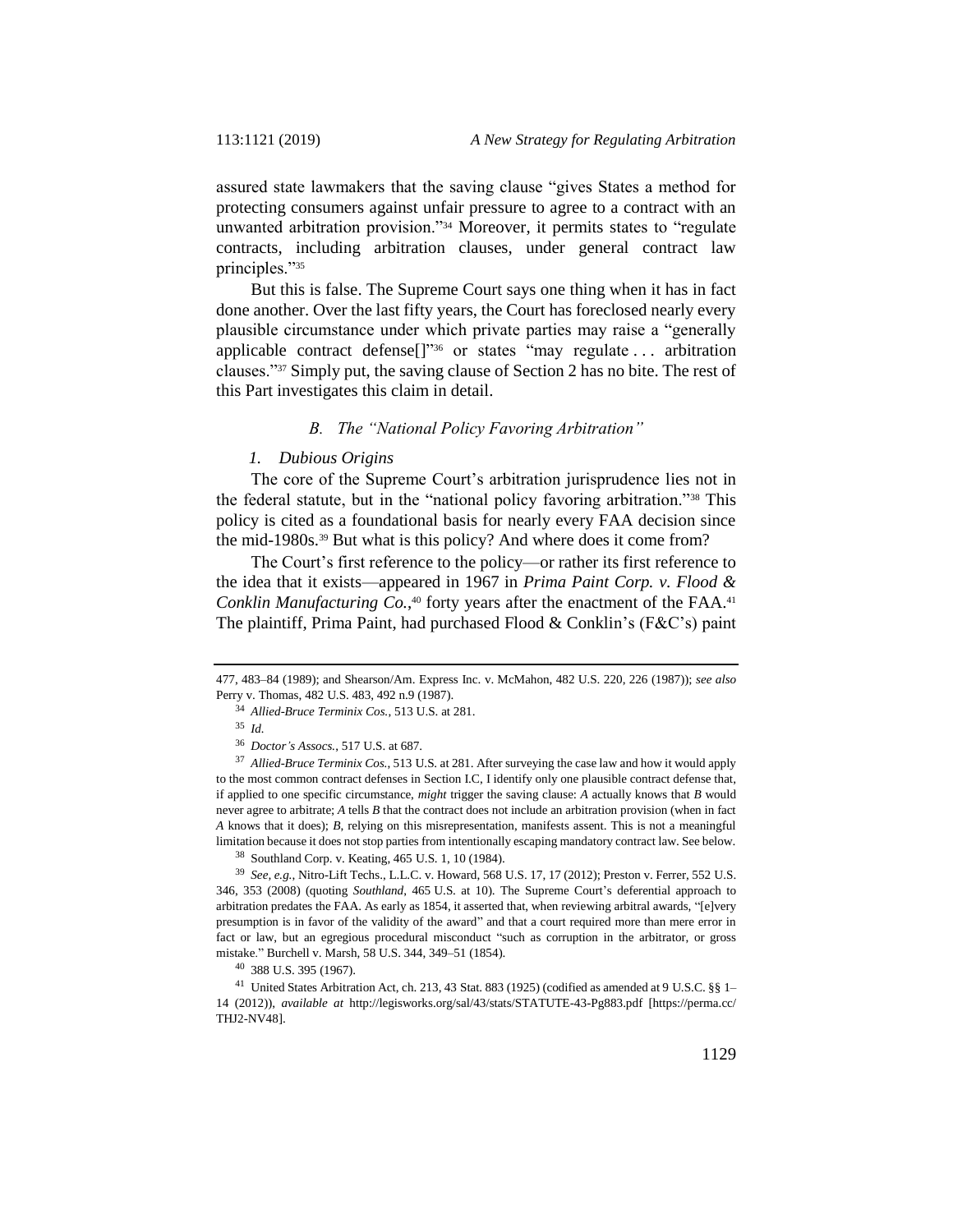assured state lawmakers that the saving clause "gives States a method for protecting consumers against unfair pressure to agree to a contract with an unwanted arbitration provision."[34] Moreover, it permits states to "regulate contracts, including arbitration clauses, under general contract law principles."[35]

But this is false. The Supreme Court says one thing when it has in fact done another. Over the last fifty years, the Court has foreclosed nearly every plausible circumstance under which private parties may raise a "generally applicable contract defense[]"[36] or states "may regulate . . . arbitration clauses."[37] Simply put, the saving clause of Section 2 has no bite. The rest of this Part investigates this claim in detail.

### *B. The "National Policy Favoring Arbitration"*

#### *1. Dubious Origins*

The core of the Supreme Court's arbitration jurisprudence lies not in the federal statute, but in the "national policy favoring arbitration."[38] This policy is cited as a foundational basis for nearly every FAA decision since the mid-1980s.[39] But what is this policy? And where does it come from?

The Court's first reference to the policy—or rather its first reference to the idea that it exists—appeared in 1967 in *Prima Paint Corp. v. Flood & Conklin Manufacturing Co.*,[40] forty years after the enactment of the FAA.[41] The plaintiff, Prima Paint, had purchased Flood & Conklin's (F&C's) paint

---

477, 483–84 (1989); and Shearson/Am. Express Inc. v. McMahon, 482 U.S. 220, 226 (1987)); *see also* Perry v. Thomas, 482 U.S. 483, 492 n.9 (1987).

[34] *Allied-Bruce Terminix Cos.*, 513 U.S. at 281.

[35] *Id.*

[36] *Doctor's Assocs.*, 517 U.S. at 687.

[37] *Allied-Bruce Terminix Cos.*, 513 U.S. at 281. After surveying the case law and how it would apply to the most common contract defenses in Section I.C, I identify only one plausible contract defense that, if applied to one specific circumstance, *might* trigger the saving clause: *A* actually knows that *B* would never agree to arbitrate; *A* tells *B* that the contract does not include an arbitration provision (when in fact *A* knows that it does); *B*, relying on this misrepresentation, manifests assent. This is not a meaningful limitation because it does not stop parties from intentionally escaping mandatory contract law. See below.

[38] Southland Corp. v. Keating, 465 U.S. 1, 10 (1984).

[39] *See, e.g.*, Nitro-Lift Techs., L.L.C. v. Howard, 568 U.S. 17, 17 (2012); Preston v. Ferrer, 552 U.S. 346, 353 (2008) (quoting *Southland*, 465 U.S. at 10). The Supreme Court's deferential approach to arbitration predates the FAA. As early as 1854, it asserted that, when reviewing arbitral awards, "[e]very presumption is in favor of the validity of the award" and that a court required more than mere error in fact or law, but an egregious procedural misconduct "such as corruption in the arbitrator, or gross mistake." Burchell v. Marsh, 58 U.S. 344, 349–51 (1854).

[40] 388 U.S. 395 (1967).

[41] United States Arbitration Act, ch. 213, 43 Stat. 883 (1925) (codified as amended at 9 U.S.C. §§ 1–14 (2012)), *available at* http://legisworks.org/sal/43/stats/STATUTE-43-Pg883.pdf [https://perma.cc/THJ2-NV48].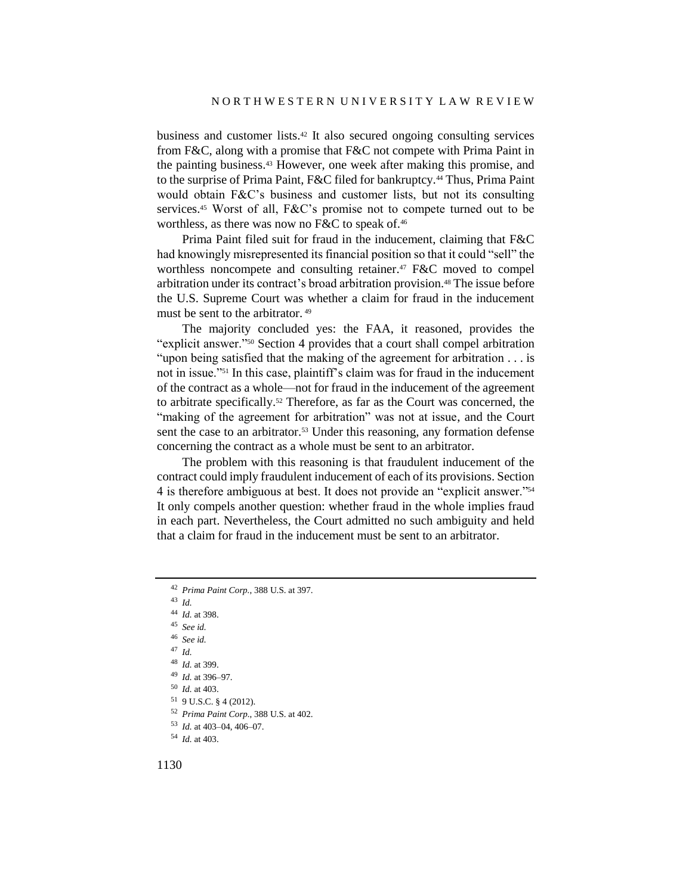business and customer lists.[42] It also secured ongoing consulting services from F&C, along with a promise that F&C not compete with Prima Paint in the painting business.[43] However, one week after making this promise, and to the surprise of Prima Paint, F&C filed for bankruptcy.[44] Thus, Prima Paint would obtain F&C's business and customer lists, but not its consulting services.[45] Worst of all, F&C's promise not to compete turned out to be worthless, as there was now no F&C to speak of.[46]

Prima Paint filed suit for fraud in the inducement, claiming that F&C had knowingly misrepresented its financial position so that it could "sell" the worthless noncompete and consulting retainer.[47] F&C moved to compel arbitration under its contract's broad arbitration provision.[48] The issue before the U.S. Supreme Court was whether a claim for fraud in the inducement must be sent to the arbitrator.[49]

The majority concluded yes: the FAA, it reasoned, provides the "explicit answer."[50] Section 4 provides that a court shall compel arbitration "upon being satisfied that the making of the agreement for arbitration . . . is not in issue."[51] In this case, plaintiff's claim was for fraud in the inducement of the contract as a whole—not for fraud in the inducement of the agreement to arbitrate specifically.[52] Therefore, as far as the Court was concerned, the "making of the agreement for arbitration" was not at issue, and the Court sent the case to an arbitrator.[53] Under this reasoning, any formation defense concerning the contract as a whole must be sent to an arbitrator.

The problem with this reasoning is that fraudulent inducement of the contract could imply fraudulent inducement of each of its provisions. Section 4 is therefore ambiguous at best. It does not provide an "explicit answer."[54] It only compels another question: whether fraud in the whole implies fraud in each part. Nevertheless, the Court admitted no such ambiguity and held that a claim for fraud in the inducement must be sent to an arbitrator.

---

[42] *Prima Paint Corp.*, 388 U.S. at 397.

[43] *Id.*

[44] *Id.* at 398.

[45] *See id.*

[46] *See id.*

[47] *Id.*

[48] *Id.* at 399.

[49] *Id.* at 396–97.

[50] *Id.* at 403.

[51] 9 U.S.C. § 4 (2012).

[52] *Prima Paint Corp.*, 388 U.S. at 402.

[53] *Id.* at 403–04, 406–07.

[54] *Id.* at 403.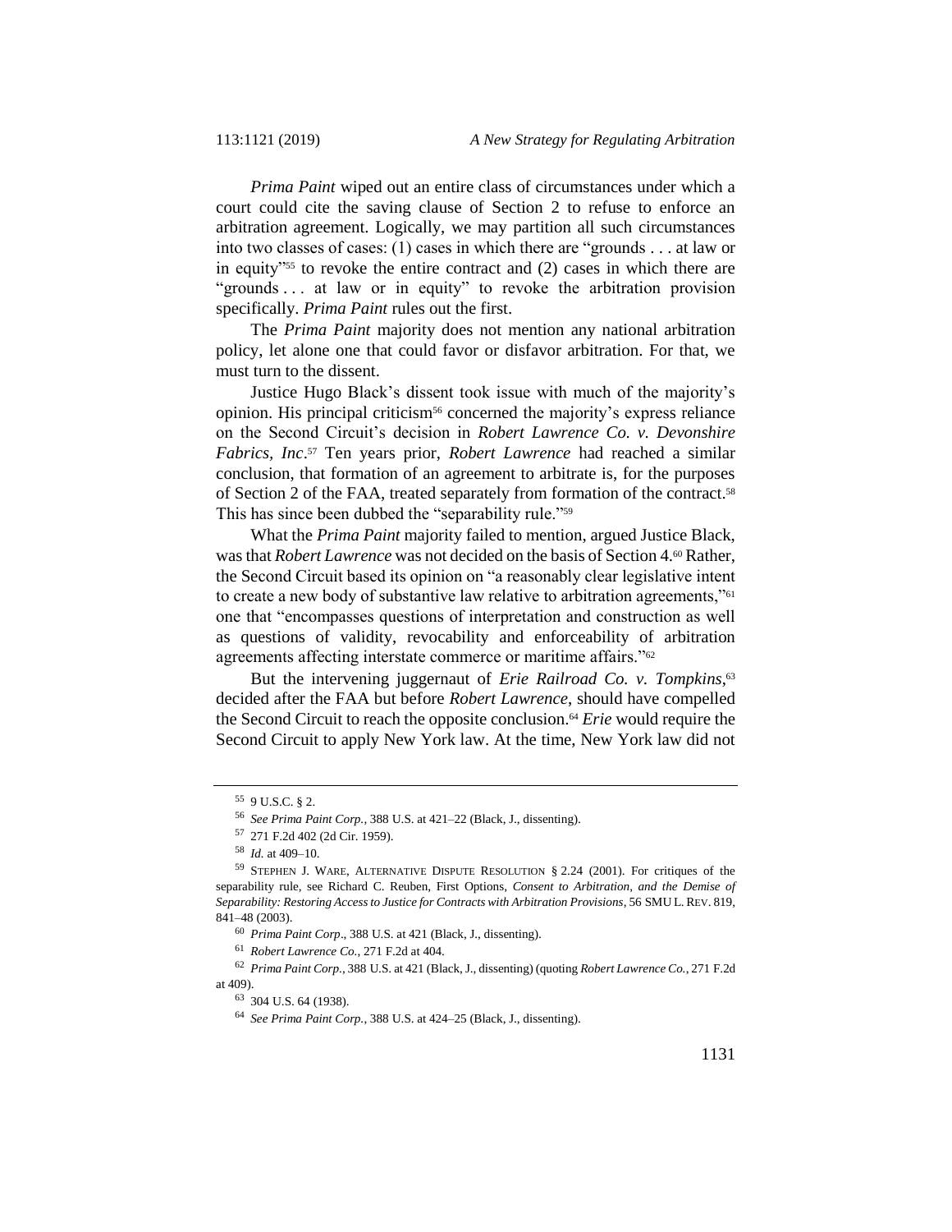*Prima Paint* wiped out an entire class of circumstances under which a court could cite the saving clause of Section 2 to refuse to enforce an arbitration agreement. Logically, we may partition all such circumstances into two classes of cases: (1) cases in which there are "grounds . . . at law or in equity"[55] to revoke the entire contract and (2) cases in which there are "grounds . . . at law or in equity" to revoke the arbitration provision specifically. *Prima Paint* rules out the first.

The *Prima Paint* majority does not mention any national arbitration policy, let alone one that could favor or disfavor arbitration. For that, we must turn to the dissent.

Justice Hugo Black's dissent took issue with much of the majority's opinion. His principal criticism[56] concerned the majority's express reliance on the Second Circuit's decision in *Robert Lawrence Co. v. Devonshire Fabrics, Inc*.[57] Ten years prior, *Robert Lawrence* had reached a similar conclusion, that formation of an agreement to arbitrate is, for the purposes of Section 2 of the FAA, treated separately from formation of the contract.[58] This has since been dubbed the "separability rule."[59]

What the *Prima Paint* majority failed to mention, argued Justice Black, was that *Robert Lawrence* was not decided on the basis of Section 4.[60] Rather, the Second Circuit based its opinion on "a reasonably clear legislative intent to create a new body of substantive law relative to arbitration agreements,"[61] one that "encompasses questions of interpretation and construction as well as questions of validity, revocability and enforceability of arbitration agreements affecting interstate commerce or maritime affairs."[62]

But the intervening juggernaut of *Erie Railroad Co. v. Tompkins*,[63] decided after the FAA but before *Robert Lawrence*, should have compelled the Second Circuit to reach the opposite conclusion.[64] *Erie* would require the Second Circuit to apply New York law. At the time, New York law did not

---

[55] 9 U.S.C. § 2.

[56] *See Prima Paint Corp.*, 388 U.S. at 421–22 (Black, J., dissenting).

[57] 271 F.2d 402 (2d Cir. 1959).

[58] *Id.* at 409–10.

[59] STEPHEN J. WARE, ALTERNATIVE DISPUTE RESOLUTION § 2.24 (2001). For critiques of the separability rule, see Richard C. Reuben, First Options, *Consent to Arbitration, and the Demise of Separability: Restoring Access to Justice for Contracts with Arbitration Provisions*, 56 SMU L. REV. 819, 841–48 (2003).

[60] *Prima Paint Corp*., 388 U.S. at 421 (Black, J., dissenting).

[61] *Robert Lawrence Co.*, 271 F.2d at 404.

[62] *Prima Paint Corp.*, 388 U.S. at 421 (Black, J., dissenting) (quoting *Robert Lawrence Co.*, 271 F.2d at 409).

[63] 304 U.S. 64 (1938).

[64] *See Prima Paint Corp.*, 388 U.S. at 424–25 (Black, J., dissenting).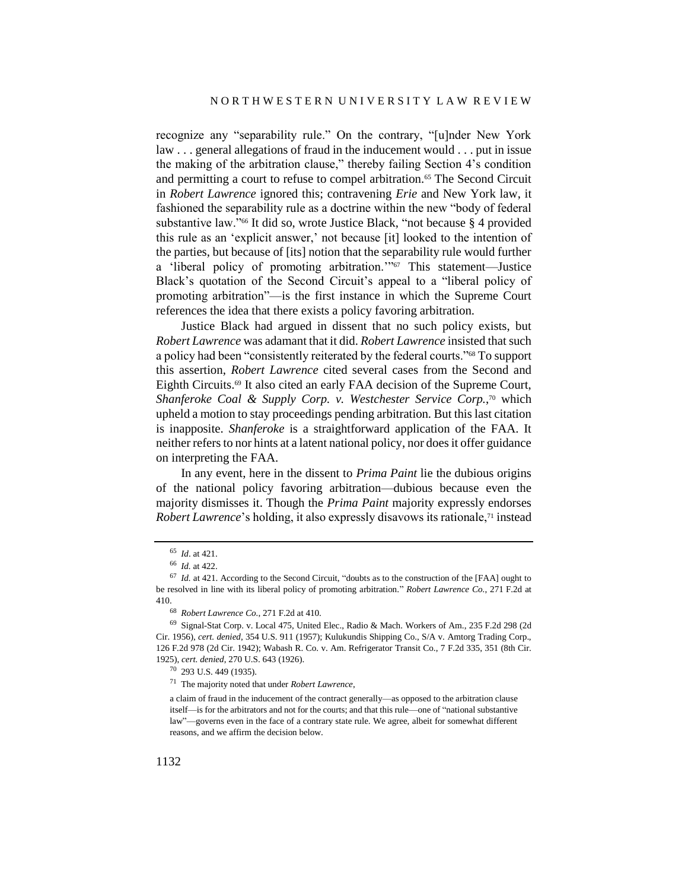recognize any "separability rule." On the contrary, "[u]nder New York law . . . general allegations of fraud in the inducement would . . . put in issue the making of the arbitration clause," thereby failing Section 4's condition and permitting a court to refuse to compel arbitration.[65] The Second Circuit in *Robert Lawrence* ignored this; contravening *Erie* and New York law, it fashioned the separability rule as a doctrine within the new "body of federal substantive law."[66] It did so, wrote Justice Black, "not because § 4 provided this rule as an 'explicit answer,' not because [it] looked to the intention of the parties, but because of [its] notion that the separability rule would further a 'liberal policy of promoting arbitration.'"[67] This statement—Justice Black's quotation of the Second Circuit's appeal to a "liberal policy of promoting arbitration"—is the first instance in which the Supreme Court references the idea that there exists a policy favoring arbitration.

Justice Black had argued in dissent that no such policy exists, but *Robert Lawrence* was adamant that it did. *Robert Lawrence* insisted that such a policy had been "consistently reiterated by the federal courts."[68] To support this assertion, *Robert Lawrence* cited several cases from the Second and Eighth Circuits.[69] It also cited an early FAA decision of the Supreme Court, *Shanferoke Coal & Supply Corp. v. Westchester Service Corp.*,[70] which upheld a motion to stay proceedings pending arbitration. But this last citation is inapposite. *Shanferoke* is a straightforward application of the FAA. It neither refers to nor hints at a latent national policy, nor does it offer guidance on interpreting the FAA.

In any event, here in the dissent to *Prima Paint* lie the dubious origins of the national policy favoring arbitration—dubious because even the majority dismisses it. Though the *Prima Paint* majority expressly endorses *Robert Lawrence*'s holding, it also expressly disavows its rationale,[71] instead

---

[65] *Id*. at 421.

[66] *Id.* at 422.

[67] *Id.* at 421. According to the Second Circuit, "doubts as to the construction of the [FAA] ought to be resolved in line with its liberal policy of promoting arbitration." *Robert Lawrence Co.*, 271 F.2d at 410.

[68] *Robert Lawrence Co.*, 271 F.2d at 410.

[69] Signal-Stat Corp. v. Local 475, United Elec., Radio & Mach. Workers of Am., 235 F.2d 298 (2d Cir. 1956), *cert. denied*, 354 U.S. 911 (1957); Kulukundis Shipping Co., S/A v. Amtorg Trading Corp., 126 F.2d 978 (2d Cir. 1942); Wabash R. Co. v. Am. Refrigerator Transit Co., 7 F.2d 335, 351 (8th Cir. 1925), *cert. denied*, 270 U.S. 643 (1926).

[70] 293 U.S. 449 (1935).

[71] The majority noted that under *Robert Lawrence*,

> a claim of fraud in the inducement of the contract generally—as opposed to the arbitration clause itself—is for the arbitrators and not for the courts; and that this rule—one of "national substantive law"—governs even in the face of a contrary state rule. We agree, albeit for somewhat different reasons, and we affirm the decision below.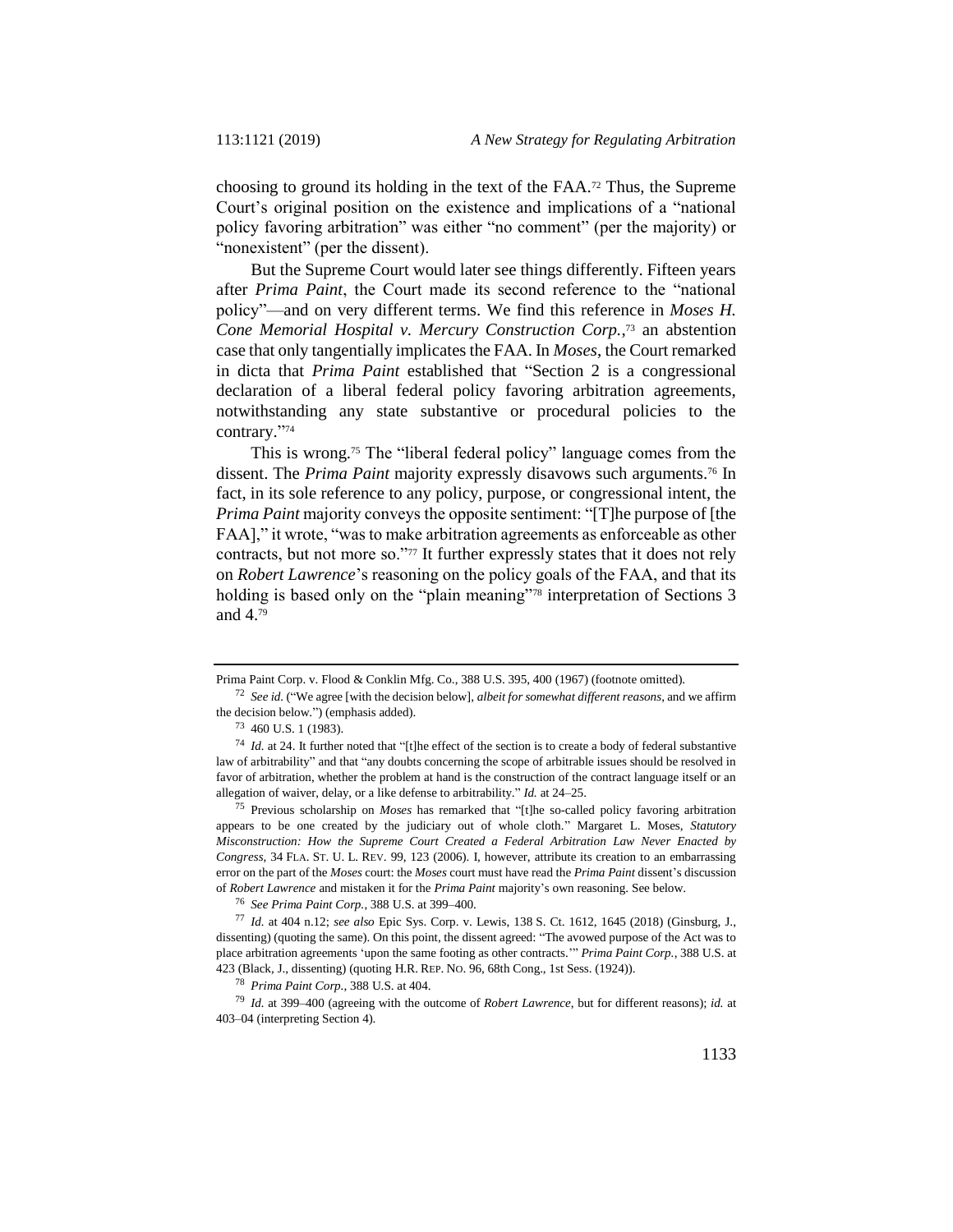choosing to ground its holding in the text of the FAA.[72] Thus, the Supreme Court's original position on the existence and implications of a "national policy favoring arbitration" was either "no comment" (per the majority) or "nonexistent" (per the dissent).

But the Supreme Court would later see things differently. Fifteen years after *Prima Paint*, the Court made its second reference to the "national policy"—and on very different terms. We find this reference in *Moses H. Cone Memorial Hospital v. Mercury Construction Corp.*,[73] an abstention case that only tangentially implicates the FAA. In *Moses*, the Court remarked in dicta that *Prima Paint* established that "Section 2 is a congressional declaration of a liberal federal policy favoring arbitration agreements, notwithstanding any state substantive or procedural policies to the contrary."[74]

This is wrong.[75] The "liberal federal policy" language comes from the dissent. The *Prima Paint* majority expressly disavows such arguments.[76] In fact, in its sole reference to any policy, purpose, or congressional intent, the *Prima Paint* majority conveys the opposite sentiment: "[T]he purpose of [the FAA]," it wrote, "was to make arbitration agreements as enforceable as other contracts, but not more so."[77] It further expressly states that it does not rely on *Robert Lawrence*'s reasoning on the policy goals of the FAA, and that its holding is based only on the "plain meaning"[78] interpretation of Sections 3 and 4.[79]

---

Prima Paint Corp. v. Flood & Conklin Mfg. Co., 388 U.S. 395, 400 (1967) (footnote omitted).

[72] *See id.* ("We agree [with the decision below], *albeit for somewhat different reasons*, and we affirm the decision below.") (emphasis added).

[73] 460 U.S. 1 (1983).

[74] *Id.* at 24. It further noted that "[t]he effect of the section is to create a body of federal substantive law of arbitrability" and that "any doubts concerning the scope of arbitrable issues should be resolved in favor of arbitration, whether the problem at hand is the construction of the contract language itself or an allegation of waiver, delay, or a like defense to arbitrability." *Id.* at 24–25.

[75] Previous scholarship on *Moses* has remarked that "[t]he so-called policy favoring arbitration appears to be one created by the judiciary out of whole cloth." Margaret L. Moses, *Statutory Misconstruction: How the Supreme Court Created a Federal Arbitration Law Never Enacted by Congress*, 34 FLA. ST. U. L. REV. 99, 123 (2006). I, however, attribute its creation to an embarrassing error on the part of the *Moses* court: the *Moses* court must have read the *Prima Paint* dissent's discussion of *Robert Lawrence* and mistaken it for the *Prima Paint* majority's own reasoning. See below.

[76] *See Prima Paint Corp.*, 388 U.S. at 399–400.

[77] *Id.* at 404 n.12; *see also* Epic Sys. Corp. v. Lewis, 138 S. Ct. 1612, 1645 (2018) (Ginsburg, J., dissenting) (quoting the same). On this point, the dissent agreed: "The avowed purpose of the Act was to place arbitration agreements 'upon the same footing as other contracts.'" *Prima Paint Corp.*, 388 U.S. at 423 (Black, J., dissenting) (quoting H.R. REP. NO. 96, 68th Cong., 1st Sess. (1924)).

[78] *Prima Paint Corp.*, 388 U.S. at 404.

[79] *Id.* at 399–400 (agreeing with the outcome of *Robert Lawrence*, but for different reasons); *id.* at 403–04 (interpreting Section 4).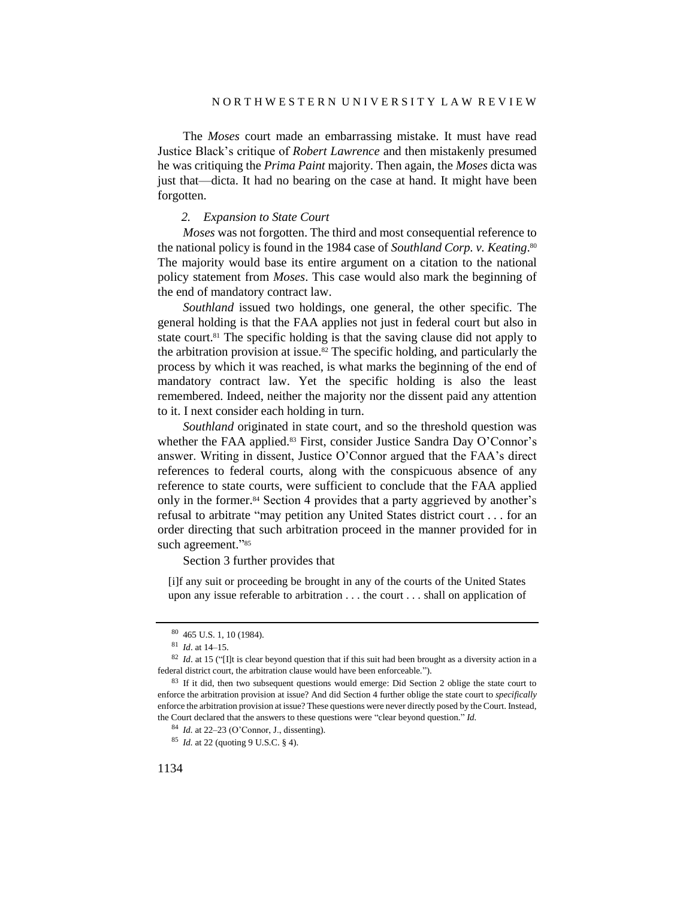The *Moses* court made an embarrassing mistake. It must have read Justice Black's critique of *Robert Lawrence* and then mistakenly presumed he was critiquing the *Prima Paint* majority. Then again, the *Moses* dicta was just that—dicta. It had no bearing on the case at hand. It might have been forgotten.

### *2. Expansion to State Court*

*Moses* was not forgotten. The third and most consequential reference to the national policy is found in the 1984 case of *Southland Corp. v. Keating*.[80] The majority would base its entire argument on a citation to the national policy statement from *Moses*. This case would also mark the beginning of the end of mandatory contract law.

*Southland* issued two holdings, one general, the other specific. The general holding is that the FAA applies not just in federal court but also in state court.[81] The specific holding is that the saving clause did not apply to the arbitration provision at issue.[82] The specific holding, and particularly the process by which it was reached, is what marks the beginning of the end of mandatory contract law. Yet the specific holding is also the least remembered. Indeed, neither the majority nor the dissent paid any attention to it. I next consider each holding in turn.

*Southland* originated in state court, and so the threshold question was whether the FAA applied.[83] First, consider Justice Sandra Day O'Connor's answer. Writing in dissent, Justice O'Connor argued that the FAA's direct references to federal courts, along with the conspicuous absence of any reference to state courts, were sufficient to conclude that the FAA applied only in the former.[84] Section 4 provides that a party aggrieved by another's refusal to arbitrate "may petition any United States district court . . . for an order directing that such arbitration proceed in the manner provided for in such agreement."[85]

Section 3 further provides that

> [i]f any suit or proceeding be brought in any of the courts of the United States upon any issue referable to arbitration . . . the court . . . shall on application of

---

[80] 465 U.S. 1, 10 (1984).

[81] *Id*. at 14–15.

[82] *Id*. at 15 ("[I]t is clear beyond question that if this suit had been brought as a diversity action in a federal district court, the arbitration clause would have been enforceable.").

[83] If it did, then two subsequent questions would emerge: Did Section 2 oblige the state court to enforce the arbitration provision at issue? And did Section 4 further oblige the state court to *specifically* enforce the arbitration provision at issue? These questions were never directly posed by the Court. Instead, the Court declared that the answers to these questions were "clear beyond question." *Id.*

[84] *Id.* at 22–23 (O'Connor, J., dissenting).

[85] *Id.* at 22 (quoting 9 U.S.C. § 4).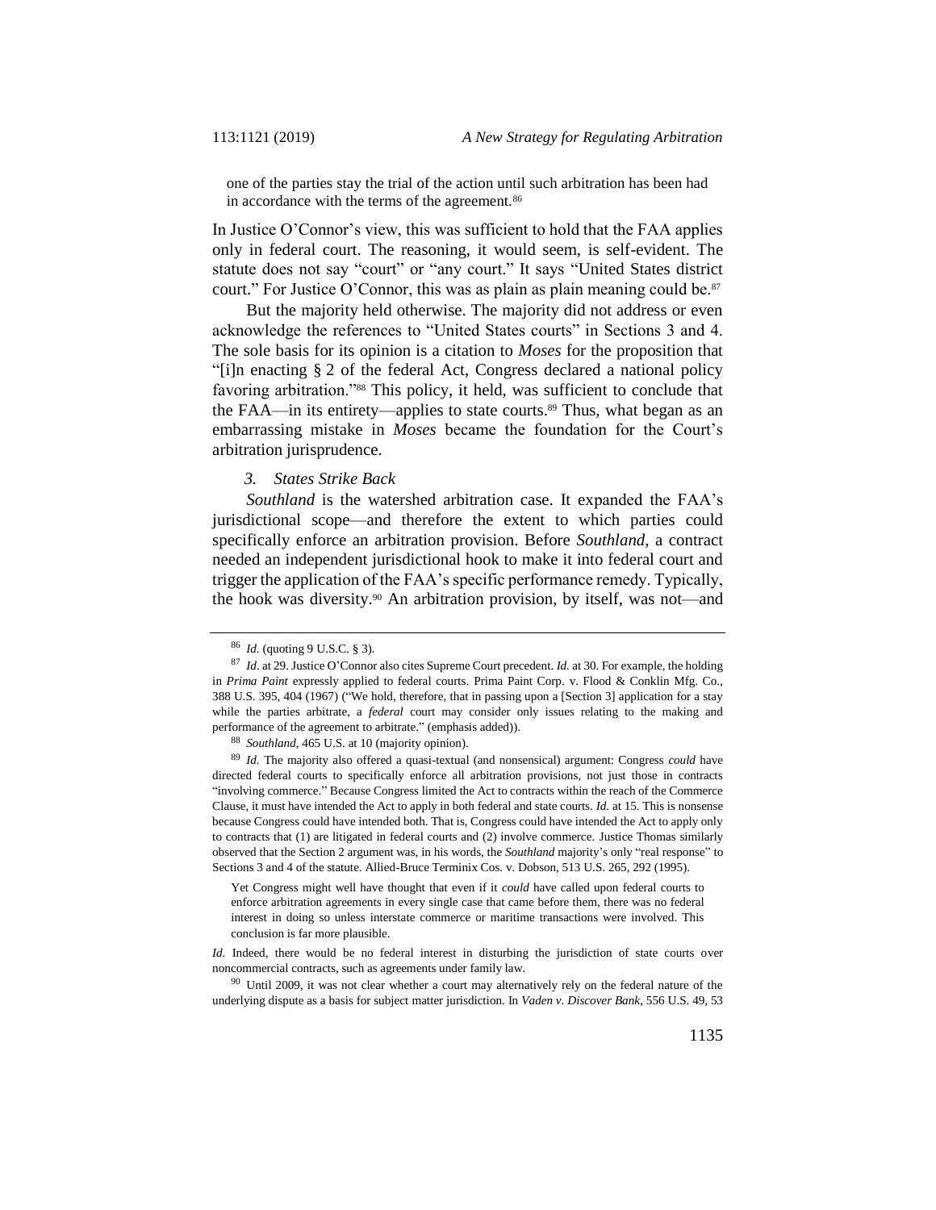> one of the parties stay the trial of the action until such arbitration has been had in accordance with the terms of the agreement.[86]

In Justice O'Connor's view, this was sufficient to hold that the FAA applies only in federal court. The reasoning, it would seem, is self-evident. The statute does not say "court" or "any court." It says "United States district court." For Justice O'Connor, this was as plain as plain meaning could be.[87]

But the majority held otherwise. The majority did not address or even acknowledge the references to "United States courts" in Sections 3 and 4. The sole basis for its opinion is a citation to *Moses* for the proposition that "[i]n enacting § 2 of the federal Act, Congress declared a national policy favoring arbitration."[88] This policy, it held, was sufficient to conclude that the FAA—in its entirety—applies to state courts.[89] Thus, what began as an embarrassing mistake in *Moses* became the foundation for the Court's arbitration jurisprudence.

### *3. States Strike Back*

*Southland* is the watershed arbitration case. It expanded the FAA's jurisdictional scope—and therefore the extent to which parties could specifically enforce an arbitration provision. Before *Southland*, a contract needed an independent jurisdictional hook to make it into federal court and trigger the application of the FAA's specific performance remedy. Typically, the hook was diversity.[90] An arbitration provision, by itself, was not—and

---

[86] *Id.* (quoting 9 U.S.C. § 3).

[87] *Id*. at 29. Justice O'Connor also cites Supreme Court precedent. *Id.* at 30. For example, the holding in *Prima Paint* expressly applied to federal courts. Prima Paint Corp. v. Flood & Conklin Mfg. Co., 388 U.S. 395, 404 (1967) ("We hold, therefore, that in passing upon a [Section 3] application for a stay while the parties arbitrate, a *federal* court may consider only issues relating to the making and performance of the agreement to arbitrate." (emphasis added)).

[88] *Southland*, 465 U.S. at 10 (majority opinion).

[89] *Id.* The majority also offered a quasi-textual (and nonsensical) argument: Congress *could* have directed federal courts to specifically enforce all arbitration provisions, not just those in contracts "involving commerce." Because Congress limited the Act to contracts within the reach of the Commerce Clause, it must have intended the Act to apply in both federal and state courts. *Id.* at 15. This is nonsense because Congress could have intended both. That is, Congress could have intended the Act to apply only to contracts that (1) are litigated in federal courts and (2) involve commerce. Justice Thomas similarly observed that the Section 2 argument was, in his words, the *Southland* majority's only "real response" to Sections 3 and 4 of the statute. Allied-Bruce Terminix Cos. v. Dobson, 513 U.S. 265, 292 (1995).

> Yet Congress might well have thought that even if it *could* have called upon federal courts to enforce arbitration agreements in every single case that came before them, there was no federal interest in doing so unless interstate commerce or maritime transactions were involved. This conclusion is far more plausible.

*Id.* Indeed, there would be no federal interest in disturbing the jurisdiction of state courts over noncommercial contracts, such as agreements under family law.

[90] Until 2009, it was not clear whether a court may alternatively rely on the federal nature of the underlying dispute as a basis for subject matter jurisdiction. In *Vaden v. Discover Bank*, 556 U.S. 49, 53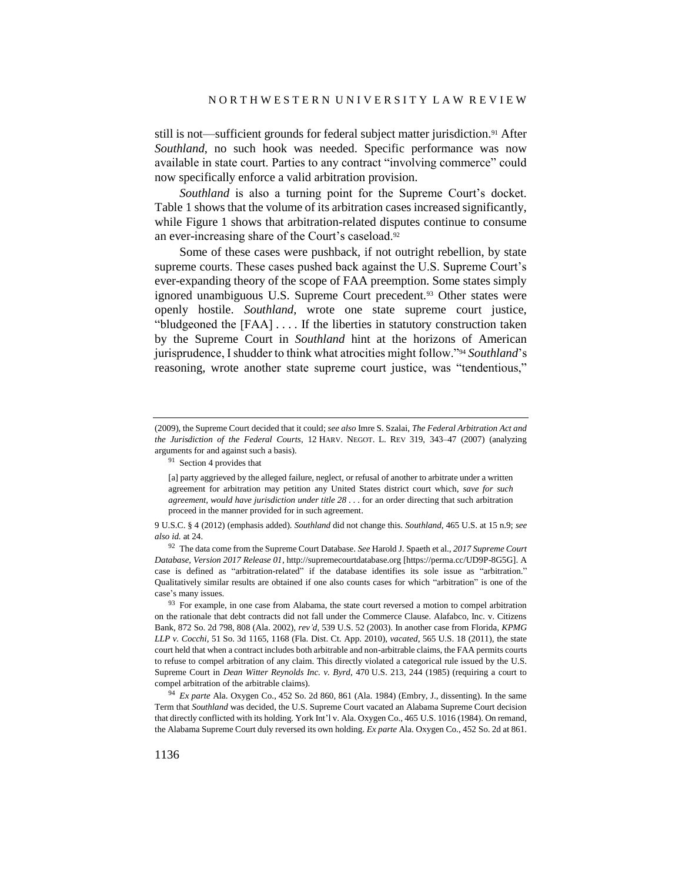still is not—sufficient grounds for federal subject matter jurisdiction.[91] After *Southland*, no such hook was needed. Specific performance was now available in state court. Parties to any contract "involving commerce" could now specifically enforce a valid arbitration provision.

*Southland* is also a turning point for the Supreme Court's docket. Table 1 shows that the volume of its arbitration cases increased significantly, while Figure 1 shows that arbitration-related disputes continue to consume an ever-increasing share of the Court's caseload.[92]

Some of these cases were pushback, if not outright rebellion, by state supreme courts. These cases pushed back against the U.S. Supreme Court's ever-expanding theory of the scope of FAA preemption. Some states simply ignored unambiguous U.S. Supreme Court precedent.[93] Other states were openly hostile. *Southland*, wrote one state supreme court justice, "bludgeoned the [FAA] . . . . If the liberties in statutory construction taken by the Supreme Court in *Southland* hint at the horizons of American jurisprudence, I shudder to think what atrocities might follow."[94] *Southland*'s reasoning, wrote another state supreme court justice, was "tendentious,"

---

(2009), the Supreme Court decided that it could; *see also* Imre S. Szalai, *The Federal Arbitration Act and the Jurisdiction of the Federal Courts*, 12 HARV. NEGOT. L. REV 319, 343–47 (2007) (analyzing arguments for and against such a basis).

[91] Section 4 provides that

> [a] party aggrieved by the alleged failure, neglect, or refusal of another to arbitrate under a written agreement for arbitration may petition any United States district court which, *save for such agreement, would have jurisdiction under title 28* . . . for an order directing that such arbitration proceed in the manner provided for in such agreement.

9 U.S.C. § 4 (2012) (emphasis added). *Southland* did not change this. *Southland*, 465 U.S. at 15 n.9; *see also id.* at 24.

[92] The data come from the Supreme Court Database. *See* Harold J. Spaeth et al., *2017 Supreme Court Database, Version 2017 Release 01*, http://supremecourtdatabase.org [https://perma.cc/UD9P-8G5G]. A case is defined as "arbitration-related" if the database identifies its sole issue as "arbitration." Qualitatively similar results are obtained if one also counts cases for which "arbitration" is one of the case's many issues.

[93] For example, in one case from Alabama, the state court reversed a motion to compel arbitration on the rationale that debt contracts did not fall under the Commerce Clause. Alafabco, Inc. v. Citizens Bank, 872 So. 2d 798, 808 (Ala. 2002), *rev'd*, 539 U.S. 52 (2003). In another case from Florida, *KPMG LLP v. Cocchi*, 51 So. 3d 1165, 1168 (Fla. Dist. Ct. App. 2010), *vacated*, 565 U.S. 18 (2011), the state court held that when a contract includes both arbitrable and non-arbitrable claims, the FAA permits courts to refuse to compel arbitration of any claim. This directly violated a categorical rule issued by the U.S. Supreme Court in *Dean Witter Reynolds Inc. v. Byrd*, 470 U.S. 213, 244 (1985) (requiring a court to compel arbitration of the arbitrable claims).

[94] *Ex parte* Ala. Oxygen Co., 452 So. 2d 860, 861 (Ala. 1984) (Embry, J., dissenting). In the same Term that *Southland* was decided, the U.S. Supreme Court vacated an Alabama Supreme Court decision that directly conflicted with its holding. York Int'l v. Ala. Oxygen Co., 465 U.S. 1016 (1984). On remand, the Alabama Supreme Court duly reversed its own holding. *Ex parte* Ala. Oxygen Co., 452 So. 2d at 861.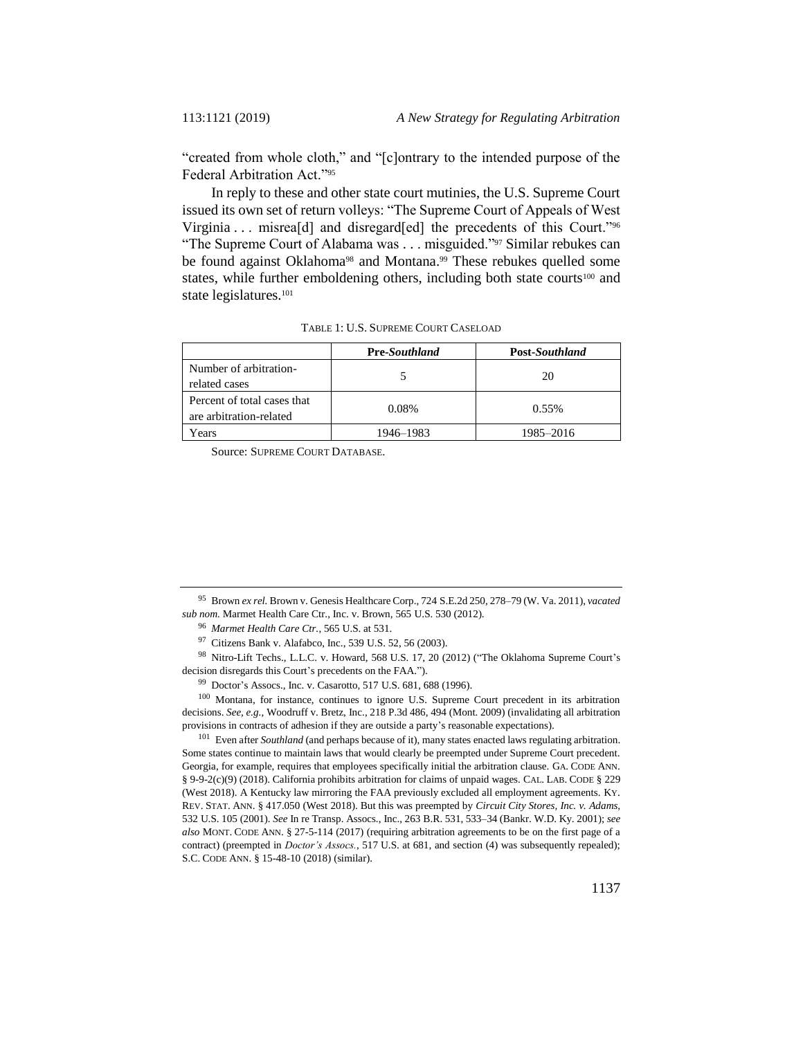"created from whole cloth," and "[c]ontrary to the intended purpose of the Federal Arbitration Act."[95]

In reply to these and other state court mutinies, the U.S. Supreme Court issued its own set of return volleys: "The Supreme Court of Appeals of West Virginia . . . misrea[d] and disregard[ed] the precedents of this Court."[96] "The Supreme Court of Alabama was . . . misguided."[97] Similar rebukes can be found against Oklahoma[98] and Montana.[99] These rebukes quelled some states, while further emboldening others, including both state courts[100] and state legislatures.[101]

TABLE 1: U.S. SUPREME COURT CASELOAD

| | Pre-*Southland* | Post-*Southland* |
|---|---|---|
| Number of arbitration-related cases | 5 | 20 |
| Percent of total cases that are arbitration-related | 0.08% | 0.55% |
| Years | 1946–1983 | 1985–2016 |

Source: SUPREME COURT DATABASE.

---

[95] Brown *ex rel.* Brown v. Genesis Healthcare Corp., 724 S.E.2d 250, 278–79 (W. Va. 2011), *vacated sub nom.* Marmet Health Care Ctr., Inc. v. Brown, 565 U.S. 530 (2012).

[96] *Marmet Health Care Ctr.*, 565 U.S. at 531.

[97] Citizens Bank v. Alafabco, Inc., 539 U.S. 52, 56 (2003).

[98] Nitro-Lift Techs., L.L.C. v. Howard, 568 U.S. 17, 20 (2012) ("The Oklahoma Supreme Court's decision disregards this Court's precedents on the FAA.").

[99] Doctor's Assocs., Inc. v. Casarotto, 517 U.S. 681, 688 (1996).

[100] Montana, for instance, continues to ignore U.S. Supreme Court precedent in its arbitration decisions. *See, e.g.*, Woodruff v. Bretz, Inc., 218 P.3d 486, 494 (Mont. 2009) (invalidating all arbitration provisions in contracts of adhesion if they are outside a party's reasonable expectations).

[101] Even after *Southland* (and perhaps because of it), many states enacted laws regulating arbitration. Some states continue to maintain laws that would clearly be preempted under Supreme Court precedent. Georgia, for example, requires that employees specifically initial the arbitration clause. GA. CODE ANN. § 9-9-2(c)(9) (2018). California prohibits arbitration for claims of unpaid wages. CAL. LAB. CODE § 229 (West 2018). A Kentucky law mirroring the FAA previously excluded all employment agreements. KY. REV. STAT. ANN. § 417.050 (West 2018). But this was preempted by *Circuit City Stores, Inc. v. Adams*, 532 U.S. 105 (2001). *See* In re Transp. Assocs., Inc., 263 B.R. 531, 533–34 (Bankr. W.D. Ky. 2001); *see also* MONT. CODE ANN. § 27-5-114 (2017) (requiring arbitration agreements to be on the first page of a contract) (preempted in *Doctor's Assocs.*, 517 U.S. at 681, and section (4) was subsequently repealed); S.C. CODE ANN. § 15-48-10 (2018) (similar).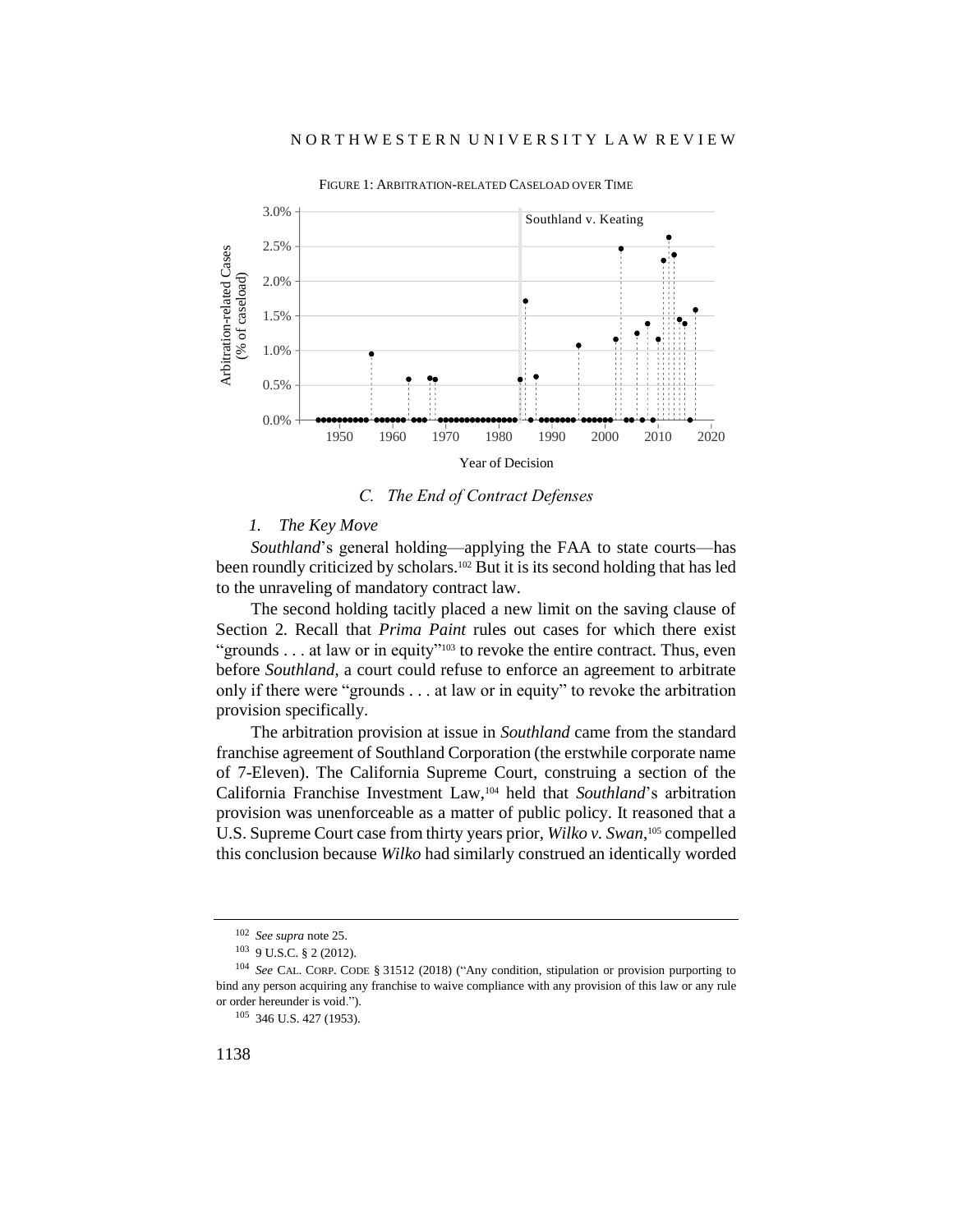FIGURE 1: ARBITRATION-RELATED CASELOAD OVER TIME

### *C. The End of Contract Defenses*

#### *1. The Key Move*

*Southland*'s general holding—applying the FAA to state courts—has been roundly criticized by scholars.[102] But it is its second holding that has led to the unraveling of mandatory contract law.

The second holding tacitly placed a new limit on the saving clause of Section 2. Recall that *Prima Paint* rules out cases for which there exist "grounds . . . at law or in equity"[103] to revoke the entire contract. Thus, even before *Southland*, a court could refuse to enforce an agreement to arbitrate only if there were "grounds . . . at law or in equity" to revoke the arbitration provision specifically.

The arbitration provision at issue in *Southland* came from the standard franchise agreement of Southland Corporation (the erstwhile corporate name of 7-Eleven). The California Supreme Court, construing a section of the California Franchise Investment Law,[104] held that *Southland*'s arbitration provision was unenforceable as a matter of public policy. It reasoned that a U.S. Supreme Court case from thirty years prior, *Wilko v. Swan*,[105] compelled this conclusion because *Wilko* had similarly construed an identically worded

---

[102] *See supra* note 25.

[103] 9 U.S.C. § 2 (2012).

[104] *See* CAL. CORP. CODE § 31512 (2018) ("Any condition, stipulation or provision purporting to bind any person acquiring any franchise to waive compliance with any provision of this law or any rule or order hereunder is void.").

[105] 346 U.S. 427 (1953).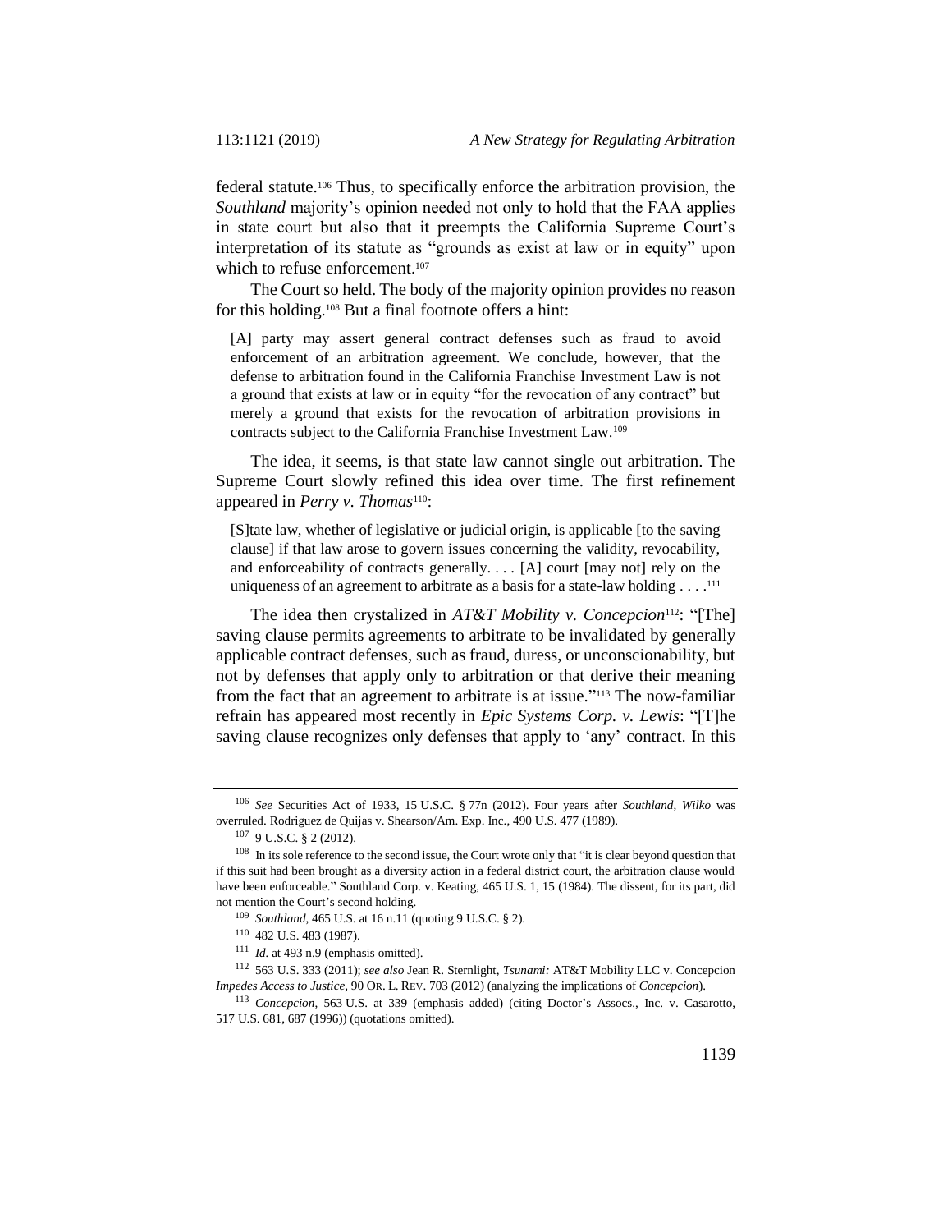federal statute.[106] Thus, to specifically enforce the arbitration provision, the *Southland* majority's opinion needed not only to hold that the FAA applies in state court but also that it preempts the California Supreme Court's interpretation of its statute as "grounds as exist at law or in equity" upon which to refuse enforcement.[107]

The Court so held. The body of the majority opinion provides no reason for this holding.[108] But a final footnote offers a hint:

> [A] party may assert general contract defenses such as fraud to avoid enforcement of an arbitration agreement. We conclude, however, that the defense to arbitration found in the California Franchise Investment Law is not a ground that exists at law or in equity "for the revocation of any contract" but merely a ground that exists for the revocation of arbitration provisions in contracts subject to the California Franchise Investment Law.[109]

The idea, it seems, is that state law cannot single out arbitration. The Supreme Court slowly refined this idea over time. The first refinement appeared in *Perry v. Thomas*[110]:

> [S]tate law, whether of legislative or judicial origin, is applicable [to the saving clause] if that law arose to govern issues concerning the validity, revocability, and enforceability of contracts generally. . . . [A] court [may not] rely on the uniqueness of an agreement to arbitrate as a basis for a state-law holding . . . .[111]

The idea then crystalized in *AT&T Mobility v. Concepcion*[112]: "[The] saving clause permits agreements to arbitrate to be invalidated by generally applicable contract defenses, such as fraud, duress, or unconscionability, but not by defenses that apply only to arbitration or that derive their meaning from the fact that an agreement to arbitrate is at issue."[113] The now-familiar refrain has appeared most recently in *Epic Systems Corp. v. Lewis*: "[T]he saving clause recognizes only defenses that apply to 'any' contract. In this

---

[106] *See* Securities Act of 1933, 15 U.S.C. § 77n (2012). Four years after *Southland*, *Wilko* was overruled. Rodriguez de Quijas v. Shearson/Am. Exp. Inc., 490 U.S. 477 (1989).

[107] 9 U.S.C. § 2 (2012).

[108] In its sole reference to the second issue, the Court wrote only that "it is clear beyond question that if this suit had been brought as a diversity action in a federal district court, the arbitration clause would have been enforceable." Southland Corp. v. Keating, 465 U.S. 1, 15 (1984). The dissent, for its part, did not mention the Court's second holding.

[109] *Southland*, 465 U.S. at 16 n.11 (quoting 9 U.S.C. § 2).

[110] 482 U.S. 483 (1987).

[111] *Id.* at 493 n.9 (emphasis omitted).

[112] 563 U.S. 333 (2011); *see also* Jean R. Sternlight, *Tsunami:* AT&T Mobility LLC v. Concepcion *Impedes Access to Justice*, 90 OR. L. REV. 703 (2012) (analyzing the implications of *Concepcion*).

[113] *Concepcion*, 563 U.S. at 339 (emphasis added) (citing Doctor's Assocs., Inc. v. Casarotto, 517 U.S. 681, 687 (1996)) (quotations omitted).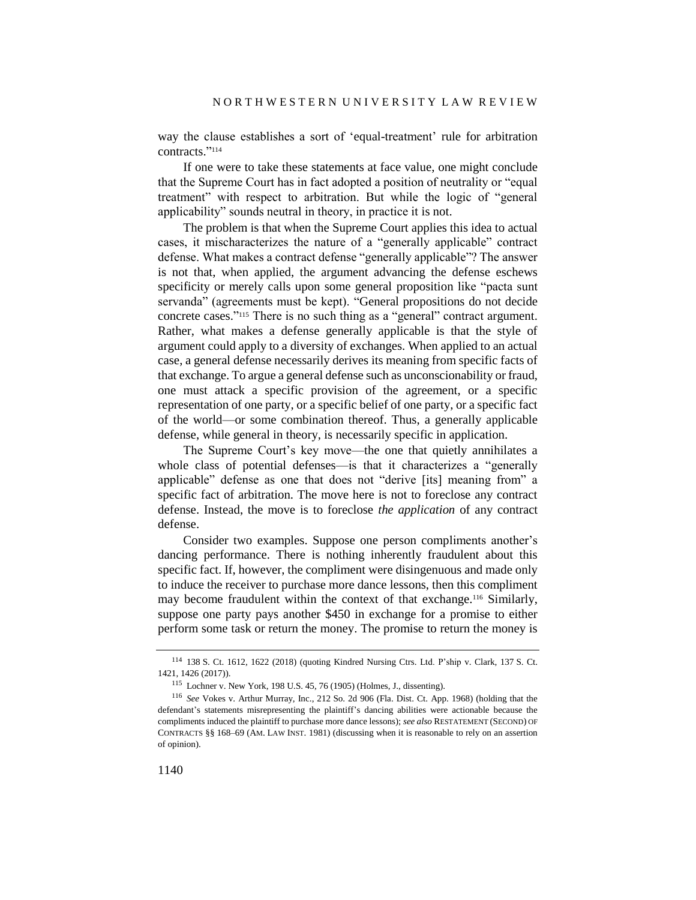way the clause establishes a sort of 'equal-treatment' rule for arbitration contracts."[114]

If one were to take these statements at face value, one might conclude that the Supreme Court has in fact adopted a position of neutrality or "equal treatment" with respect to arbitration. But while the logic of "general applicability" sounds neutral in theory, in practice it is not.

The problem is that when the Supreme Court applies this idea to actual cases, it mischaracterizes the nature of a "generally applicable" contract defense. What makes a contract defense "generally applicable"? The answer is not that, when applied, the argument advancing the defense eschews specificity or merely calls upon some general proposition like "pacta sunt servanda" (agreements must be kept). "General propositions do not decide concrete cases."[115] There is no such thing as a "general" contract argument. Rather, what makes a defense generally applicable is that the style of argument could apply to a diversity of exchanges. When applied to an actual case, a general defense necessarily derives its meaning from specific facts of that exchange. To argue a general defense such as unconscionability or fraud, one must attack a specific provision of the agreement, or a specific representation of one party, or a specific belief of one party, or a specific fact of the world—or some combination thereof. Thus, a generally applicable defense, while general in theory, is necessarily specific in application.

The Supreme Court's key move—the one that quietly annihilates a whole class of potential defenses—is that it characterizes a "generally applicable" defense as one that does not "derive [its] meaning from" a specific fact of arbitration. The move here is not to foreclose any contract defense. Instead, the move is to foreclose *the application* of any contract defense.

Consider two examples. Suppose one person compliments another's dancing performance. There is nothing inherently fraudulent about this specific fact. If, however, the compliment were disingenuous and made only to induce the receiver to purchase more dance lessons, then this compliment may become fraudulent within the context of that exchange.[116] Similarly, suppose one party pays another $450 in exchange for a promise to either perform some task or return the money. The promise to return the money is

---

[114] 138 S. Ct. 1612, 1622 (2018) (quoting Kindred Nursing Ctrs. Ltd. P'ship v. Clark, 137 S. Ct. 1421, 1426 (2017)).

[115] Lochner v. New York, 198 U.S. 45, 76 (1905) (Holmes, J., dissenting).

[116] *See* Vokes v. Arthur Murray, Inc., 212 So. 2d 906 (Fla. Dist. Ct. App. 1968) (holding that the defendant's statements misrepresenting the plaintiff's dancing abilities were actionable because the compliments induced the plaintiff to purchase more dance lessons); *see also* RESTATEMENT (SECOND) OF CONTRACTS §§ 168–69 (AM. LAW INST. 1981) (discussing when it is reasonable to rely on an assertion of opinion).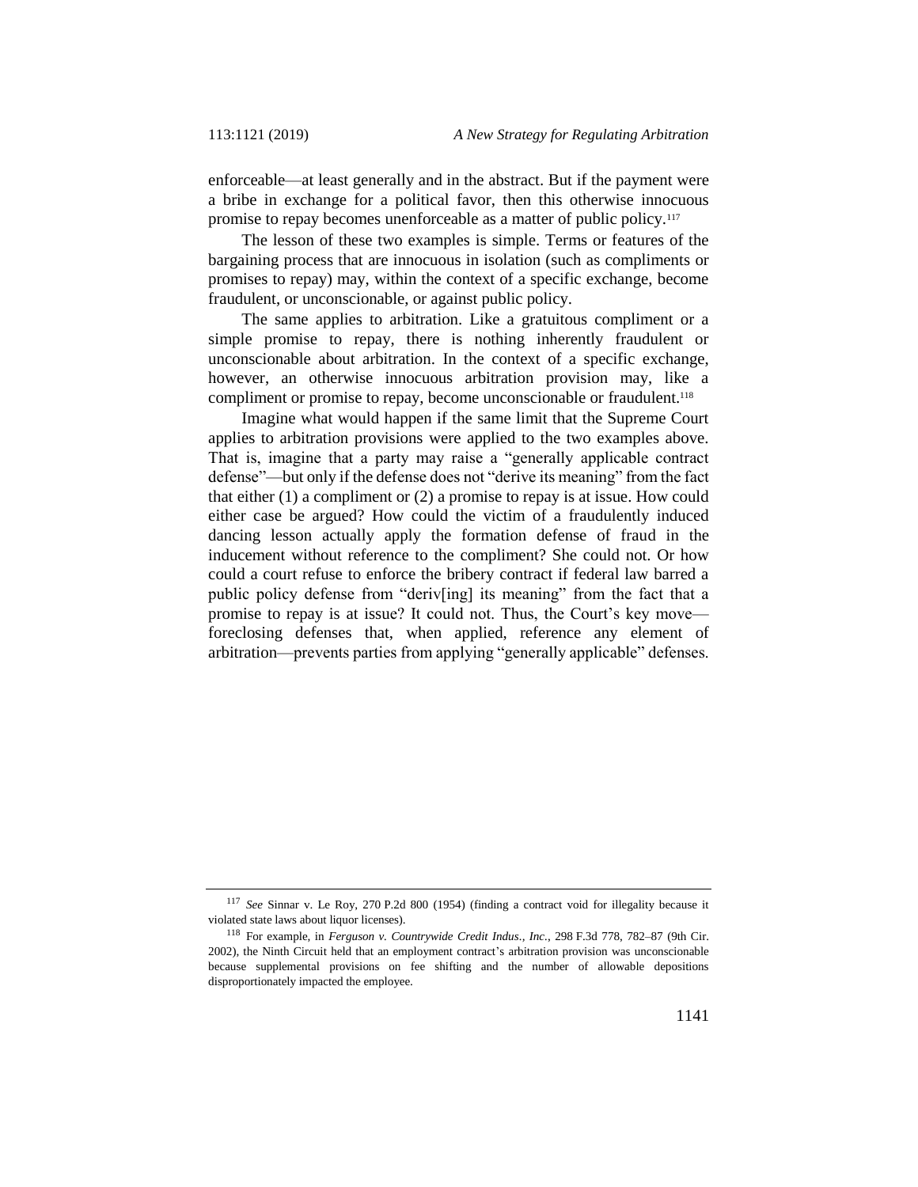enforceable—at least generally and in the abstract. But if the payment were a bribe in exchange for a political favor, then this otherwise innocuous promise to repay becomes unenforceable as a matter of public policy.[117]

The lesson of these two examples is simple. Terms or features of the bargaining process that are innocuous in isolation (such as compliments or promises to repay) may, within the context of a specific exchange, become fraudulent, or unconscionable, or against public policy.

The same applies to arbitration. Like a gratuitous compliment or a simple promise to repay, there is nothing inherently fraudulent or unconscionable about arbitration. In the context of a specific exchange, however, an otherwise innocuous arbitration provision may, like a compliment or promise to repay, become unconscionable or fraudulent.[118]

Imagine what would happen if the same limit that the Supreme Court applies to arbitration provisions were applied to the two examples above. That is, imagine that a party may raise a "generally applicable contract defense"—but only if the defense does not "derive its meaning" from the fact that either (1) a compliment or (2) a promise to repay is at issue. How could either case be argued? How could the victim of a fraudulently induced dancing lesson actually apply the formation defense of fraud in the inducement without reference to the compliment? She could not. Or how could a court refuse to enforce the bribery contract if federal law barred a public policy defense from "deriv[ing] its meaning" from the fact that a promise to repay is at issue? It could not. Thus, the Court's key move—foreclosing defenses that, when applied, reference any element of arbitration—prevents parties from applying "generally applicable" defenses.

---

[117] *See* Sinnar v. Le Roy, 270 P.2d 800 (1954) (finding a contract void for illegality because it violated state laws about liquor licenses).

[118] For example, in *Ferguson v. Countrywide Credit Indus., Inc.*, 298 F.3d 778, 782–87 (9th Cir. 2002), the Ninth Circuit held that an employment contract's arbitration provision was unconscionable because supplemental provisions on fee shifting and the number of allowable depositions disproportionately impacted the employee.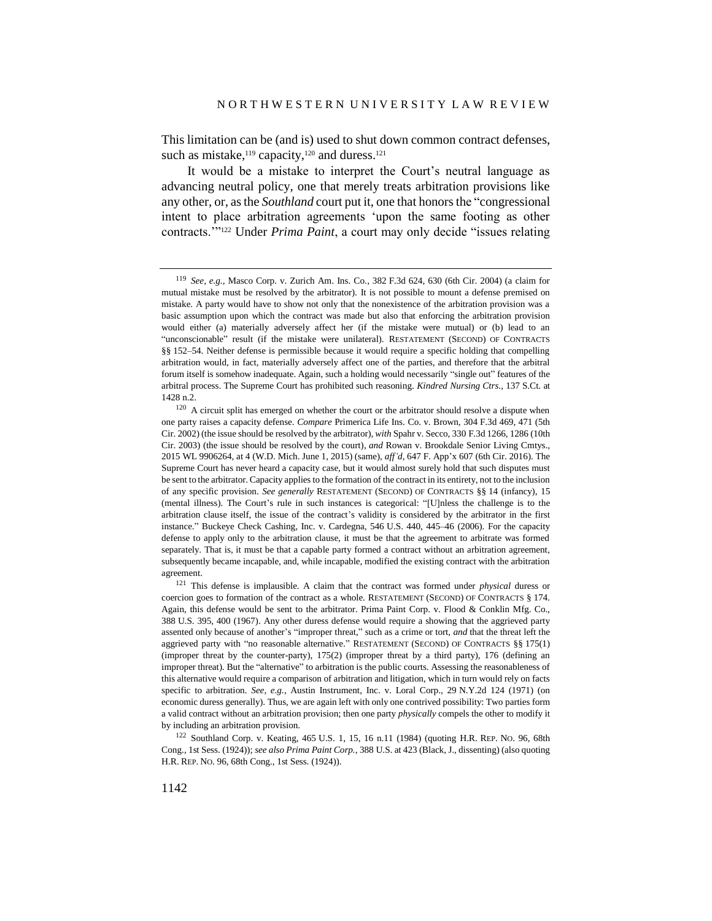This limitation can be (and is) used to shut down common contract defenses, such as mistake,[119] capacity,[120] and duress.[121]

It would be a mistake to interpret the Court's neutral language as advancing neutral policy, one that merely treats arbitration provisions like any other, or, as the *Southland* court put it, one that honors the "congressional intent to place arbitration agreements 'upon the same footing as other contracts.'"[122] Under *Prima Paint*, a court may only decide "issues relating

---

[119] *See, e.g.*, Masco Corp. v. Zurich Am. Ins. Co., 382 F.3d 624, 630 (6th Cir. 2004) (a claim for mutual mistake must be resolved by the arbitrator). It is not possible to mount a defense premised on mistake. A party would have to show not only that the nonexistence of the arbitration provision was a basic assumption upon which the contract was made but also that enforcing the arbitration provision would either (a) materially adversely affect her (if the mistake were mutual) or (b) lead to an "unconscionable" result (if the mistake were unilateral). RESTATEMENT (SECOND) OF CONTRACTS §§ 152–54. Neither defense is permissible because it would require a specific holding that compelling arbitration would, in fact, materially adversely affect one of the parties, and therefore that the arbitral forum itself is somehow inadequate. Again, such a holding would necessarily "single out" features of the arbitral process. The Supreme Court has prohibited such reasoning. *Kindred Nursing Ctrs.*, 137 S.Ct. at 1428 n.2.

[120] A circuit split has emerged on whether the court or the arbitrator should resolve a dispute when one party raises a capacity defense. *Compare* Primerica Life Ins. Co. v. Brown, 304 F.3d 469, 471 (5th Cir. 2002) (the issue should be resolved by the arbitrator), *with* Spahr v. Secco, 330 F.3d 1266, 1286 (10th Cir. 2003) (the issue should be resolved by the court), *and* Rowan v. Brookdale Senior Living Cmtys., 2015 WL 9906264, at 4 (W.D. Mich. June 1, 2015) (same), *aff'd*, 647 F. App'x 607 (6th Cir. 2016). The Supreme Court has never heard a capacity case, but it would almost surely hold that such disputes must be sent to the arbitrator. Capacity applies to the formation of the contract in its entirety, not to the inclusion of any specific provision. *See generally* RESTATEMENT (SECOND) OF CONTRACTS §§ 14 (infancy), 15 (mental illness). The Court's rule in such instances is categorical: "[U]nless the challenge is to the arbitration clause itself, the issue of the contract's validity is considered by the arbitrator in the first instance." Buckeye Check Cashing, Inc. v. Cardegna, 546 U.S. 440, 445–46 (2006). For the capacity defense to apply only to the arbitration clause, it must be that the agreement to arbitrate was formed separately. That is, it must be that a capable party formed a contract without an arbitration agreement, subsequently became incapable, and, while incapable, modified the existing contract with the arbitration agreement.

[121] This defense is implausible. A claim that the contract was formed under *physical* duress or coercion goes to formation of the contract as a whole. RESTATEMENT (SECOND) OF CONTRACTS § 174. Again, this defense would be sent to the arbitrator. Prima Paint Corp. v. Flood & Conklin Mfg. Co., 388 U.S. 395, 400 (1967). Any other duress defense would require a showing that the aggrieved party assented only because of another's "improper threat," such as a crime or tort, *and* that the threat left the aggrieved party with "no reasonable alternative." RESTATEMENT (SECOND) OF CONTRACTS §§ 175(1) (improper threat by the counter-party), 175(2) (improper threat by a third party), 176 (defining an improper threat). But the "alternative" to arbitration is the public courts. Assessing the reasonableness of this alternative would require a comparison of arbitration and litigation, which in turn would rely on facts specific to arbitration. *See, e.g.*, Austin Instrument, Inc. v. Loral Corp., 29 N.Y.2d 124 (1971) (on economic duress generally). Thus, we are again left with only one contrived possibility: Two parties form a valid contract without an arbitration provision; then one party *physically* compels the other to modify it by including an arbitration provision.

[122] Southland Corp. v. Keating, 465 U.S. 1, 15, 16 n.11 (1984) (quoting H.R. REP. NO. 96, 68th Cong., 1st Sess. (1924)); *see also Prima Paint Corp.*, 388 U.S. at 423 (Black, J., dissenting) (also quoting H.R. REP. NO. 96, 68th Cong., 1st Sess. (1924)).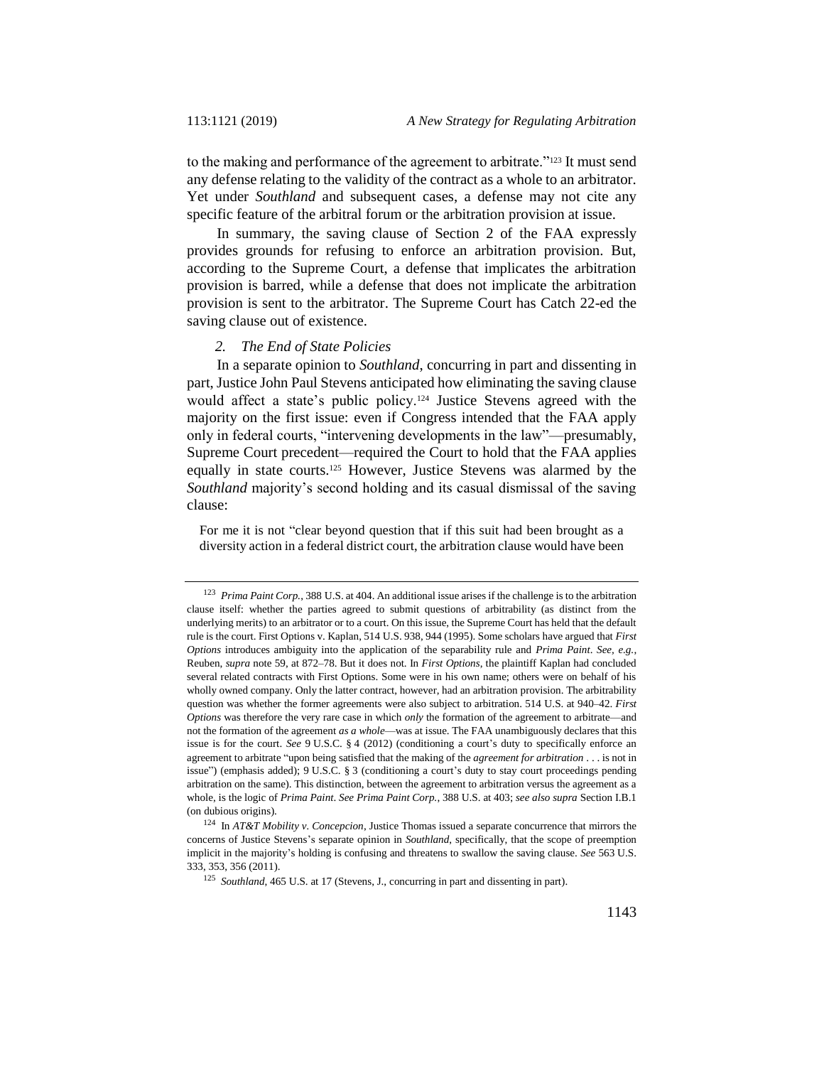to the making and performance of the agreement to arbitrate."[123] It must send any defense relating to the validity of the contract as a whole to an arbitrator. Yet under *Southland* and subsequent cases, a defense may not cite any specific feature of the arbitral forum or the arbitration provision at issue.

In summary, the saving clause of Section 2 of the FAA expressly provides grounds for refusing to enforce an arbitration provision. But, according to the Supreme Court, a defense that implicates the arbitration provision is barred, while a defense that does not implicate the arbitration provision is sent to the arbitrator. The Supreme Court has Catch 22-ed the saving clause out of existence.

### *2. The End of State Policies*

In a separate opinion to *Southland*, concurring in part and dissenting in part, Justice John Paul Stevens anticipated how eliminating the saving clause would affect a state's public policy.[124] Justice Stevens agreed with the majority on the first issue: even if Congress intended that the FAA apply only in federal courts, "intervening developments in the law"—presumably, Supreme Court precedent—required the Court to hold that the FAA applies equally in state courts.[125] However, Justice Stevens was alarmed by the *Southland* majority's second holding and its casual dismissal of the saving clause:

> For me it is not "clear beyond question that if this suit had been brought as a diversity action in a federal district court, the arbitration clause would have been

---

[123] *Prima Paint Corp.*, 388 U.S. at 404. An additional issue arises if the challenge is to the arbitration clause itself: whether the parties agreed to submit questions of arbitrability (as distinct from the underlying merits) to an arbitrator or to a court. On this issue, the Supreme Court has held that the default rule is the court. First Options v. Kaplan, 514 U.S. 938, 944 (1995). Some scholars have argued that *First Options* introduces ambiguity into the application of the separability rule and *Prima Paint*. *See, e.g.*, Reuben, *supra* note 59, at 872–78. But it does not. In *First Options*, the plaintiff Kaplan had concluded several related contracts with First Options. Some were in his own name; others were on behalf of his wholly owned company. Only the latter contract, however, had an arbitration provision. The arbitrability question was whether the former agreements were also subject to arbitration. 514 U.S. at 940–42. *First Options* was therefore the very rare case in which *only* the formation of the agreement to arbitrate—and not the formation of the agreement *as a whole*—was at issue. The FAA unambiguously declares that this issue is for the court. *See* 9 U.S.C. § 4 (2012) (conditioning a court's duty to specifically enforce an agreement to arbitrate "upon being satisfied that the making of the *agreement for arbitration* . . . is not in issue") (emphasis added); 9 U.S.C. § 3 (conditioning a court's duty to stay court proceedings pending arbitration on the same). This distinction, between the agreement to arbitration versus the agreement as a whole, is the logic of *Prima Paint*. *See Prima Paint Corp.*, 388 U.S. at 403; *see also supra* Section I.B.1 (on dubious origins).

[124] In *AT&T Mobility v. Concepcion*, Justice Thomas issued a separate concurrence that mirrors the concerns of Justice Stevens's separate opinion in *Southland*, specifically, that the scope of preemption implicit in the majority's holding is confusing and threatens to swallow the saving clause. *See* 563 U.S. 333, 353, 356 (2011).

[125] *Southland*, 465 U.S. at 17 (Stevens, J., concurring in part and dissenting in part).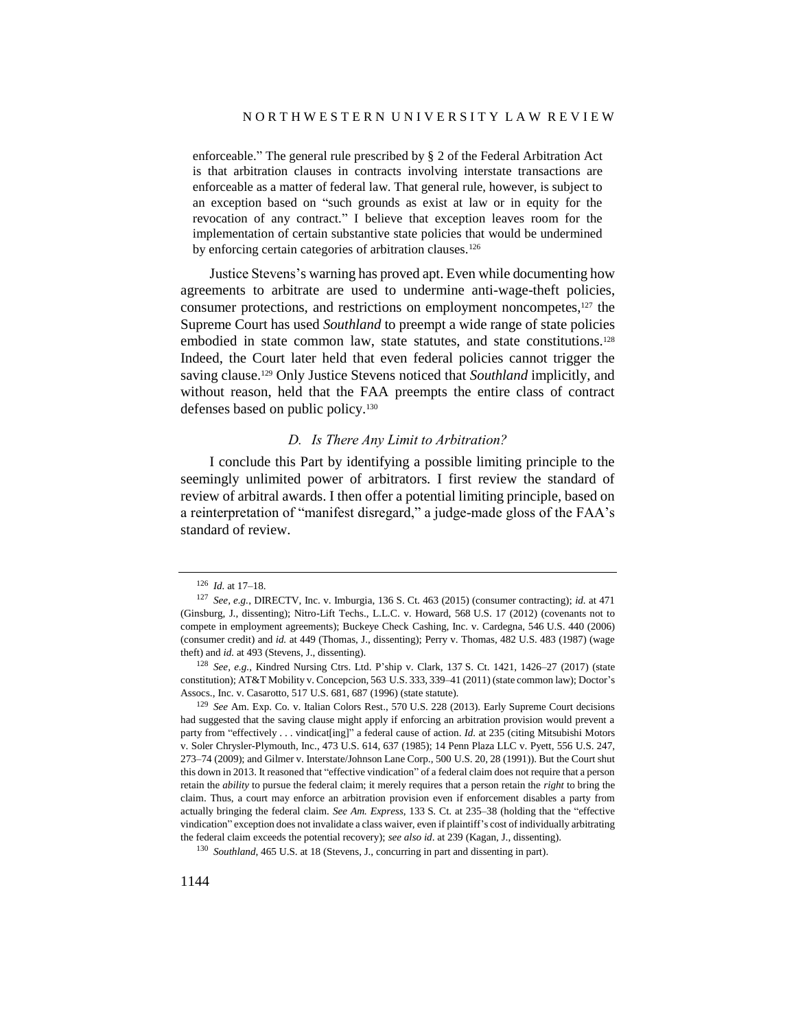> enforceable." The general rule prescribed by § 2 of the Federal Arbitration Act is that arbitration clauses in contracts involving interstate transactions are enforceable as a matter of federal law. That general rule, however, is subject to an exception based on "such grounds as exist at law or in equity for the revocation of any contract." I believe that exception leaves room for the implementation of certain substantive state policies that would be undermined by enforcing certain categories of arbitration clauses.[126]

Justice Stevens's warning has proved apt. Even while documenting how agreements to arbitrate are used to undermine anti-wage-theft policies, consumer protections, and restrictions on employment noncompetes,[127] the Supreme Court has used *Southland* to preempt a wide range of state policies embodied in state common law, state statutes, and state constitutions.[128] Indeed, the Court later held that even federal policies cannot trigger the saving clause.[129] Only Justice Stevens noticed that *Southland* implicitly, and without reason, held that the FAA preempts the entire class of contract defenses based on public policy.[130]

### *D. Is There Any Limit to Arbitration?*

I conclude this Part by identifying a possible limiting principle to the seemingly unlimited power of arbitrators. I first review the standard of review of arbitral awards. I then offer a potential limiting principle, based on a reinterpretation of "manifest disregard," a judge-made gloss of the FAA's standard of review.

---

[126] *Id.* at 17–18.

[127] *See, e.g.*, DIRECTV, Inc. v. Imburgia, 136 S. Ct. 463 (2015) (consumer contracting); *id.* at 471 (Ginsburg, J., dissenting); Nitro-Lift Techs., L.L.C. v. Howard, 568 U.S. 17 (2012) (covenants not to compete in employment agreements); Buckeye Check Cashing, Inc. v. Cardegna, 546 U.S. 440 (2006) (consumer credit) and *id.* at 449 (Thomas, J., dissenting); Perry v. Thomas, 482 U.S. 483 (1987) (wage theft) and *id.* at 493 (Stevens, J., dissenting).

[128] *See, e.g.*, Kindred Nursing Ctrs. Ltd. P'ship v. Clark, 137 S. Ct. 1421, 1426–27 (2017) (state constitution); AT&T Mobility v. Concepcion, 563 U.S. 333, 339–41 (2011) (state common law); Doctor's Assocs., Inc. v. Casarotto, 517 U.S. 681, 687 (1996) (state statute).

[129] *See* Am. Exp. Co. v. Italian Colors Rest., 570 U.S. 228 (2013). Early Supreme Court decisions had suggested that the saving clause might apply if enforcing an arbitration provision would prevent a party from "effectively . . . vindicat[ing]" a federal cause of action. *Id.* at 235 (citing Mitsubishi Motors v. Soler Chrysler-Plymouth, Inc., 473 U.S. 614, 637 (1985); 14 Penn Plaza LLC v. Pyett, 556 U.S. 247, 273–74 (2009); and Gilmer v. Interstate/Johnson Lane Corp., 500 U.S. 20, 28 (1991)). But the Court shut this down in 2013. It reasoned that "effective vindication" of a federal claim does not require that a person retain the *ability* to pursue the federal claim; it merely requires that a person retain the *right* to bring the claim. Thus, a court may enforce an arbitration provision even if enforcement disables a party from actually bringing the federal claim. *See Am. Express*, 133 S. Ct. at 235–38 (holding that the "effective vindication" exception does not invalidate a class waiver, even if plaintiff's cost of individually arbitrating the federal claim exceeds the potential recovery); *see also id.* at 239 (Kagan, J., dissenting).

[130] *Southland*, 465 U.S. at 18 (Stevens, J., concurring in part and dissenting in part).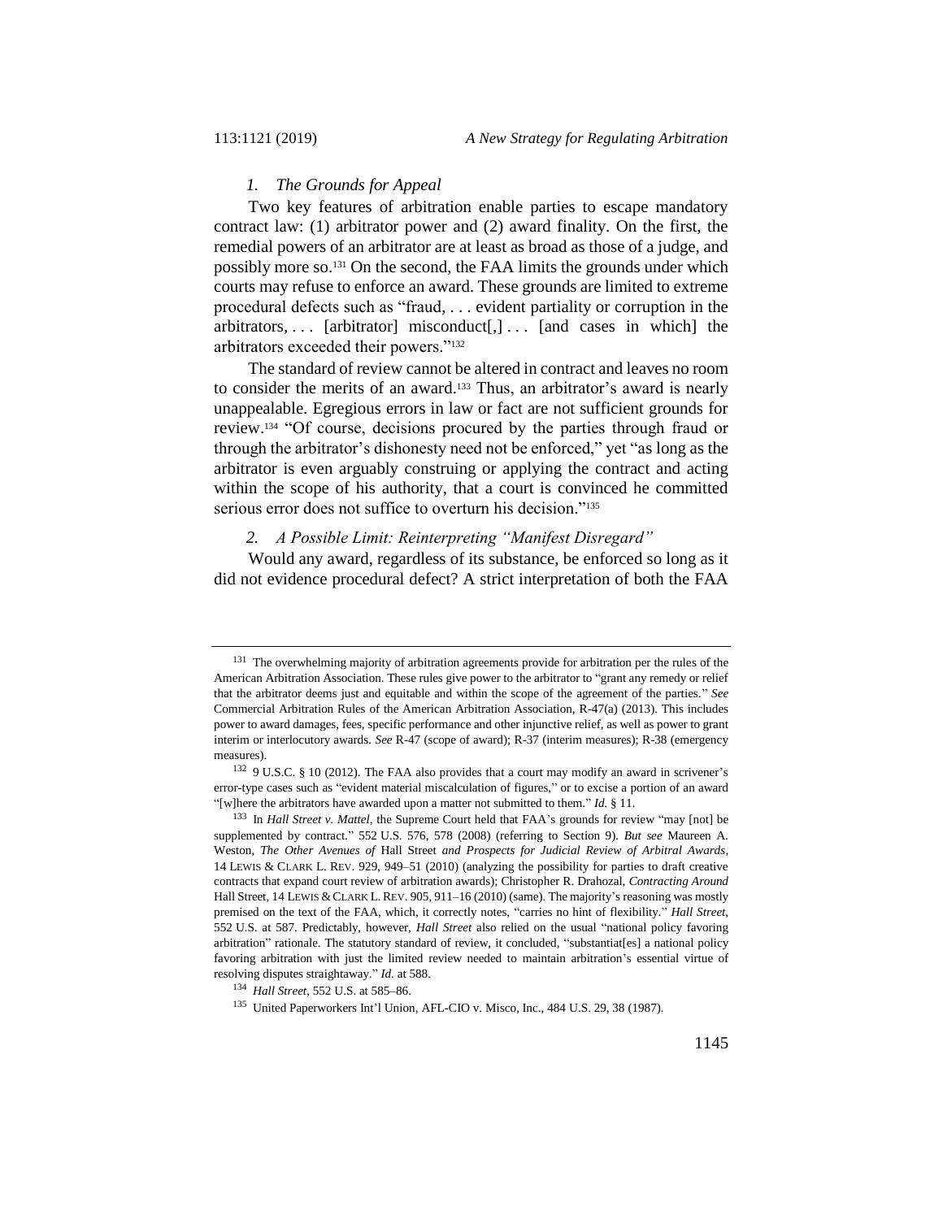### *1. The Grounds for Appeal*

Two key features of arbitration enable parties to escape mandatory contract law: (1) arbitrator power and (2) award finality. On the first, the remedial powers of an arbitrator are at least as broad as those of a judge, and possibly more so.[131] On the second, the FAA limits the grounds under which courts may refuse to enforce an award. These grounds are limited to extreme procedural defects such as "fraud, . . . evident partiality or corruption in the arbitrators, . . . [arbitrator] misconduct[,] . . . [and cases in which] the arbitrators exceeded their powers."[132]

The standard of review cannot be altered in contract and leaves no room to consider the merits of an award.[133] Thus, an arbitrator's award is nearly unappealable. Egregious errors in law or fact are not sufficient grounds for review.[134] "Of course, decisions procured by the parties through fraud or through the arbitrator's dishonesty need not be enforced," yet "as long as the arbitrator is even arguably construing or applying the contract and acting within the scope of his authority, that a court is convinced he committed serious error does not suffice to overturn his decision."[135]

### *2. A Possible Limit: Reinterpreting "Manifest Disregard"*

Would any award, regardless of its substance, be enforced so long as it did not evidence procedural defect? A strict interpretation of both the FAA

---

[131] The overwhelming majority of arbitration agreements provide for arbitration per the rules of the American Arbitration Association. These rules give power to the arbitrator to "grant any remedy or relief that the arbitrator deems just and equitable and within the scope of the agreement of the parties." *See* Commercial Arbitration Rules of the American Arbitration Association, R-47(a) (2013). This includes power to award damages, fees, specific performance and other injunctive relief, as well as power to grant interim or interlocutory awards. *See* R-47 (scope of award); R-37 (interim measures); R-38 (emergency measures).

[132] 9 U.S.C. § 10 (2012). The FAA also provides that a court may modify an award in scrivener's error-type cases such as "evident material miscalculation of figures," or to excise a portion of an award "[w]here the arbitrators have awarded upon a matter not submitted to them." *Id.* § 11.

[133] In *Hall Street v. Mattel*, the Supreme Court held that FAA's grounds for review "may [not] be supplemented by contract." 552 U.S. 576, 578 (2008) (referring to Section 9). *But see* Maureen A. Weston, *The Other Avenues of* Hall Street *and Prospects for Judicial Review of Arbitral Awards*, 14 LEWIS & CLARK L. REV. 929, 949–51 (2010) (analyzing the possibility for parties to draft creative contracts that expand court review of arbitration awards); Christopher R. Drahozal, *Contracting Around* Hall Street, 14 LEWIS & CLARK L. REV. 905, 911–16 (2010) (same). The majority's reasoning was mostly premised on the text of the FAA, which, it correctly notes, "carries no hint of flexibility." *Hall Street*, 552 U.S. at 587. Predictably, however, *Hall Street* also relied on the usual "national policy favoring arbitration" rationale. The statutory standard of review, it concluded, "substantiat[es] a national policy favoring arbitration with just the limited review needed to maintain arbitration's essential virtue of resolving disputes straightaway." *Id.* at 588.

[134] *Hall Street*, 552 U.S. at 585–86.

[135] United Paperworkers Int'l Union, AFL-CIO v. Misco, Inc., 484 U.S. 29, 38 (1987).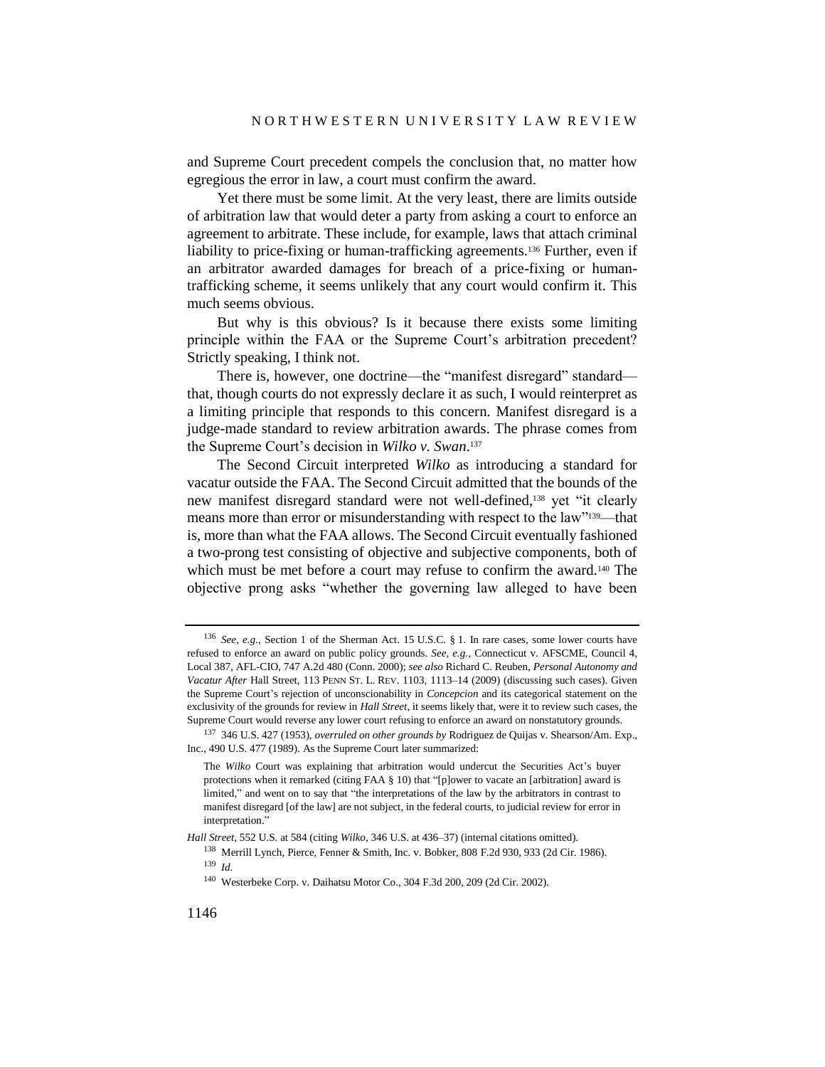and Supreme Court precedent compels the conclusion that, no matter how egregious the error in law, a court must confirm the award.

Yet there must be some limit. At the very least, there are limits outside of arbitration law that would deter a party from asking a court to enforce an agreement to arbitrate. These include, for example, laws that attach criminal liability to price-fixing or human-trafficking agreements.[136] Further, even if an arbitrator awarded damages for breach of a price-fixing or human-trafficking scheme, it seems unlikely that any court would confirm it. This much seems obvious.

But why is this obvious? Is it because there exists some limiting principle within the FAA or the Supreme Court's arbitration precedent? Strictly speaking, I think not.

There is, however, one doctrine—the "manifest disregard" standard—that, though courts do not expressly declare it as such, I would reinterpret as a limiting principle that responds to this concern. Manifest disregard is a judge-made standard to review arbitration awards. The phrase comes from the Supreme Court's decision in *Wilko v. Swan*.[137]

The Second Circuit interpreted *Wilko* as introducing a standard for vacatur outside the FAA. The Second Circuit admitted that the bounds of the new manifest disregard standard were not well-defined,[138] yet "it clearly means more than error or misunderstanding with respect to the law"[139]—that is, more than what the FAA allows. The Second Circuit eventually fashioned a two-prong test consisting of objective and subjective components, both of which must be met before a court may refuse to confirm the award.[140] The objective prong asks "whether the governing law alleged to have been

---

[136] *See, e.g.*, Section 1 of the Sherman Act. 15 U.S.C. § 1. In rare cases, some lower courts have refused to enforce an award on public policy grounds. *See, e.g.*, Connecticut v. AFSCME, Council 4, Local 387, AFL-CIO, 747 A.2d 480 (Conn. 2000); *see also* Richard C. Reuben, *Personal Autonomy and Vacatur After* Hall Street, 113 PENN ST. L. REV. 1103, 1113–14 (2009) (discussing such cases). Given the Supreme Court's rejection of unconscionability in *Concepcion* and its categorical statement on the exclusivity of the grounds for review in *Hall Street*, it seems likely that, were it to review such cases, the Supreme Court would reverse any lower court refusing to enforce an award on nonstatutory grounds.

[137] 346 U.S. 427 (1953), *overruled on other grounds by* Rodriguez de Quijas v. Shearson/Am. Exp., Inc., 490 U.S. 477 (1989). As the Supreme Court later summarized:

> The *Wilko* Court was explaining that arbitration would undercut the Securities Act's buyer protections when it remarked (citing FAA § 10) that "[p]ower to vacate an [arbitration] award is limited," and went on to say that "the interpretations of the law by the arbitrators in contrast to manifest disregard [of the law] are not subject, in the federal courts, to judicial review for error in interpretation."

*Hall Street*, 552 U.S. at 584 (citing *Wilko*, 346 U.S. at 436–37) (internal citations omitted).

[138] Merrill Lynch, Pierce, Fenner & Smith, Inc. v. Bobker, 808 F.2d 930, 933 (2d Cir. 1986).

[139] *Id.*

[140] Westerbeke Corp. v. Daihatsu Motor Co., 304 F.3d 200, 209 (2d Cir. 2002).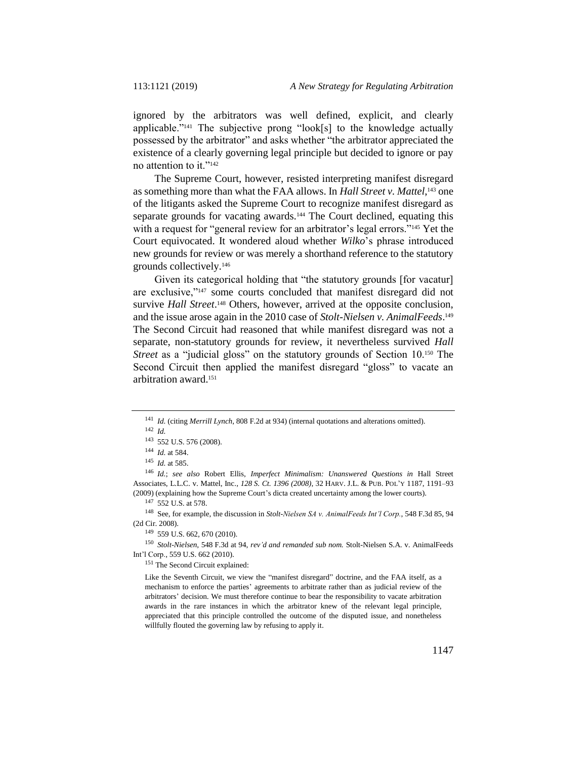ignored by the arbitrators was well defined, explicit, and clearly applicable."[141] The subjective prong "look[s] to the knowledge actually possessed by the arbitrator" and asks whether "the arbitrator appreciated the existence of a clearly governing legal principle but decided to ignore or pay no attention to it."[142]

The Supreme Court, however, resisted interpreting manifest disregard as something more than what the FAA allows. In *Hall Street v. Mattel*,[143] one of the litigants asked the Supreme Court to recognize manifest disregard as separate grounds for vacating awards.[144] The Court declined, equating this with a request for "general review for an arbitrator's legal errors."[145] Yet the Court equivocated. It wondered aloud whether *Wilko*'s phrase introduced new grounds for review or was merely a shorthand reference to the statutory grounds collectively.[146]

Given its categorical holding that "the statutory grounds [for vacatur] are exclusive,"[147] some courts concluded that manifest disregard did not survive *Hall Street*.[148] Others, however, arrived at the opposite conclusion, and the issue arose again in the 2010 case of *Stolt-Nielsen v. AnimalFeeds*.[149] The Second Circuit had reasoned that while manifest disregard was not a separate, non-statutory grounds for review, it nevertheless survived *Hall Street* as a "judicial gloss" on the statutory grounds of Section 10.[150] The Second Circuit then applied the manifest disregard "gloss" to vacate an arbitration award.[151]

---

[141] *Id.* (citing *Merrill Lynch*, 808 F.2d at 934) (internal quotations and alterations omitted).

[142] *Id.*

[143] 552 U.S. 576 (2008).

[144] *Id.* at 584.

[145] *Id.* at 585.

[146] *Id.*; *see also* Robert Ellis, *Imperfect Minimalism: Unanswered Questions in* Hall Street Associates, L.L.C. v. Mattel, Inc., *128 S. Ct. 1396 (2008)*, 32 HARV. J.L. & PUB. POL'Y 1187, 1191–93 (2009) (explaining how the Supreme Court's dicta created uncertainty among the lower courts).

[147] 552 U.S. at 578.

[148] See, for example, the discussion in *Stolt-Nielsen SA v. AnimalFeeds Int'l Corp.*, 548 F.3d 85, 94 (2d Cir. 2008).

[149] 559 U.S. 662, 670 (2010).

[150] *Stolt-Nielsen*, 548 F.3d at 94, *rev'd and remanded sub nom.* Stolt-Nielsen S.A. v. AnimalFeeds Int'l Corp., 559 U.S. 662 (2010).

[151] The Second Circuit explained:

> Like the Seventh Circuit, we view the "manifest disregard" doctrine, and the FAA itself, as a mechanism to enforce the parties' agreements to arbitrate rather than as judicial review of the arbitrators' decision. We must therefore continue to bear the responsibility to vacate arbitration awards in the rare instances in which the arbitrator knew of the relevant legal principle, appreciated that this principle controlled the outcome of the disputed issue, and nonetheless willfully flouted the governing law by refusing to apply it.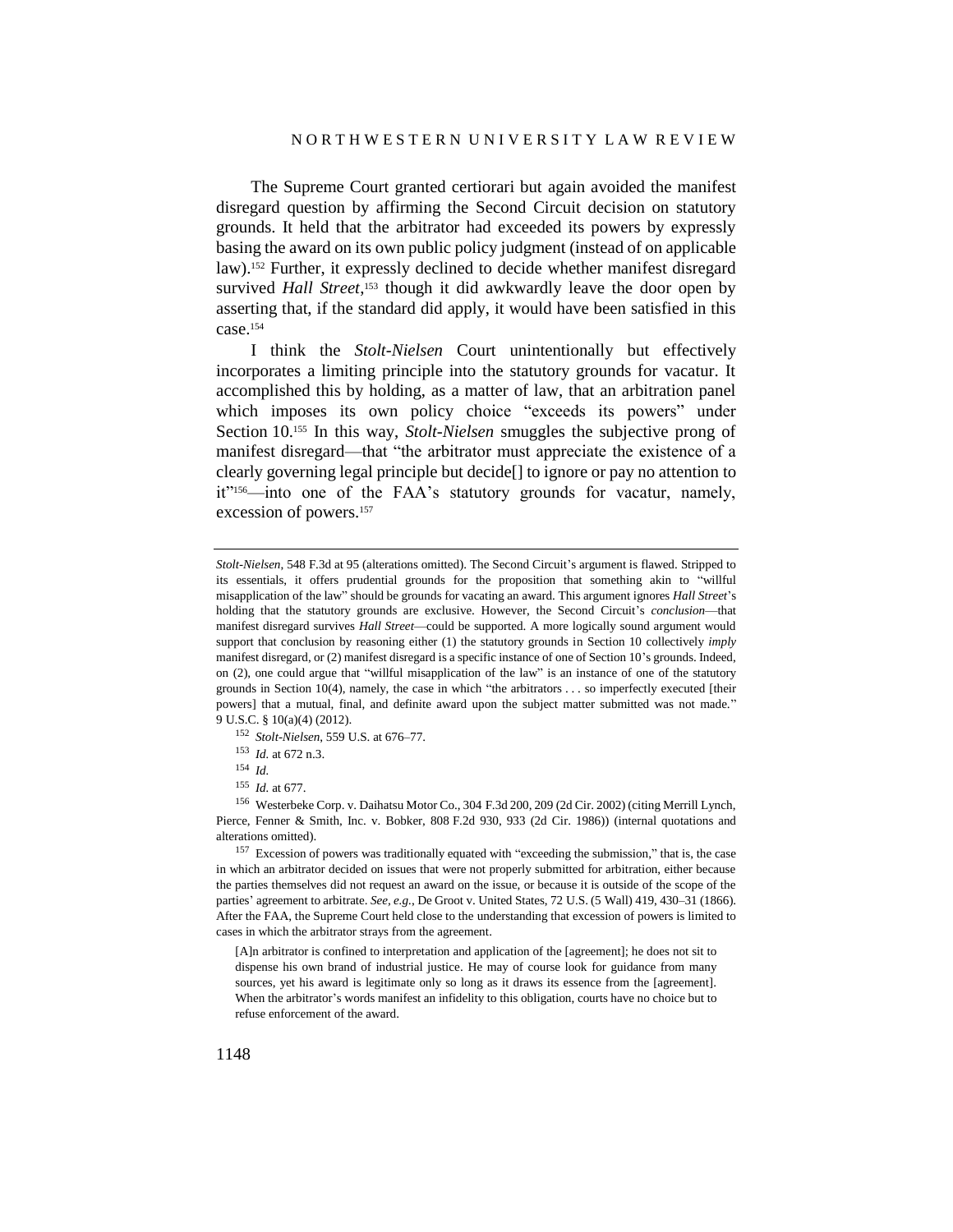The Supreme Court granted certiorari but again avoided the manifest disregard question by affirming the Second Circuit decision on statutory grounds. It held that the arbitrator had exceeded its powers by expressly basing the award on its own public policy judgment (instead of on applicable law).[152] Further, it expressly declined to decide whether manifest disregard survived *Hall Street*,[153] though it did awkwardly leave the door open by asserting that, if the standard did apply, it would have been satisfied in this case.[154]

I think the *Stolt-Nielsen* Court unintentionally but effectively incorporates a limiting principle into the statutory grounds for vacatur. It accomplished this by holding, as a matter of law, that an arbitration panel which imposes its own policy choice "exceeds its powers" under Section 10.[155] In this way, *Stolt-Nielsen* smuggles the subjective prong of manifest disregard—that "the arbitrator must appreciate the existence of a clearly governing legal principle but decide[] to ignore or pay no attention to it"[156]—into one of the FAA's statutory grounds for vacatur, namely, excession of powers.[157]

---

*Stolt-Nielsen*, 548 F.3d at 95 (alterations omitted). The Second Circuit's argument is flawed. Stripped to its essentials, it offers prudential grounds for the proposition that something akin to "willful misapplication of the law" should be grounds for vacating an award. This argument ignores *Hall Street*'s holding that the statutory grounds are exclusive. However, the Second Circuit's *conclusion*—that manifest disregard survives *Hall Street*—could be supported. A more logically sound argument would support that conclusion by reasoning either (1) the statutory grounds in Section 10 collectively *imply* manifest disregard, or (2) manifest disregard is a specific instance of one of Section 10's grounds. Indeed, on (2), one could argue that "willful misapplication of the law" is an instance of one of the statutory grounds in Section 10(4), namely, the case in which "the arbitrators . . . so imperfectly executed [their powers] that a mutual, final, and definite award upon the subject matter submitted was not made." 9 U.S.C. § 10(a)(4) (2012).

[152] *Stolt-Nielsen*, 559 U.S. at 676–77.

[153] *Id.* at 672 n.3.

[154] *Id.*

[155] *Id.* at 677.

[156] Westerbeke Corp. v. Daihatsu Motor Co., 304 F.3d 200, 209 (2d Cir. 2002) (citing Merrill Lynch, Pierce, Fenner & Smith, Inc. v. Bobker, 808 F.2d 930, 933 (2d Cir. 1986)) (internal quotations and alterations omitted).

[157] Excession of powers was traditionally equated with "exceeding the submission," that is, the case in which an arbitrator decided on issues that were not properly submitted for arbitration, either because the parties themselves did not request an award on the issue, or because it is outside of the scope of the parties' agreement to arbitrate. *See, e.g.*, De Groot v. United States, 72 U.S. (5 Wall) 419, 430–31 (1866). After the FAA, the Supreme Court held close to the understanding that excession of powers is limited to cases in which the arbitrator strays from the agreement.

> [A]n arbitrator is confined to interpretation and application of the [agreement]; he does not sit to dispense his own brand of industrial justice. He may of course look for guidance from many sources, yet his award is legitimate only so long as it draws its essence from the [agreement]. When the arbitrator's words manifest an infidelity to this obligation, courts have no choice but to refuse enforcement of the award.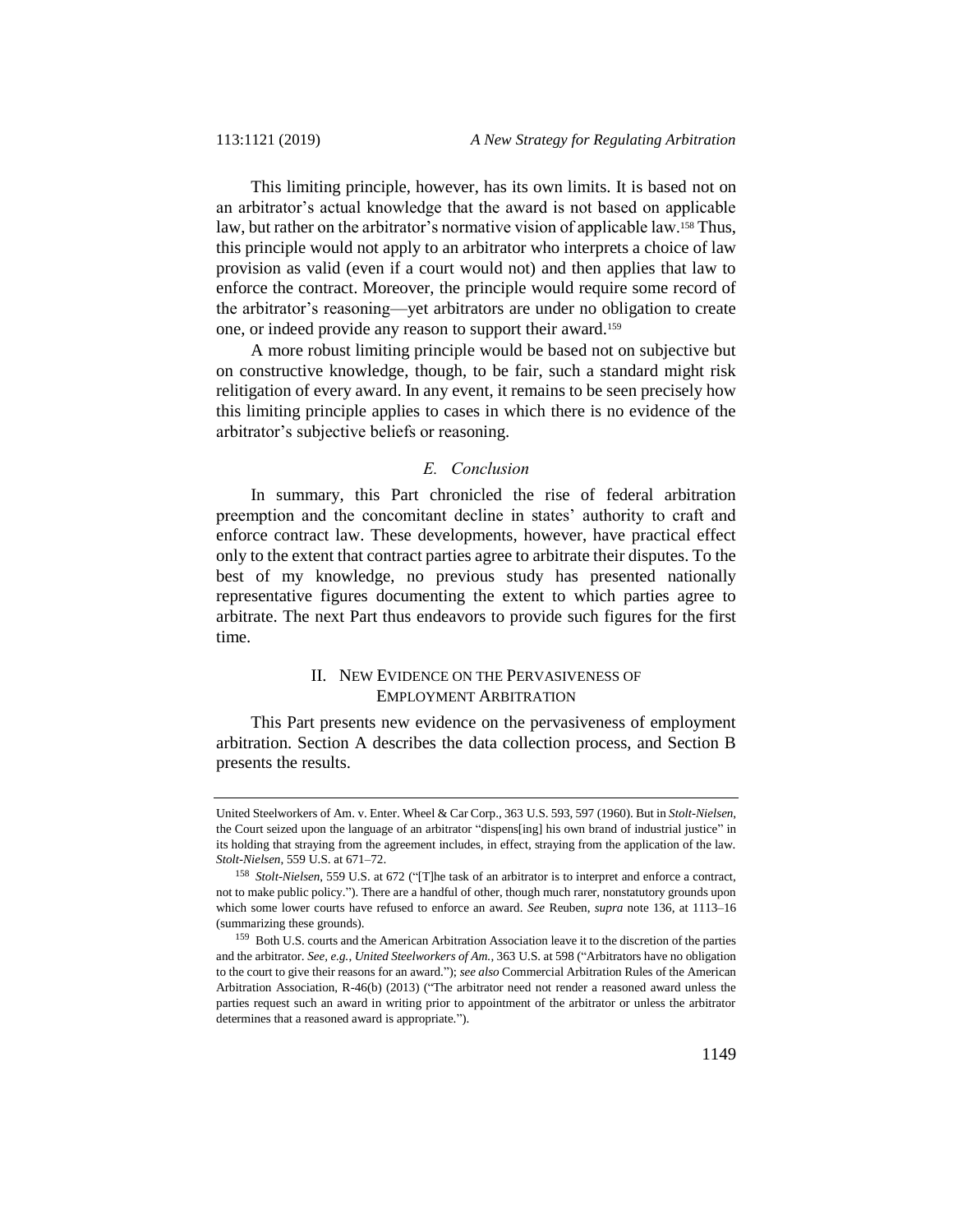This limiting principle, however, has its own limits. It is based not on an arbitrator's actual knowledge that the award is not based on applicable law, but rather on the arbitrator's normative vision of applicable law.[158] Thus, this principle would not apply to an arbitrator who interprets a choice of law provision as valid (even if a court would not) and then applies that law to enforce the contract. Moreover, the principle would require some record of the arbitrator's reasoning—yet arbitrators are under no obligation to create one, or indeed provide any reason to support their award.[159]

A more robust limiting principle would be based not on subjective but on constructive knowledge, though, to be fair, such a standard might risk relitigation of every award. In any event, it remains to be seen precisely how this limiting principle applies to cases in which there is no evidence of the arbitrator's subjective beliefs or reasoning.

### *E. Conclusion*

In summary, this Part chronicled the rise of federal arbitration preemption and the concomitant decline in states' authority to craft and enforce contract law. These developments, however, have practical effect only to the extent that contract parties agree to arbitrate their disputes. To the best of my knowledge, no previous study has presented nationally representative figures documenting the extent to which parties agree to arbitrate. The next Part thus endeavors to provide such figures for the first time.

## II. NEW EVIDENCE ON THE PERVASIVENESS OF EMPLOYMENT ARBITRATION

This Part presents new evidence on the pervasiveness of employment arbitration. Section A describes the data collection process, and Section B presents the results.

---

United Steelworkers of Am. v. Enter. Wheel & Car Corp., 363 U.S. 593, 597 (1960). But in *Stolt-Nielsen*, the Court seized upon the language of an arbitrator "dispens[ing] his own brand of industrial justice" in its holding that straying from the agreement includes, in effect, straying from the application of the law. *Stolt-Nielsen*, 559 U.S. at 671–72.

[158] *Stolt-Nielsen*, 559 U.S. at 672 ("[T]he task of an arbitrator is to interpret and enforce a contract, not to make public policy."). There are a handful of other, though much rarer, nonstatutory grounds upon which some lower courts have refused to enforce an award. *See* Reuben, *supra* note 136, at 1113–16 (summarizing these grounds).

[159] Both U.S. courts and the American Arbitration Association leave it to the discretion of the parties and the arbitrator. *See, e.g.*, *United Steelworkers of Am.*, 363 U.S. at 598 ("Arbitrators have no obligation to the court to give their reasons for an award."); *see also* Commercial Arbitration Rules of the American Arbitration Association, R-46(b) (2013) ("The arbitrator need not render a reasoned award unless the parties request such an award in writing prior to appointment of the arbitrator or unless the arbitrator determines that a reasoned award is appropriate.").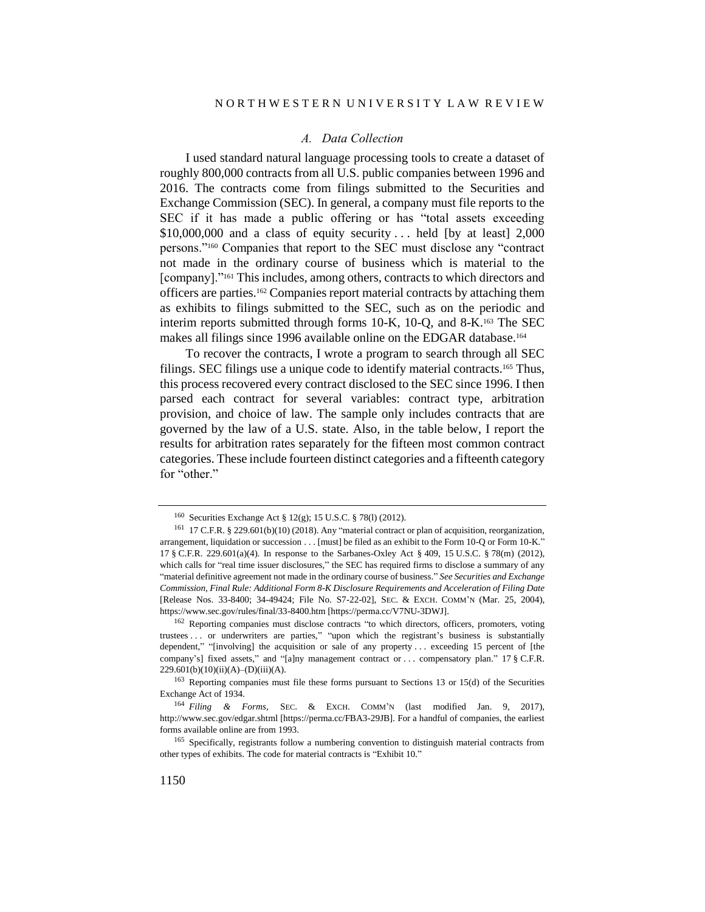### *A. Data Collection*

I used standard natural language processing tools to create a dataset of roughly 800,000 contracts from all U.S. public companies between 1996 and 2016. The contracts come from filings submitted to the Securities and Exchange Commission (SEC). In general, a company must file reports to the SEC if it has made a public offering or has "total assets exceeding $10,000,000 and a class of equity security . . . held [by at least] 2,000 persons."[160] Companies that report to the SEC must disclose any "contract not made in the ordinary course of business which is material to the [company]."[161] This includes, among others, contracts to which directors and officers are parties.[162] Companies report material contracts by attaching them as exhibits to filings submitted to the SEC, such as on the periodic and interim reports submitted through forms 10-K, 10-Q, and 8-K.[163] The SEC makes all filings since 1996 available online on the EDGAR database.[164]

To recover the contracts, I wrote a program to search through all SEC filings. SEC filings use a unique code to identify material contracts.[165] Thus, this process recovered every contract disclosed to the SEC since 1996. I then parsed each contract for several variables: contract type, arbitration provision, and choice of law. The sample only includes contracts that are governed by the law of a U.S. state. Also, in the table below, I report the results for arbitration rates separately for the fifteen most common contract categories. These include fourteen distinct categories and a fifteenth category for "other."

---

[160] Securities Exchange Act § 12(g); 15 U.S.C. § 78(l) (2012).

[161] 17 C.F.R. § 229.601(b)(10) (2018). Any "material contract or plan of acquisition, reorganization, arrangement, liquidation or succession . . . [must] be filed as an exhibit to the Form 10-Q or Form 10-K." 17 § C.F.R. 229.601(a)(4). In response to the Sarbanes-Oxley Act § 409, 15 U.S.C. § 78(m) (2012), which calls for "real time issuer disclosures," the SEC has required firms to disclose a summary of any "material definitive agreement not made in the ordinary course of business." *See Securities and Exchange Commission, Final Rule: Additional Form 8-K Disclosure Requirements and Acceleration of Filing Date* [Release Nos. 33-8400; 34-49424; File No. S7-22-02], SEC. & EXCH. COMM'N (Mar. 25, 2004), https://www.sec.gov/rules/final/33-8400.htm [https://perma.cc/V7NU-3DWJ].

[162] Reporting companies must disclose contracts "to which directors, officers, promoters, voting trustees . . . or underwriters are parties," "upon which the registrant's business is substantially dependent," "[involving] the acquisition or sale of any property . . . exceeding 15 percent of [the company's] fixed assets," and "[a]ny management contract or . . . compensatory plan." 17 § C.F.R. 229.601(b)(10)(ii)(A)–(D)(iii)(A).

[163] Reporting companies must file these forms pursuant to Sections 13 or 15(d) of the Securities Exchange Act of 1934.

[164] *Filing & Forms*, SEC. & EXCH. COMM'N (last modified Jan. 9, 2017), http://www.sec.gov/edgar.shtml [https://perma.cc/FBA3-29JB]. For a handful of companies, the earliest forms available online are from 1993.

[165] Specifically, registrants follow a numbering convention to distinguish material contracts from other types of exhibits. The code for material contracts is "Exhibit 10."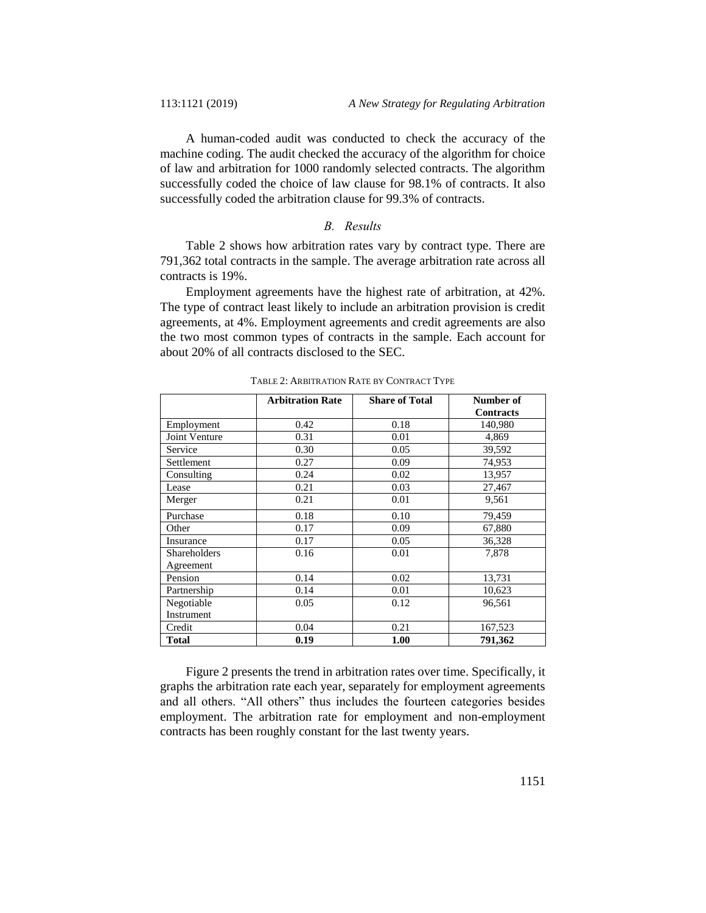A human-coded audit was conducted to check the accuracy of the machine coding. The audit checked the accuracy of the algorithm for choice of law and arbitration for 1000 randomly selected contracts. The algorithm successfully coded the choice of law clause for 98.1% of contracts. It also successfully coded the arbitration clause for 99.3% of contracts.

### *B. Results*

Table 2 shows how arbitration rates vary by contract type. There are 791,362 total contracts in the sample. The average arbitration rate across all contracts is 19%.

Employment agreements have the highest rate of arbitration, at 42%. The type of contract least likely to include an arbitration provision is credit agreements, at 4%. Employment agreements and credit agreements are also the two most common types of contracts in the sample. Each account for about 20% of all contracts disclosed to the SEC.

TABLE 2: ARBITRATION RATE BY CONTRACT TYPE

| | **Arbitration Rate** | **Share of Total** | **Number of Contracts** |
|---|---|---|---|
| Employment | 0.42 | 0.18 | 140,980 |
| Joint Venture | 0.31 | 0.01 | 4,869 |
| Service | 0.30 | 0.05 | 39,592 |
| Settlement | 0.27 | 0.09 | 74,953 |
| Consulting | 0.24 | 0.02 | 13,957 |
| Lease | 0.21 | 0.03 | 27,467 |
| Merger | 0.21 | 0.01 | 9,561 |
| Purchase | 0.18 | 0.10 | 79,459 |
| Other | 0.17 | 0.09 | 67,880 |
| Insurance | 0.17 | 0.05 | 36,328 |
| Shareholders Agreement | 0.16 | 0.01 | 7,878 |
| Pension | 0.14 | 0.02 | 13,731 |
| Partnership | 0.14 | 0.01 | 10,623 |
| Negotiable Instrument | 0.05 | 0.12 | 96,561 |
| Credit | 0.04 | 0.21 | 167,523 |
| **Total** | **0.19** | **1.00** | **791,362** |

Figure 2 presents the trend in arbitration rates over time. Specifically, it graphs the arbitration rate each year, separately for employment agreements and all others. "All others" thus includes the fourteen categories besides employment. The arbitration rate for employment and non-employment contracts has been roughly constant for the last twenty years.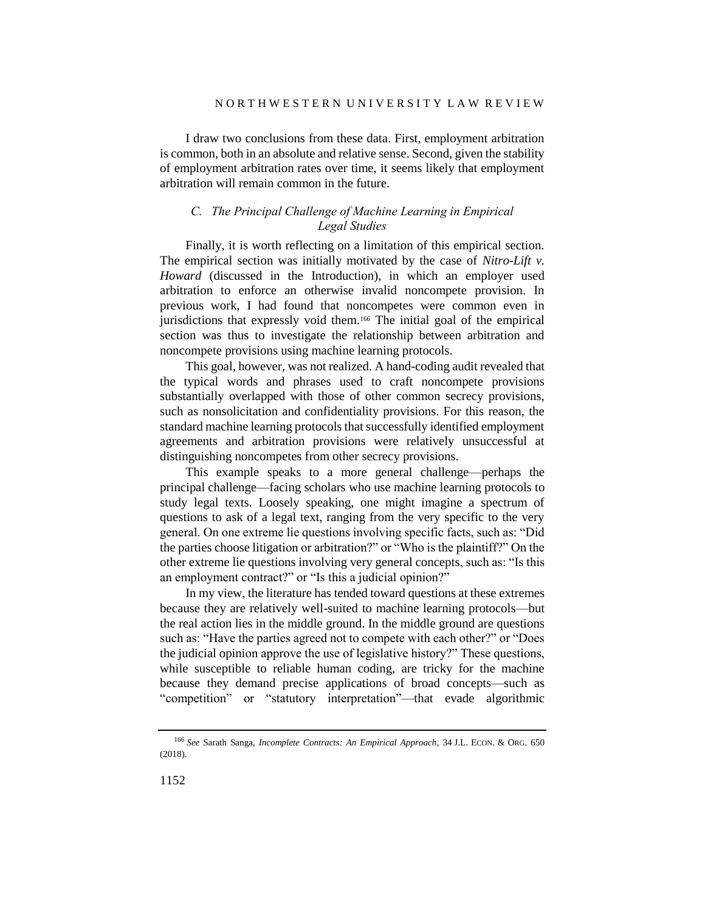I draw two conclusions from these data. First, employment arbitration is common, both in an absolute and relative sense. Second, given the stability of employment arbitration rates over time, it seems likely that employment arbitration will remain common in the future.

### *C. The Principal Challenge of Machine Learning in Empirical Legal Studies*

Finally, it is worth reflecting on a limitation of this empirical section. The empirical section was initially motivated by the case of *Nitro-Lift v. Howard* (discussed in the Introduction), in which an employer used arbitration to enforce an otherwise invalid noncompete provision. In previous work, I had found that noncompetes were common even in jurisdictions that expressly void them.[166] The initial goal of the empirical section was thus to investigate the relationship between arbitration and noncompete provisions using machine learning protocols.

This goal, however, was not realized. A hand-coding audit revealed that the typical words and phrases used to craft noncompete provisions substantially overlapped with those of other common secrecy provisions, such as nonsolicitation and confidentiality provisions. For this reason, the standard machine learning protocols that successfully identified employment agreements and arbitration provisions were relatively unsuccessful at distinguishing noncompetes from other secrecy provisions.

This example speaks to a more general challenge—perhaps the principal challenge—facing scholars who use machine learning protocols to study legal texts. Loosely speaking, one might imagine a spectrum of questions to ask of a legal text, ranging from the very specific to the very general. On one extreme lie questions involving specific facts, such as: "Did the parties choose litigation or arbitration?" or "Who is the plaintiff?" On the other extreme lie questions involving very general concepts, such as: "Is this an employment contract?" or "Is this a judicial opinion?"

In my view, the literature has tended toward questions at these extremes because they are relatively well-suited to machine learning protocols—but the real action lies in the middle ground. In the middle ground are questions such as: "Have the parties agreed not to compete with each other?" or "Does the judicial opinion approve the use of legislative history?" These questions, while susceptible to reliable human coding, are tricky for the machine because they demand precise applications of broad concepts—such as "competition" or "statutory interpretation"—that evade algorithmic

---

[166] *See* Sarath Sanga, *Incomplete Contracts: An Empirical Approach*, 34 J.L. ECON. & ORG. 650 (2018).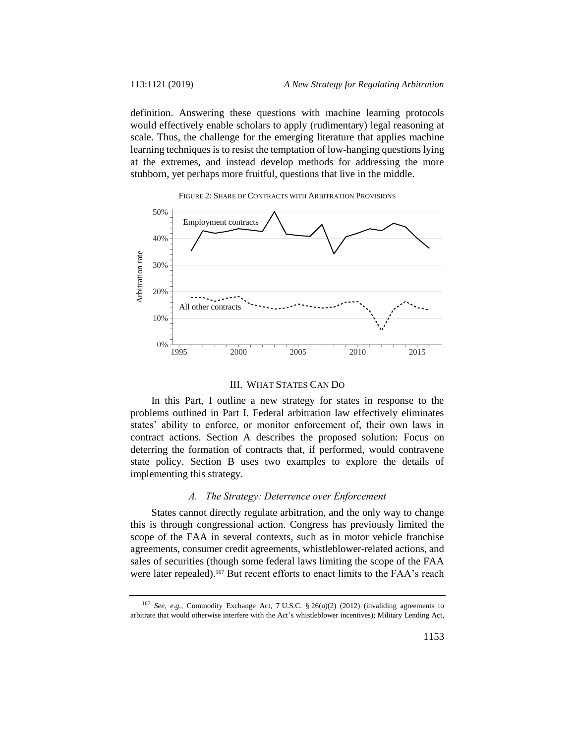definition. Answering these questions with machine learning protocols would effectively enable scholars to apply (rudimentary) legal reasoning at scale. Thus, the challenge for the emerging literature that applies machine learning techniques is to resist the temptation of low-hanging questions lying at the extremes, and instead develop methods for addressing the more stubborn, yet perhaps more fruitful, questions that live in the middle.

FIGURE 2: SHARE OF CONTRACTS WITH ARBITRATION PROVISIONS

## III. WHAT STATES CAN DO

In this Part, I outline a new strategy for states in response to the problems outlined in Part I. Federal arbitration law effectively eliminates states' ability to enforce, or monitor enforcement of, their own laws in contract actions. Section A describes the proposed solution: Focus on deterring the formation of contracts that, if performed, would contravene state policy. Section B uses two examples to explore the details of implementing this strategy.

### *A. The Strategy: Deterrence over Enforcement*

States cannot directly regulate arbitration, and the only way to change this is through congressional action. Congress has previously limited the scope of the FAA in several contexts, such as in motor vehicle franchise agreements, consumer credit agreements, whistleblower-related actions, and sales of securities (though some federal laws limiting the scope of the FAA were later repealed).[167] But recent efforts to enact limits to the FAA's reach

---

[167] *See, e.g.*, Commodity Exchange Act, 7 U.S.C. § 26(n)(2) (2012) (invalidating agreements to arbitrate that would otherwise interfere with the Act's whistleblower incentives); Military Lending Act,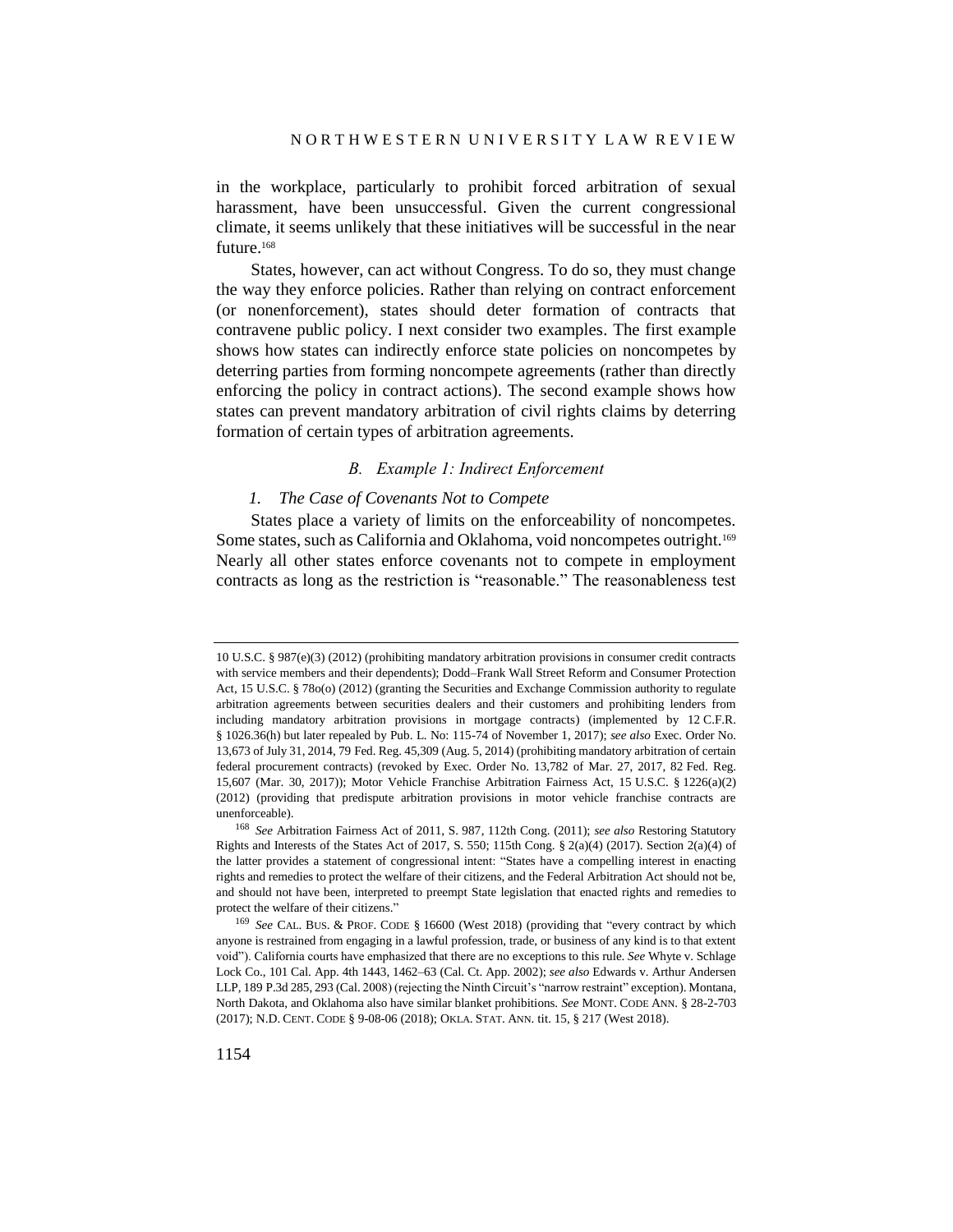in the workplace, particularly to prohibit forced arbitration of sexual harassment, have been unsuccessful. Given the current congressional climate, it seems unlikely that these initiatives will be successful in the near future.[168]

States, however, can act without Congress. To do so, they must change the way they enforce policies. Rather than relying on contract enforcement (or nonenforcement), states should deter formation of contracts that contravene public policy. I next consider two examples. The first example shows how states can indirectly enforce state policies on noncompetes by deterring parties from forming noncompete agreements (rather than directly enforcing the policy in contract actions). The second example shows how states can prevent mandatory arbitration of civil rights claims by deterring formation of certain types of arbitration agreements.

### *B. Example 1: Indirect Enforcement*

#### *1. The Case of Covenants Not to Compete*

States place a variety of limits on the enforceability of noncompetes. Some states, such as California and Oklahoma, void noncompetes outright.[169] Nearly all other states enforce covenants not to compete in employment contracts as long as the restriction is "reasonable." The reasonableness test

---

10 U.S.C. § 987(e)(3) (2012) (prohibiting mandatory arbitration provisions in consumer credit contracts with service members and their dependents); Dodd–Frank Wall Street Reform and Consumer Protection Act, 15 U.S.C. § 78o(o) (2012) (granting the Securities and Exchange Commission authority to regulate arbitration agreements between securities dealers and their customers and prohibiting lenders from including mandatory arbitration provisions in mortgage contracts) (implemented by 12 C.F.R. § 1026.36(h) but later repealed by Pub. L. No: 115-74 of November 1, 2017); *see also* Exec. Order No. 13,673 of July 31, 2014, 79 Fed. Reg. 45,309 (Aug. 5, 2014) (prohibiting mandatory arbitration of certain federal procurement contracts) (revoked by Exec. Order No. 13,782 of Mar. 27, 2017, 82 Fed. Reg. 15,607 (Mar. 30, 2017)); Motor Vehicle Franchise Arbitration Fairness Act, 15 U.S.C. § 1226(a)(2) (2012) (providing that predispute arbitration provisions in motor vehicle franchise contracts are unenforceable).

[168] *See* Arbitration Fairness Act of 2011, S. 987, 112th Cong. (2011); *see also* Restoring Statutory Rights and Interests of the States Act of 2017, S. 550; 115th Cong. § 2(a)(4) (2017). Section 2(a)(4) of the latter provides a statement of congressional intent: "States have a compelling interest in enacting rights and remedies to protect the welfare of their citizens, and the Federal Arbitration Act should not be, and should not have been, interpreted to preempt State legislation that enacted rights and remedies to protect the welfare of their citizens."

[169] *See* CAL. BUS. & PROF. CODE § 16600 (West 2018) (providing that "every contract by which anyone is restrained from engaging in a lawful profession, trade, or business of any kind is to that extent void"). California courts have emphasized that there are no exceptions to this rule. *See* Whyte v. Schlage Lock Co., 101 Cal. App. 4th 1443, 1462–63 (Cal. Ct. App. 2002); *see also* Edwards v. Arthur Andersen LLP, 189 P.3d 285, 293 (Cal. 2008) (rejecting the Ninth Circuit's "narrow restraint" exception). Montana, North Dakota, and Oklahoma also have similar blanket prohibitions. *See* MONT. CODE ANN. § 28-2-703 (2017); N.D. CENT. CODE § 9-08-06 (2018); OKLA. STAT. ANN. tit. 15, § 217 (West 2018).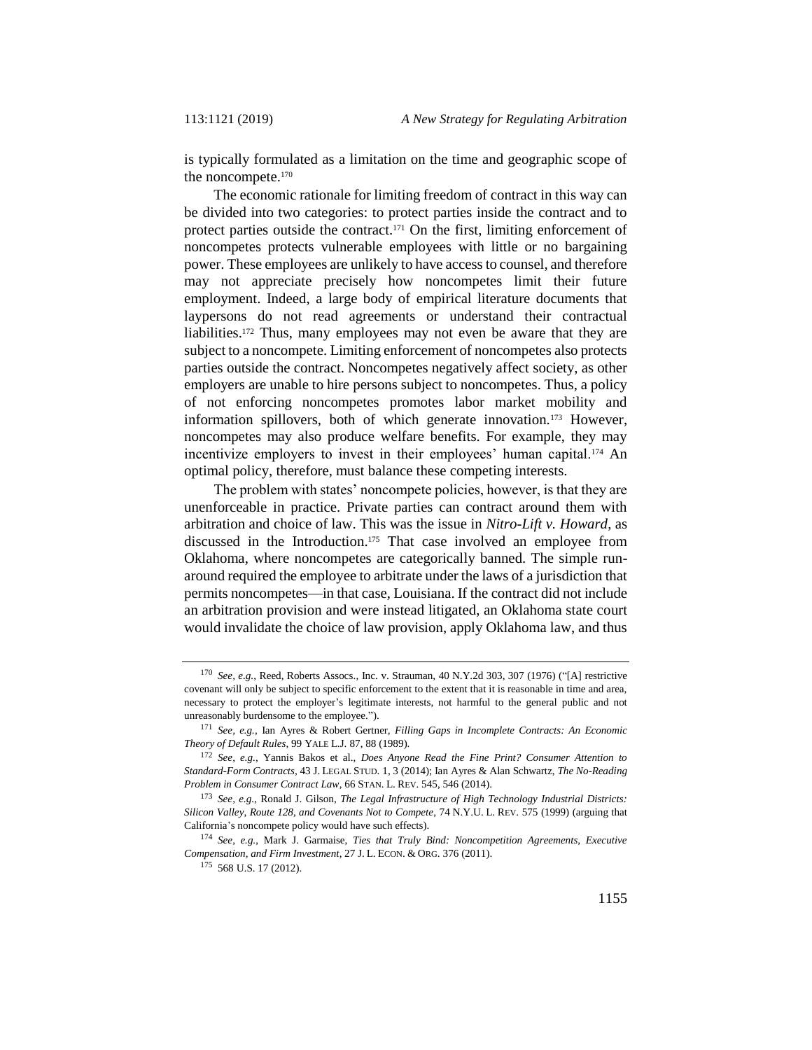is typically formulated as a limitation on the time and geographic scope of the noncompete.[170]

The economic rationale for limiting freedom of contract in this way can be divided into two categories: to protect parties inside the contract and to protect parties outside the contract.[171] On the first, limiting enforcement of noncompetes protects vulnerable employees with little or no bargaining power. These employees are unlikely to have access to counsel, and therefore may not appreciate precisely how noncompetes limit their future employment. Indeed, a large body of empirical literature documents that laypersons do not read agreements or understand their contractual liabilities.[172] Thus, many employees may not even be aware that they are subject to a noncompete. Limiting enforcement of noncompetes also protects parties outside the contract. Noncompetes negatively affect society, as other employers are unable to hire persons subject to noncompetes. Thus, a policy of not enforcing noncompetes promotes labor market mobility and information spillovers, both of which generate innovation.[173] However, noncompetes may also produce welfare benefits. For example, they may incentivize employers to invest in their employees' human capital.[174] An optimal policy, therefore, must balance these competing interests.

The problem with states' noncompete policies, however, is that they are unenforceable in practice. Private parties can contract around them with arbitration and choice of law. This was the issue in *Nitro-Lift v. Howard*, as discussed in the Introduction.[175] That case involved an employee from Oklahoma, where noncompetes are categorically banned. The simple run-around required the employee to arbitrate under the laws of a jurisdiction that permits noncompetes—in that case, Louisiana. If the contract did not include an arbitration provision and were instead litigated, an Oklahoma state court would invalidate the choice of law provision, apply Oklahoma law, and thus

---

[170] *See, e.g.*, Reed, Roberts Assocs., Inc. v. Strauman, 40 N.Y.2d 303, 307 (1976) ("[A] restrictive covenant will only be subject to specific enforcement to the extent that it is reasonable in time and area, necessary to protect the employer's legitimate interests, not harmful to the general public and not unreasonably burdensome to the employee.").

[171] *See, e.g.*, Ian Ayres & Robert Gertner, *Filling Gaps in Incomplete Contracts: An Economic Theory of Default Rules*, 99 YALE L.J. 87, 88 (1989).

[172] *See, e.g.*, Yannis Bakos et al., *Does Anyone Read the Fine Print? Consumer Attention to Standard-Form Contracts*, 43 J. LEGAL STUD. 1, 3 (2014); Ian Ayres & Alan Schwartz, *The No-Reading Problem in Consumer Contract Law*, 66 STAN. L. REV. 545, 546 (2014).

[173] *See, e.g.*, Ronald J. Gilson, *The Legal Infrastructure of High Technology Industrial Districts: Silicon Valley, Route 128, and Covenants Not to Compete*, 74 N.Y.U. L. REV. 575 (1999) (arguing that California's noncompete policy would have such effects).

[174] *See, e.g.*, Mark J. Garmaise, *Ties that Truly Bind: Noncompetition Agreements, Executive Compensation, and Firm Investment*, 27 J. L. ECON. & ORG. 376 (2011).

[175] 568 U.S. 17 (2012).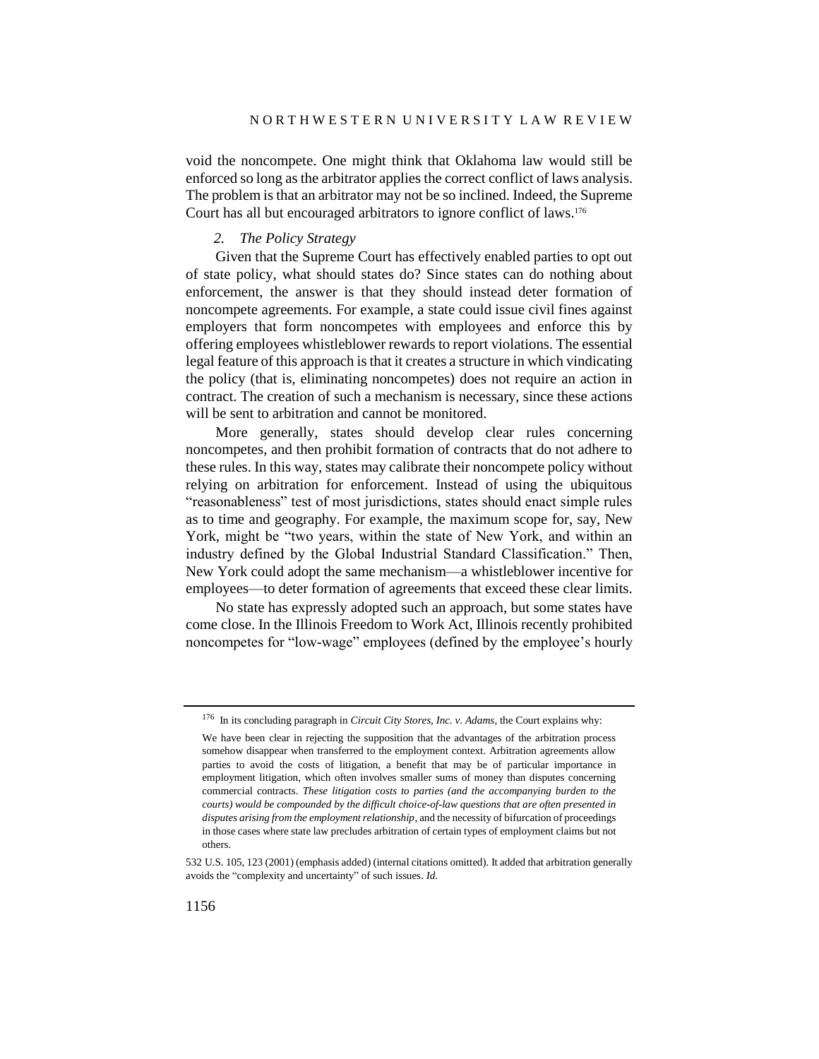void the noncompete. One might think that Oklahoma law would still be enforced so long as the arbitrator applies the correct conflict of laws analysis. The problem is that an arbitrator may not be so inclined. Indeed, the Supreme Court has all but encouraged arbitrators to ignore conflict of laws.[176]

### *2. The Policy Strategy*

Given that the Supreme Court has effectively enabled parties to opt out of state policy, what should states do? Since states can do nothing about enforcement, the answer is that they should instead deter formation of noncompete agreements. For example, a state could issue civil fines against employers that form noncompetes with employees and enforce this by offering employees whistleblower rewards to report violations. The essential legal feature of this approach is that it creates a structure in which vindicating the policy (that is, eliminating noncompetes) does not require an action in contract. The creation of such a mechanism is necessary, since these actions will be sent to arbitration and cannot be monitored.

More generally, states should develop clear rules concerning noncompetes, and then prohibit formation of contracts that do not adhere to these rules. In this way, states may calibrate their noncompete policy without relying on arbitration for enforcement. Instead of using the ubiquitous "reasonableness" test of most jurisdictions, states should enact simple rules as to time and geography. For example, the maximum scope for, say, New York, might be "two years, within the state of New York, and within an industry defined by the Global Industrial Standard Classification." Then, New York could adopt the same mechanism—a whistleblower incentive for employees—to deter formation of agreements that exceed these clear limits.

No state has expressly adopted such an approach, but some states have come close. In the Illinois Freedom to Work Act, Illinois recently prohibited noncompetes for "low-wage" employees (defined by the employee's hourly

---

[176] In its concluding paragraph in *Circuit City Stores, Inc. v. Adams*, the Court explains why:

> We have been clear in rejecting the supposition that the advantages of the arbitration process somehow disappear when transferred to the employment context. Arbitration agreements allow parties to avoid the costs of litigation, a benefit that may be of particular importance in employment litigation, which often involves smaller sums of money than disputes concerning commercial contracts. *These litigation costs to parties (and the accompanying burden to the courts) would be compounded by the difficult choice-of-law questions that are often presented in disputes arising from the employment relationship*, and the necessity of bifurcation of proceedings in those cases where state law precludes arbitration of certain types of employment claims but not others.

532 U.S. 105, 123 (2001) (emphasis added) (internal citations omitted). It added that arbitration generally avoids the "complexity and uncertainty" of such issues. *Id.*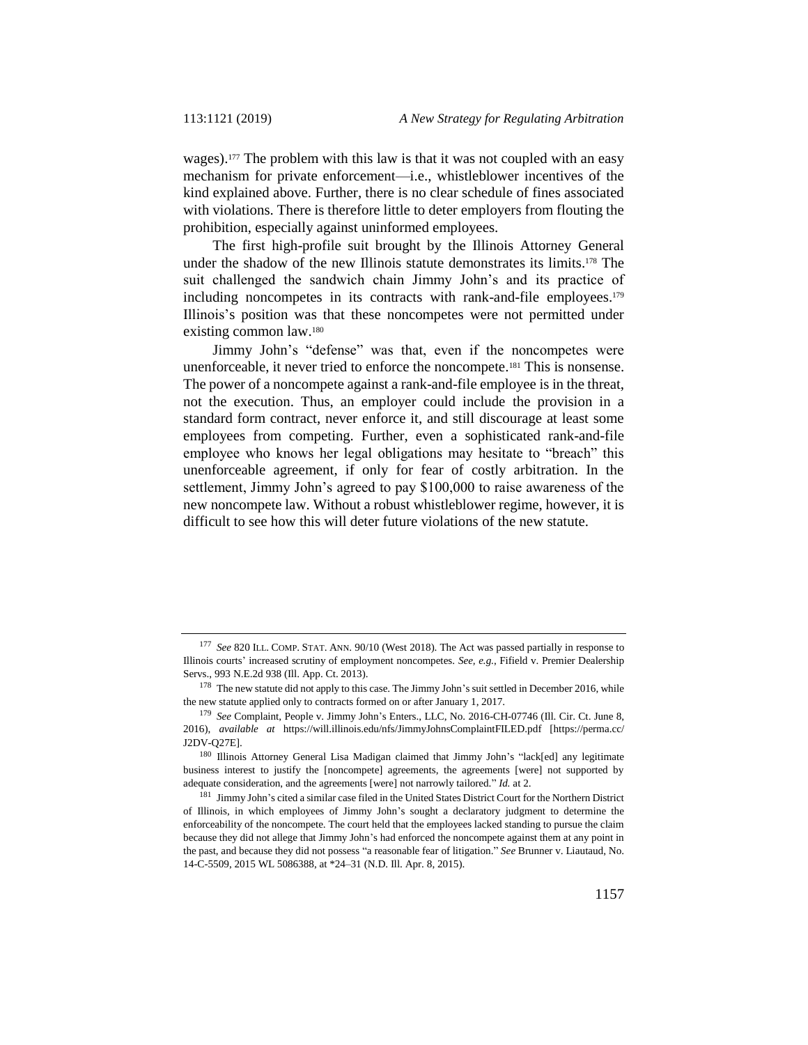wages).[177] The problem with this law is that it was not coupled with an easy mechanism for private enforcement—i.e., whistleblower incentives of the kind explained above. Further, there is no clear schedule of fines associated with violations. There is therefore little to deter employers from flouting the prohibition, especially against uninformed employees.

The first high-profile suit brought by the Illinois Attorney General under the shadow of the new Illinois statute demonstrates its limits.[178] The suit challenged the sandwich chain Jimmy John's and its practice of including noncompetes in its contracts with rank-and-file employees.[179] Illinois's position was that these noncompetes were not permitted under existing common law.[180]

Jimmy John's "defense" was that, even if the noncompetes were unenforceable, it never tried to enforce the noncompete.[181] This is nonsense. The power of a noncompete against a rank-and-file employee is in the threat, not the execution. Thus, an employer could include the provision in a standard form contract, never enforce it, and still discourage at least some employees from competing. Further, even a sophisticated rank-and-file employee who knows her legal obligations may hesitate to "breach" this unenforceable agreement, if only for fear of costly arbitration. In the settlement, Jimmy John's agreed to pay $100,000 to raise awareness of the new noncompete law. Without a robust whistleblower regime, however, it is difficult to see how this will deter future violations of the new statute.

---

[177] *See* 820 ILL. COMP. STAT. ANN. 90/10 (West 2018). The Act was passed partially in response to Illinois courts' increased scrutiny of employment noncompetes. *See, e.g.*, Fifield v. Premier Dealership Servs., 993 N.E.2d 938 (Ill. App. Ct. 2013).

[178] The new statute did not apply to this case. The Jimmy John's suit settled in December 2016, while the new statute applied only to contracts formed on or after January 1, 2017.

[179] *See* Complaint, People v. Jimmy John's Enters., LLC, No. 2016-CH-07746 (Ill. Cir. Ct. June 8, 2016), *available at* https://will.illinois.edu/nfs/JimmyJohnsComplaintFILED.pdf [https://perma.cc/J2DV-Q27E].

[180] Illinois Attorney General Lisa Madigan claimed that Jimmy John's "lack[ed] any legitimate business interest to justify the [noncompete] agreements, the agreements [were] not supported by adequate consideration, and the agreements [were] not narrowly tailored." *Id.* at 2.

[181] Jimmy John's cited a similar case filed in the United States District Court for the Northern District of Illinois, in which employees of Jimmy John's sought a declaratory judgment to determine the enforceability of the noncompete. The court held that the employees lacked standing to pursue the claim because they did not allege that Jimmy John's had enforced the noncompete against them at any point in the past, and because they did not possess "a reasonable fear of litigation." *See* Brunner v. Liautaud, No. 14-C-5509, 2015 WL 5086388, at *24–31 (N.D. Ill. Apr. 8, 2015).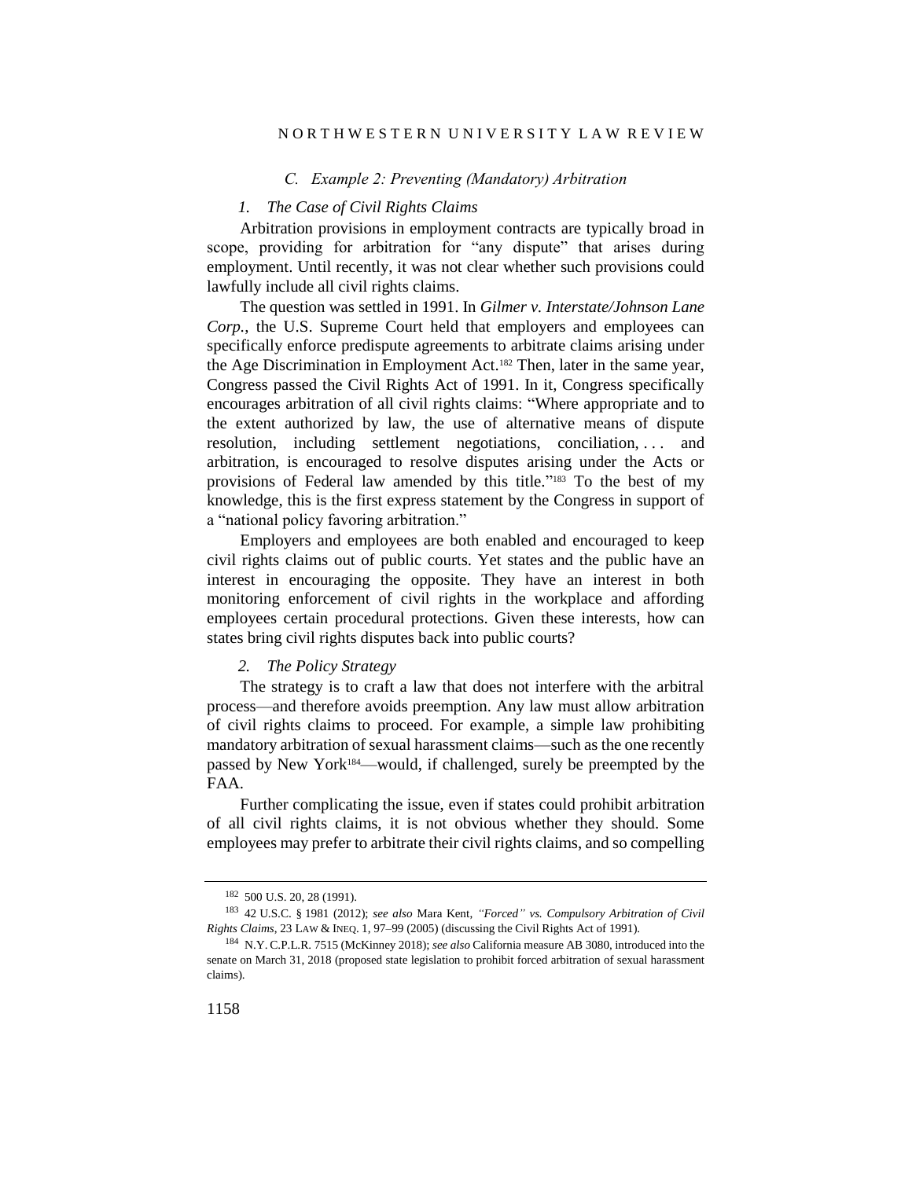### *C. Example 2: Preventing (Mandatory) Arbitration*

#### *1. The Case of Civil Rights Claims*

Arbitration provisions in employment contracts are typically broad in scope, providing for arbitration for "any dispute" that arises during employment. Until recently, it was not clear whether such provisions could lawfully include all civil rights claims.

The question was settled in 1991. In *Gilmer v. Interstate/Johnson Lane Corp.*, the U.S. Supreme Court held that employers and employees can specifically enforce predispute agreements to arbitrate claims arising under the Age Discrimination in Employment Act.[182] Then, later in the same year, Congress passed the Civil Rights Act of 1991. In it, Congress specifically encourages arbitration of all civil rights claims: "Where appropriate and to the extent authorized by law, the use of alternative means of dispute resolution, including settlement negotiations, conciliation, . . . and arbitration, is encouraged to resolve disputes arising under the Acts or provisions of Federal law amended by this title."[183] To the best of my knowledge, this is the first express statement by the Congress in support of a "national policy favoring arbitration."

Employers and employees are both enabled and encouraged to keep civil rights claims out of public courts. Yet states and the public have an interest in encouraging the opposite. They have an interest in both monitoring enforcement of civil rights in the workplace and affording employees certain procedural protections. Given these interests, how can states bring civil rights disputes back into public courts?

#### *2. The Policy Strategy*

The strategy is to craft a law that does not interfere with the arbitral process—and therefore avoids preemption. Any law must allow arbitration of civil rights claims to proceed. For example, a simple law prohibiting mandatory arbitration of sexual harassment claims—such as the one recently passed by New York[184]—would, if challenged, surely be preempted by the FAA.

Further complicating the issue, even if states could prohibit arbitration of all civil rights claims, it is not obvious whether they should. Some employees may prefer to arbitrate their civil rights claims, and so compelling

---

[182] 500 U.S. 20, 28 (1991).

[183] 42 U.S.C. § 1981 (2012); *see also* Mara Kent, *"Forced" vs. Compulsory Arbitration of Civil Rights Claims*, 23 LAW & INEQ. 1, 97–99 (2005) (discussing the Civil Rights Act of 1991).

[184] N.Y. C.P.L.R. 7515 (McKinney 2018); *see also* California measure AB 3080, introduced into the senate on March 31, 2018 (proposed state legislation to prohibit forced arbitration of sexual harassment claims).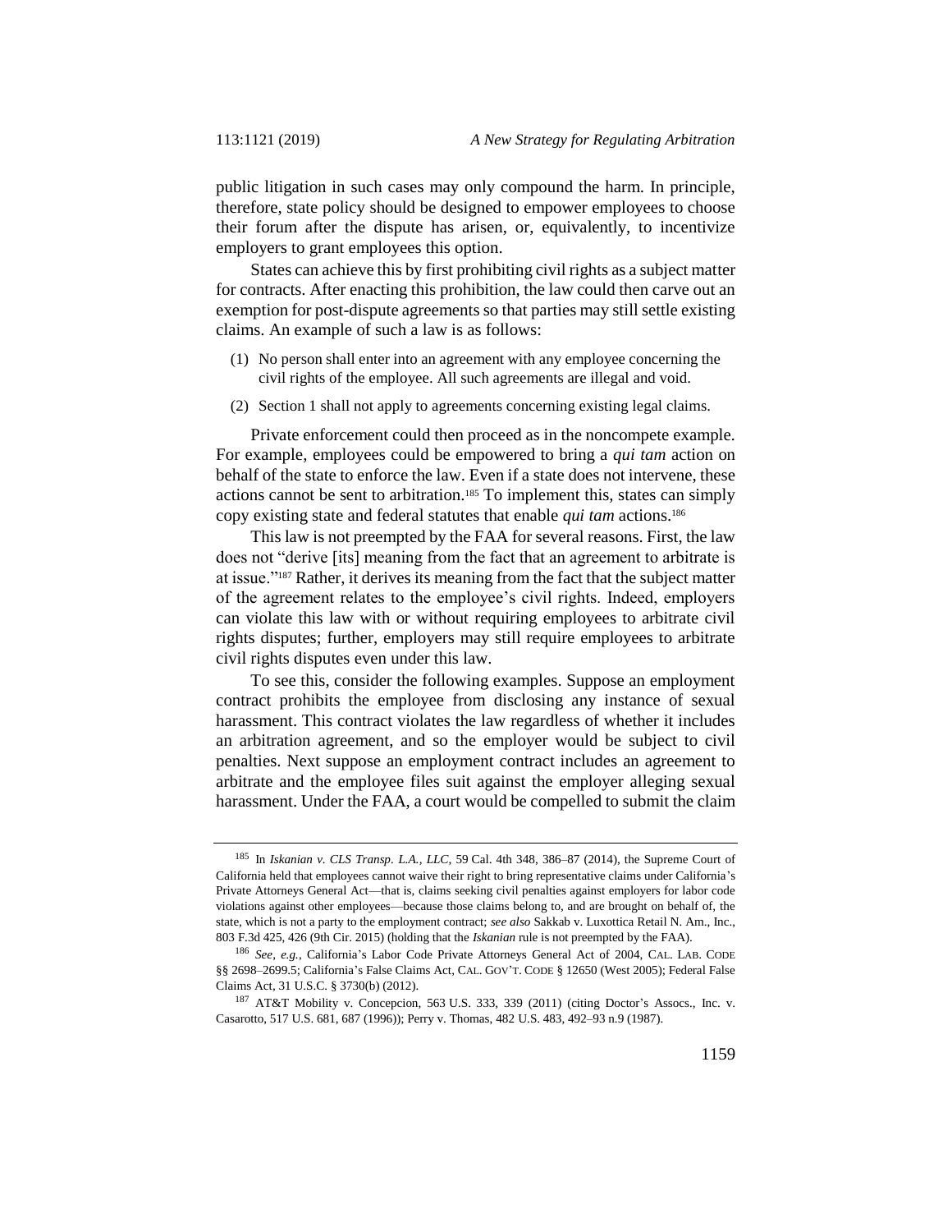public litigation in such cases may only compound the harm. In principle, therefore, state policy should be designed to empower employees to choose their forum after the dispute has arisen, or, equivalently, to incentivize employers to grant employees this option.

States can achieve this by first prohibiting civil rights as a subject matter for contracts. After enacting this prohibition, the law could then carve out an exemption for post-dispute agreements so that parties may still settle existing claims. An example of such a law is as follows:

> (1) No person shall enter into an agreement with any employee concerning the civil rights of the employee. All such agreements are illegal and void.
>
> (2) Section 1 shall not apply to agreements concerning existing legal claims.

Private enforcement could then proceed as in the noncompete example. For example, employees could be empowered to bring a *qui tam* action on behalf of the state to enforce the law. Even if a state does not intervene, these actions cannot be sent to arbitration.[185] To implement this, states can simply copy existing state and federal statutes that enable *qui tam* actions.[186]

This law is not preempted by the FAA for several reasons. First, the law does not "derive [its] meaning from the fact that an agreement to arbitrate is at issue."[187] Rather, it derives its meaning from the fact that the subject matter of the agreement relates to the employee's civil rights. Indeed, employers can violate this law with or without requiring employees to arbitrate civil rights disputes; further, employers may still require employees to arbitrate civil rights disputes even under this law.

To see this, consider the following examples. Suppose an employment contract prohibits the employee from disclosing any instance of sexual harassment. This contract violates the law regardless of whether it includes an arbitration agreement, and so the employer would be subject to civil penalties. Next suppose an employment contract includes an agreement to arbitrate and the employee files suit against the employer alleging sexual harassment. Under the FAA, a court would be compelled to submit the claim

---

[185] In *Iskanian v. CLS Transp. L.A., LLC*, 59 Cal. 4th 348, 386–87 (2014), the Supreme Court of California held that employees cannot waive their right to bring representative claims under California's Private Attorneys General Act—that is, claims seeking civil penalties against employers for labor code violations against other employees—because those claims belong to, and are brought on behalf of, the state, which is not a party to the employment contract; *see also* Sakkab v. Luxottica Retail N. Am., Inc., 803 F.3d 425, 426 (9th Cir. 2015) (holding that the *Iskanian* rule is not preempted by the FAA).

[186] *See, e.g.*, California's Labor Code Private Attorneys General Act of 2004, CAL. LAB. CODE §§ 2698–2699.5; California's False Claims Act, CAL. GOV'T. CODE § 12650 (West 2005); Federal False Claims Act, 31 U.S.C. § 3730(b) (2012).

[187] AT&T Mobility v. Concepcion, 563 U.S. 333, 339 (2011) (citing Doctor's Assocs., Inc. v. Casarotto, 517 U.S. 681, 687 (1996)); Perry v. Thomas, 482 U.S. 483, 492–93 n.9 (1987).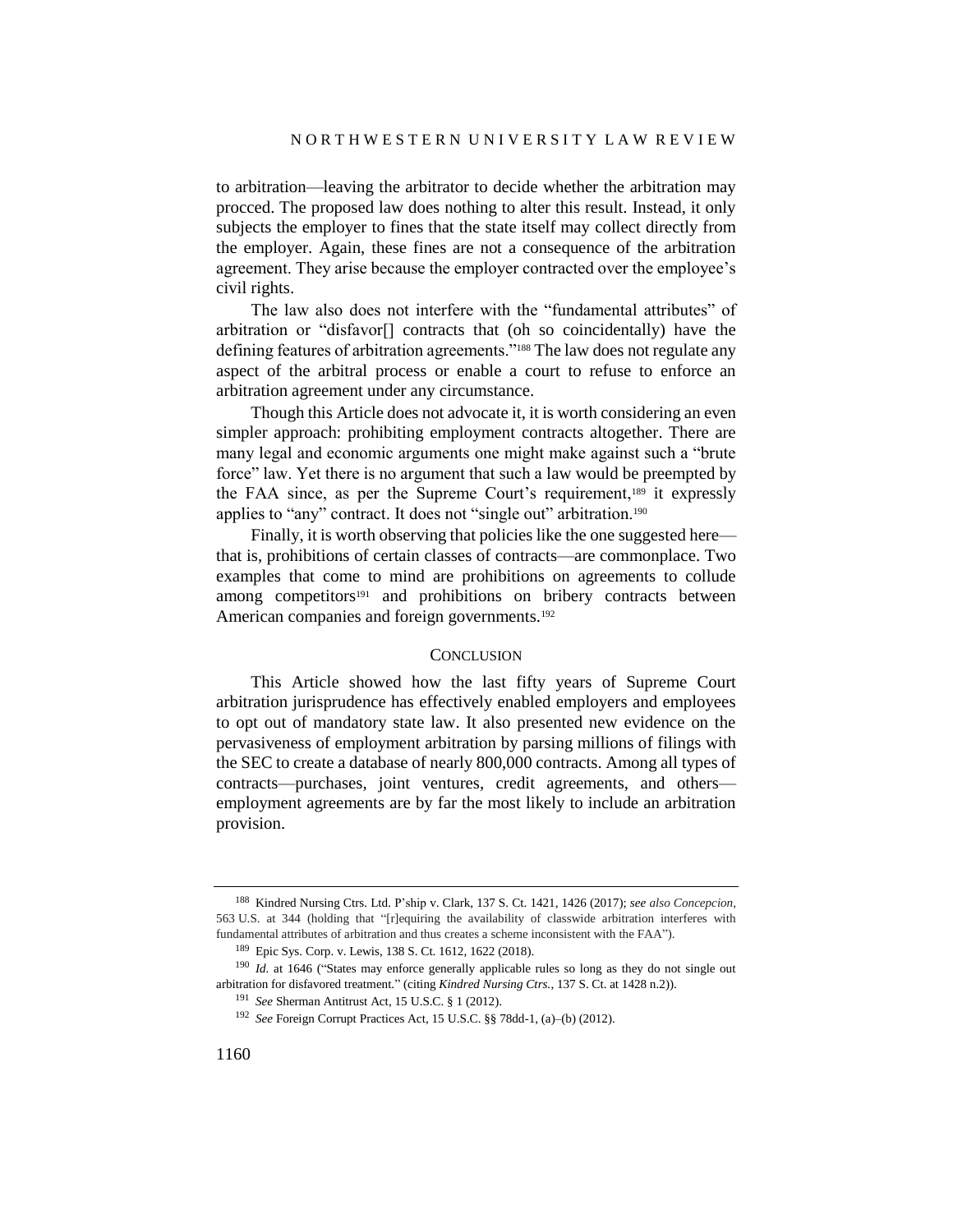to arbitration—leaving the arbitrator to decide whether the arbitration may procced. The proposed law does nothing to alter this result. Instead, it only subjects the employer to fines that the state itself may collect directly from the employer. Again, these fines are not a consequence of the arbitration agreement. They arise because the employer contracted over the employee's civil rights.

The law also does not interfere with the "fundamental attributes" of arbitration or "disfavor[] contracts that (oh so coincidentally) have the defining features of arbitration agreements."[188] The law does not regulate any aspect of the arbitral process or enable a court to refuse to enforce an arbitration agreement under any circumstance.

Though this Article does not advocate it, it is worth considering an even simpler approach: prohibiting employment contracts altogether. There are many legal and economic arguments one might make against such a "brute force" law. Yet there is no argument that such a law would be preempted by the FAA since, as per the Supreme Court's requirement,[189] it expressly applies to "any" contract. It does not "single out" arbitration.[190]

Finally, it is worth observing that policies like the one suggested here—that is, prohibitions of certain classes of contracts—are commonplace. Two examples that come to mind are prohibitions on agreements to collude among competitors[191] and prohibitions on bribery contracts between American companies and foreign governments.[192]

## CONCLUSION

This Article showed how the last fifty years of Supreme Court arbitration jurisprudence has effectively enabled employers and employees to opt out of mandatory state law. It also presented new evidence on the pervasiveness of employment arbitration by parsing millions of filings with the SEC to create a database of nearly 800,000 contracts. Among all types of contracts—purchases, joint ventures, credit agreements, and others—employment agreements are by far the most likely to include an arbitration provision.

---

[188] Kindred Nursing Ctrs. Ltd. P'ship v. Clark, 137 S. Ct. 1421, 1426 (2017); *see also Concepcion*, 563 U.S. at 344 (holding that "[r]equiring the availability of classwide arbitration interferes with fundamental attributes of arbitration and thus creates a scheme inconsistent with the FAA").

[189] Epic Sys. Corp. v. Lewis, 138 S. Ct. 1612, 1622 (2018).

[190] *Id.* at 1646 ("States may enforce generally applicable rules so long as they do not single out arbitration for disfavored treatment." (citing *Kindred Nursing Ctrs.*, 137 S. Ct. at 1428 n.2)).

[191] *See* Sherman Antitrust Act, 15 U.S.C. § 1 (2012).

[192] *See* Foreign Corrupt Practices Act, 15 U.S.C. §§ 78dd-1, (a)–(b) (2012).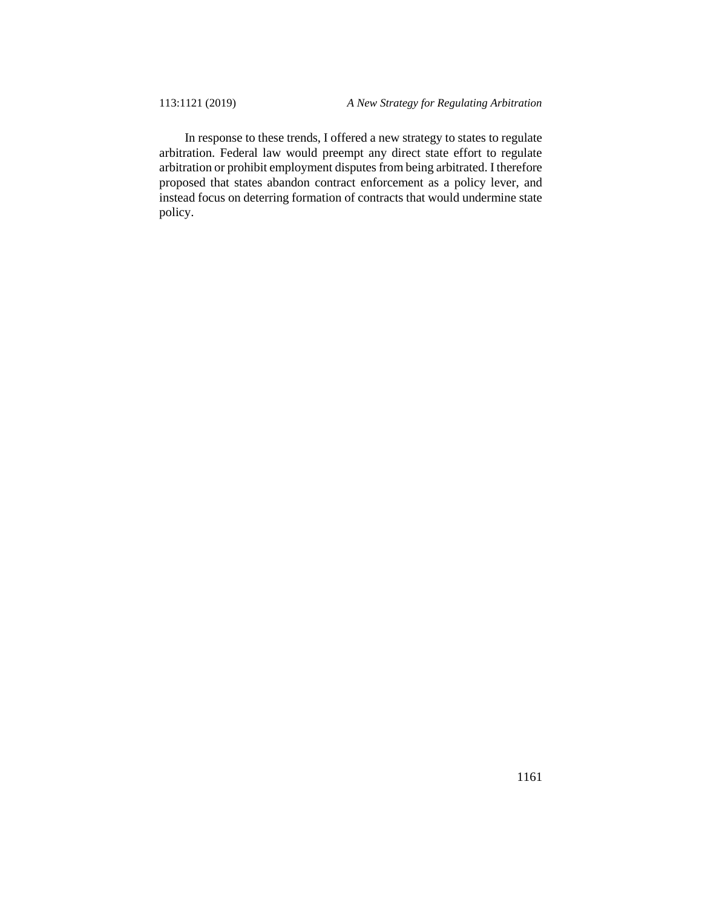In response to these trends, I offered a new strategy to states to regulate arbitration. Federal law would preempt any direct state effort to regulate arbitration or prohibit employment disputes from being arbitrated. I therefore proposed that states abandon contract enforcement as a policy lever, and instead focus on deterring formation of contracts that would undermine state policy.